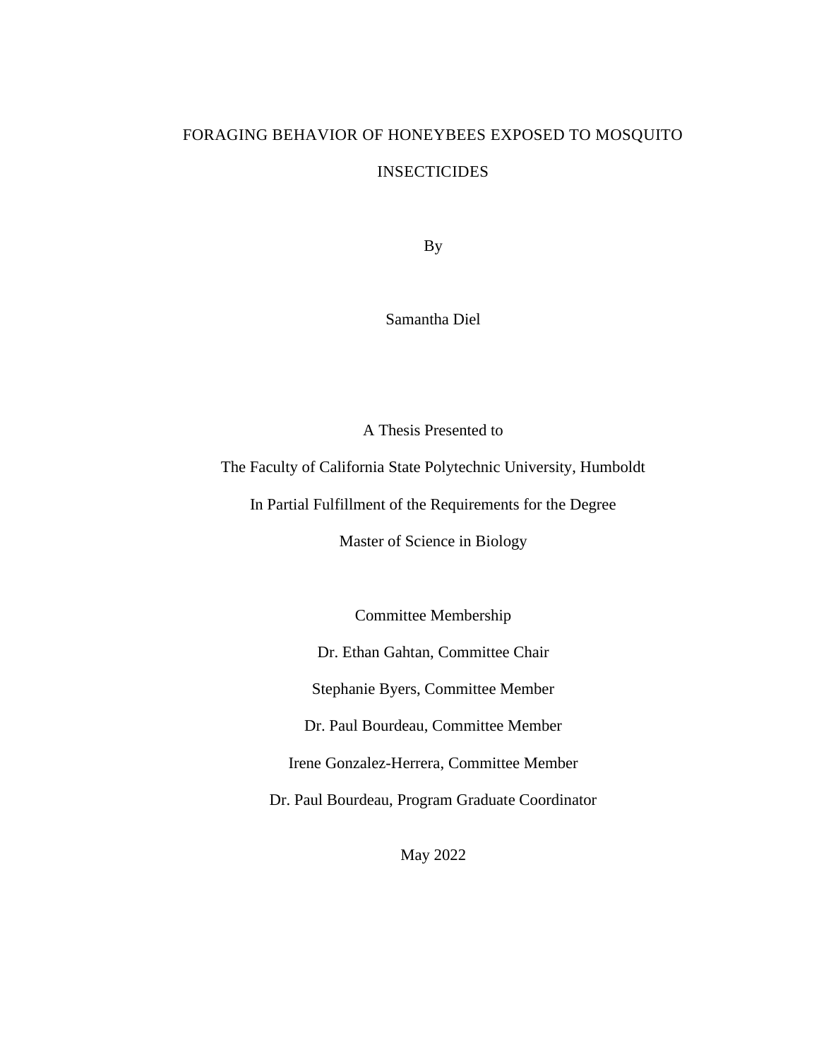# FORAGING BEHAVIOR OF HONEYBEES EXPOSED TO MOSQUITO INSECTICIDES

By

Samantha Diel

A Thesis Presented to

The Faculty of California State Polytechnic University, Humboldt

In Partial Fulfillment of the Requirements for the Degree

Master of Science in Biology

Committee Membership

Dr. Ethan Gahtan, Committee Chair

Stephanie Byers, Committee Member

Dr. Paul Bourdeau, Committee Member

Irene Gonzalez-Herrera, Committee Member

Dr. Paul Bourdeau, Program Graduate Coordinator

May 2022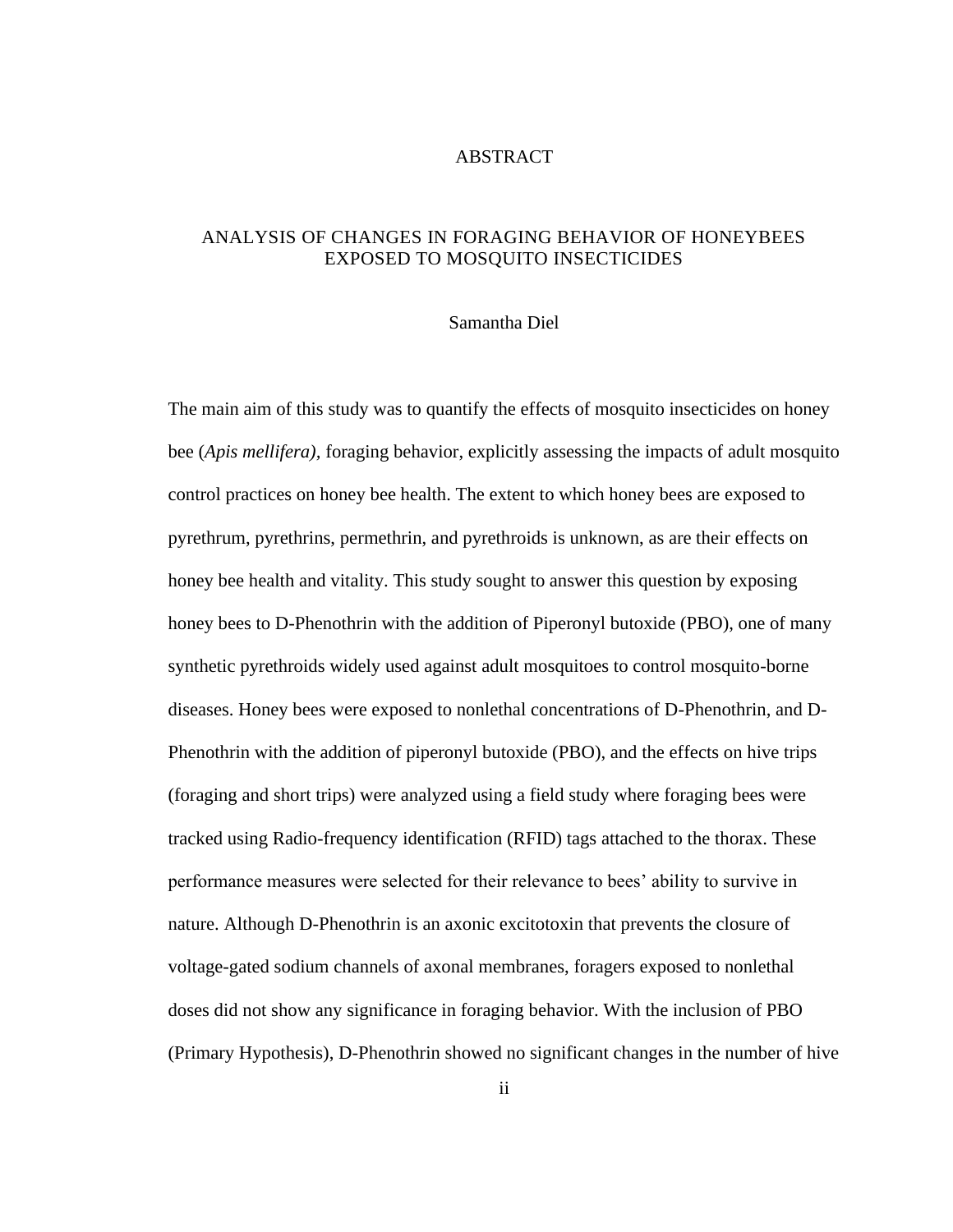# ABSTRACT

## ANALYSIS OF CHANGES IN FORAGING BEHAVIOR OF HONEYBEES EXPOSED TO MOSQUITO INSECTICIDES

Samantha Diel

The main aim of this study was to quantify the effects of mosquito insecticides on honey bee (*Apis mellifera),* foraging behavior, explicitly assessing the impacts of adult mosquito control practices on honey bee health. The extent to which honey bees are exposed to pyrethrum, pyrethrins, permethrin, and pyrethroids is unknown, as are their effects on honey bee health and vitality. This study sought to answer this question by exposing honey bees to D-Phenothrin with the addition of Piperonyl butoxide (PBO), one of many synthetic pyrethroids widely used against adult mosquitoes to control mosquito-borne diseases. Honey bees were exposed to nonlethal concentrations of D-Phenothrin, and D-Phenothrin with the addition of piperonyl butoxide (PBO), and the effects on hive trips (foraging and short trips) were analyzed using a field study where foraging bees were tracked using Radio-frequency identification (RFID) tags attached to the thorax. These performance measures were selected for their relevance to bees' ability to survive in nature. Although D-Phenothrin is an axonic excitotoxin that prevents the closure of voltage-gated sodium channels of axonal membranes, foragers exposed to nonlethal doses did not show any significance in foraging behavior. With the inclusion of PBO (Primary Hypothesis), D-Phenothrin showed no significant changes in the number of hive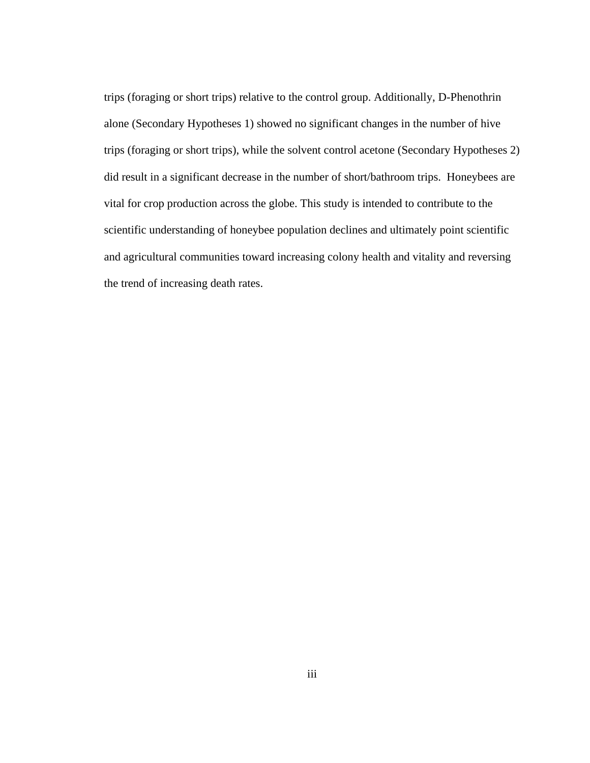trips (foraging or short trips) relative to the control group. Additionally, D-Phenothrin alone (Secondary Hypotheses 1) showed no significant changes in the number of hive trips (foraging or short trips), while the solvent control acetone (Secondary Hypotheses 2) did result in a significant decrease in the number of short/bathroom trips. Honeybees are vital for crop production across the globe. This study is intended to contribute to the scientific understanding of honeybee population declines and ultimately point scientific and agricultural communities toward increasing colony health and vitality and reversing the trend of increasing death rates.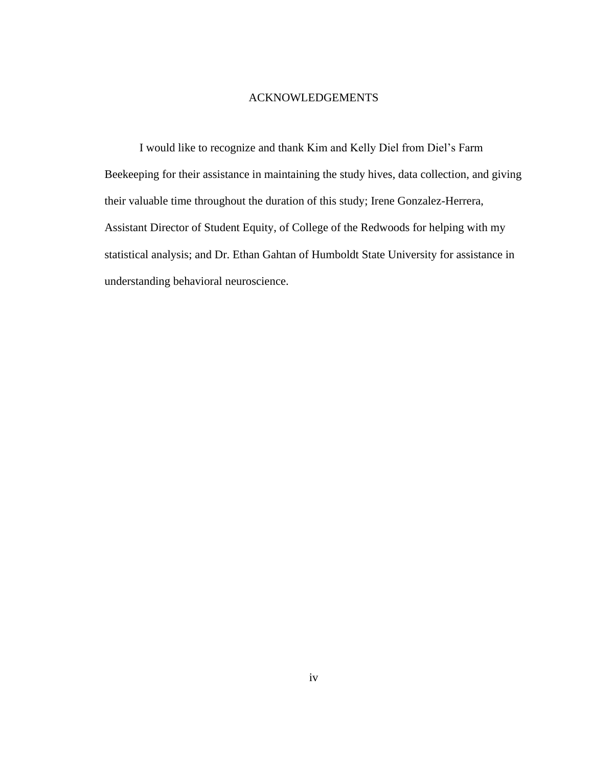# ACKNOWLEDGEMENTS

I would like to recognize and thank Kim and Kelly Diel from Diel's Farm Beekeeping for their assistance in maintaining the study hives, data collection, and giving their valuable time throughout the duration of this study; Irene Gonzalez-Herrera, Assistant Director of Student Equity, of College of the Redwoods for helping with my statistical analysis; and Dr. Ethan Gahtan of Humboldt State University for assistance in understanding behavioral neuroscience.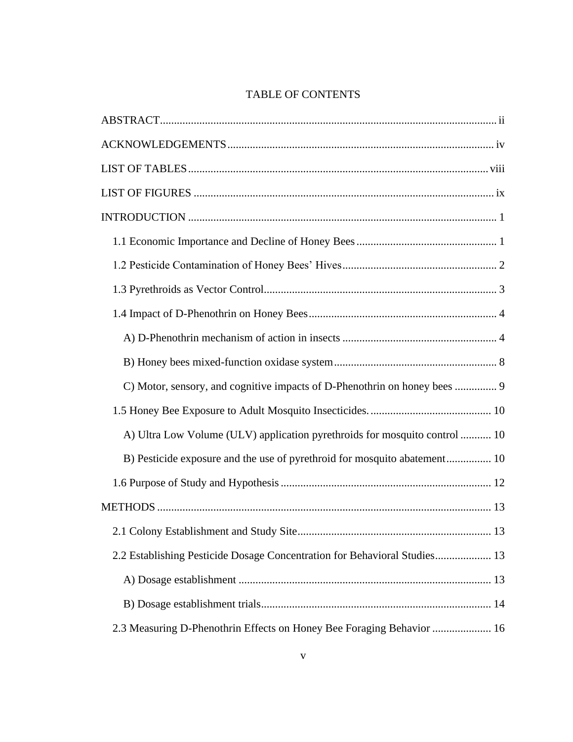# TABLE OF CONTENTS

ABSTRACT ..... ii

ACKNOWLEDGEMENTS ..... iv

LIST OF TABLES ..... viii

LIST OF FIGURES ..... ix

INTRODUCTION ..... 1

- 1.1 Economic Importance and Decline of Honey Bees ..... 1
- 1.2 Pesticide Contamination of Honey Bees' Hives ..... 2
- 1.3 Pyrethroids as Vector Control ..... 3
- 1.4 Impact of D-Phenothrin on Honey Bees ..... 4
  - A) D-Phenothrin mechanism of action in insects ..... 4
  - B) Honey bees mixed-function oxidase system ..... 8
  - C) Motor, sensory, and cognitive impacts of D-Phenothrin on honey bees ..... 9
- 1.5 Honey Bee Exposure to Adult Mosquito Insecticides. ..... 10
  - A) Ultra Low Volume (ULV) application pyrethroids for mosquito control ..... 10
  - B) Pesticide exposure and the use of pyrethroid for mosquito abatement ..... 10
- 1.6 Purpose of Study and Hypothesis ..... 12

METHODS ..... 13

- 2.1 Colony Establishment and Study Site ..... 13
- 2.2 Establishing Pesticide Dosage Concentration for Behavioral Studies ..... 13
  - A) Dosage establishment ..... 13
  - B) Dosage establishment trials ..... 14
- 2.3 Measuring D-Phenothrin Effects on Honey Bee Foraging Behavior ..... 16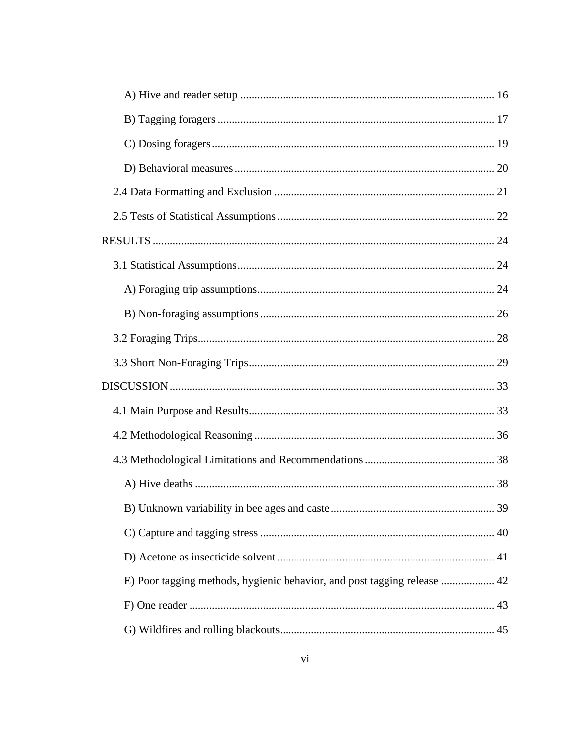A) Hive and reader setup ........................................................................................ 16

B) Tagging foragers ................................................................................................ 17

C) Dosing foragers .................................................................................................. 19

D) Behavioral measures ........................................................................................... 20

2.4 Data Formatting and Exclusion ............................................................................. 21

2.5 Tests of Statistical Assumptions ............................................................................ 22

RESULTS ........................................................................................................................ 24

3.1 Statistical Assumptions .......................................................................................... 24

A) Foraging trip assumptions .................................................................................... 24

B) Non-foraging assumptions .................................................................................... 26

3.2 Foraging Trips ........................................................................................................ 28

3.3 Short Non-Foraging Trips ...................................................................................... 29

DISCUSSION .................................................................................................................. 33

4.1 Main Purpose and Results ...................................................................................... 33

4.2 Methodological Reasoning .................................................................................... 36

4.3 Methodological Limitations and Recommendations ............................................. 38

A) Hive deaths ........................................................................................................... 38

B) Unknown variability in bee ages and caste ........................................................... 39

C) Capture and tagging stress ................................................................................... 40

D) Acetone as insecticide solvent .............................................................................. 41

E) Poor tagging methods, hygienic behavior, and post tagging release ................... 42

F) One reader ............................................................................................................. 43

G) Wildfires and rolling blackouts ............................................................................. 45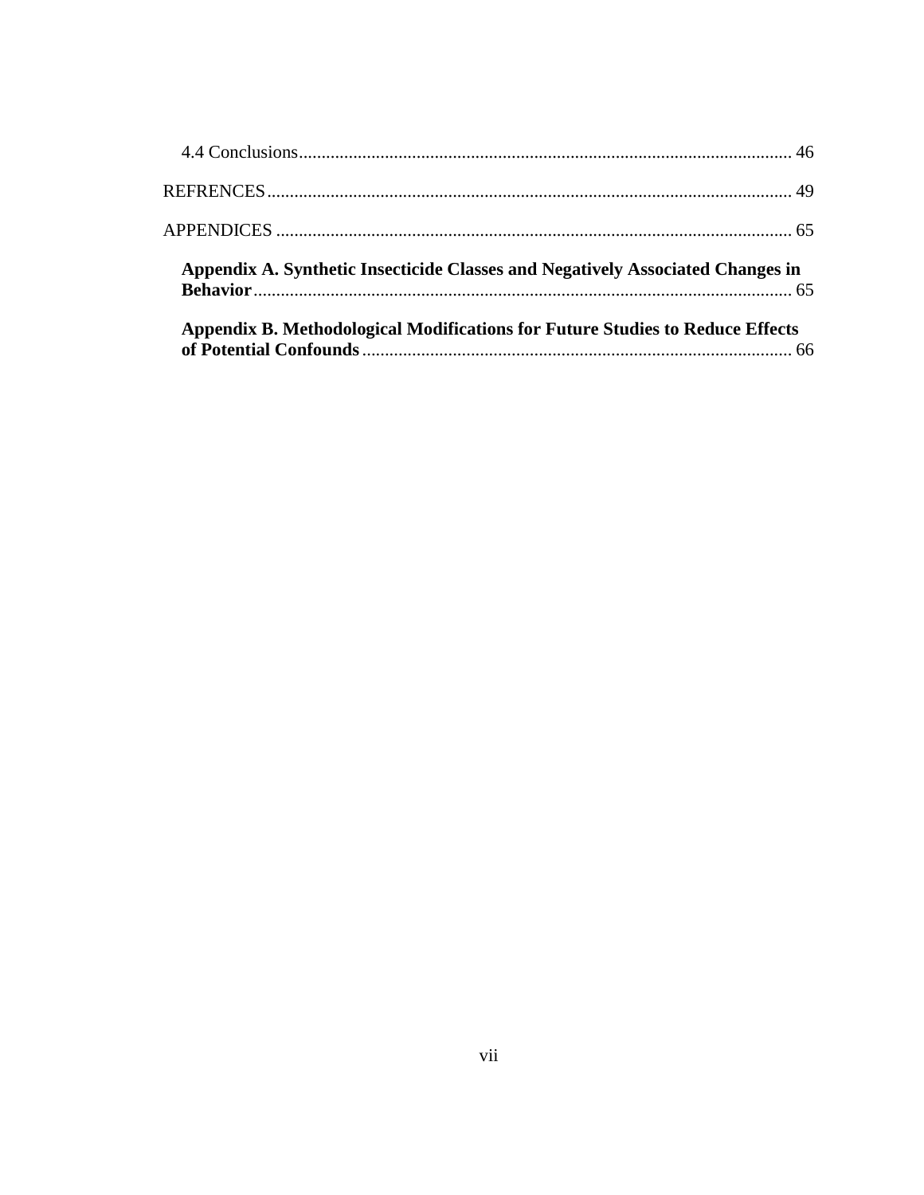4.4 Conclusions ........................................................................................................... 46

REFRENCES ................................................................................................................... 49

APPENDICES ................................................................................................................. 65

**Appendix A. Synthetic Insecticide Classes and Negatively Associated Changes in Behavior** ...................................................................................................................... 65

**Appendix B. Methodological Modifications for Future Studies to Reduce Effects of Potential Confounds** ............................................................................................... 66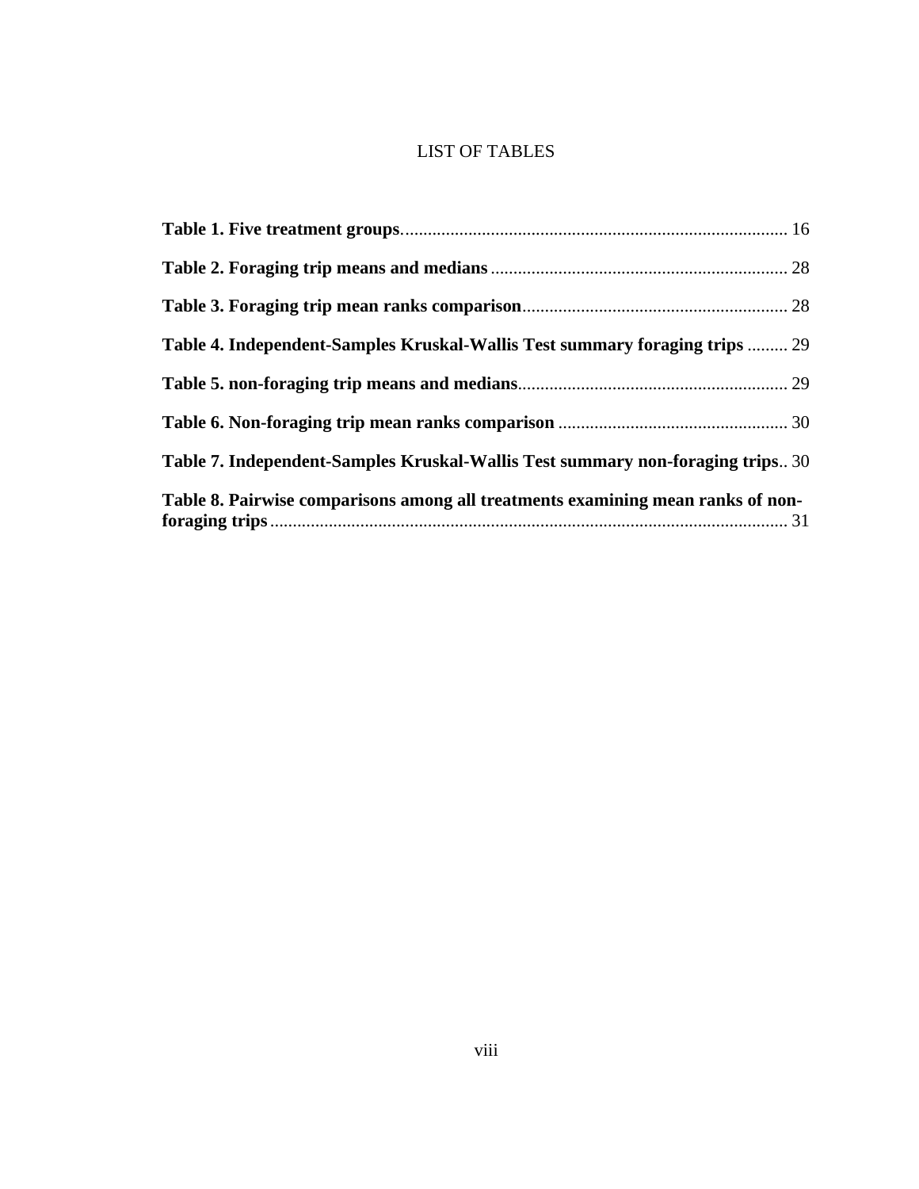# LIST OF TABLES

**Table 1. Five treatment groups**.......................................................................................... 16

**Table 2. Foraging trip means and medians**....................................................................... 28

**Table 3. Foraging trip mean ranks comparison**................................................................ 28

**Table 4. Independent-Samples Kruskal-Wallis Test summary foraging trips** ......... 29

**Table 5. non-foraging trip means and medians**................................................................ 29

**Table 6. Non-foraging trip mean ranks comparison** ....................................................... 30

**Table 7. Independent-Samples Kruskal-Wallis Test summary non-foraging trips**.. 30

**Table 8. Pairwise comparisons among all treatments examining mean ranks of non-foraging trips**............................................................................................................ 31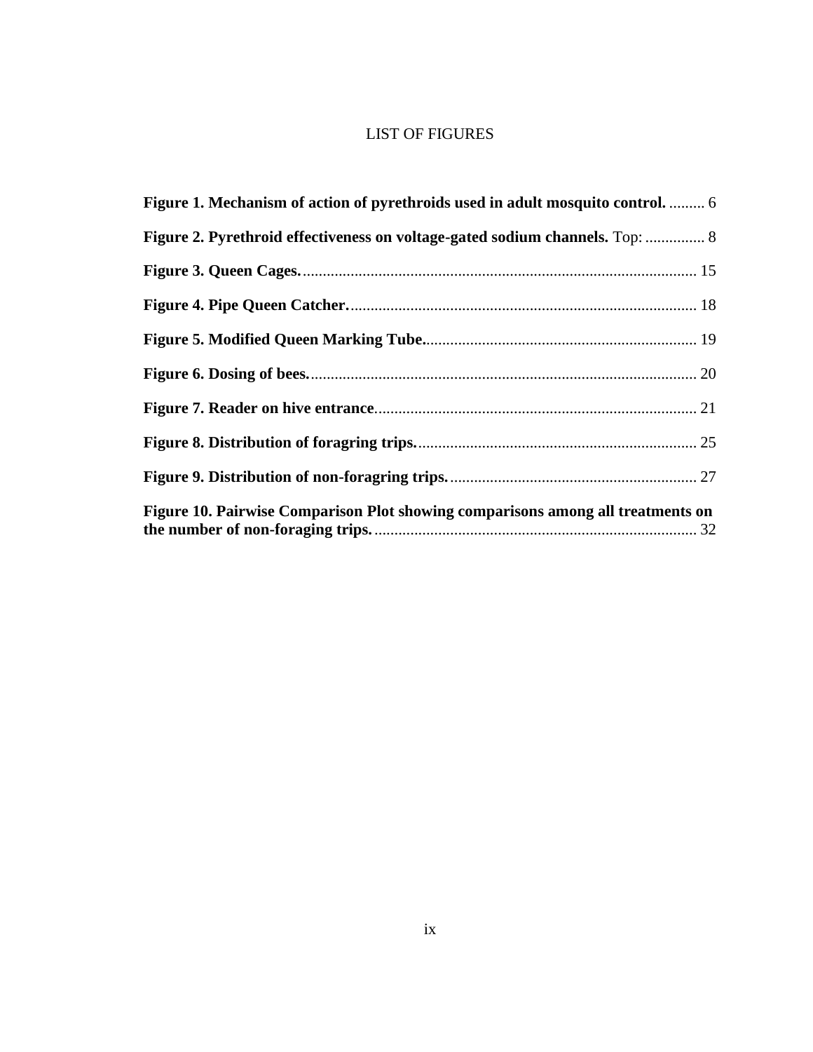# LIST OF FIGURES

**Figure 1. Mechanism of action of pyrethroids used in adult mosquito control.** ......... 6

**Figure 2. Pyrethroid effectiveness on voltage-gated sodium channels.** Top: ............... 8

**Figure 3. Queen Cages.** ................................................................................................ 15

**Figure 4. Pipe Queen Catcher.** ...................................................................................... 18

**Figure 5. Modified Queen Marking Tube.** .................................................................... 19

**Figure 6. Dosing of bees.** ............................................................................................... 20

**Figure 7. Reader on hive entrance**................................................................................ 21

**Figure 8. Distribution of foragring trips.** ...................................................................... 25

**Figure 9. Distribution of non-foragring trips.** .............................................................. 27

**Figure 10. Pairwise Comparison Plot showing comparisons among all treatments on the number of non-foraging trips.** ................................................................................. 32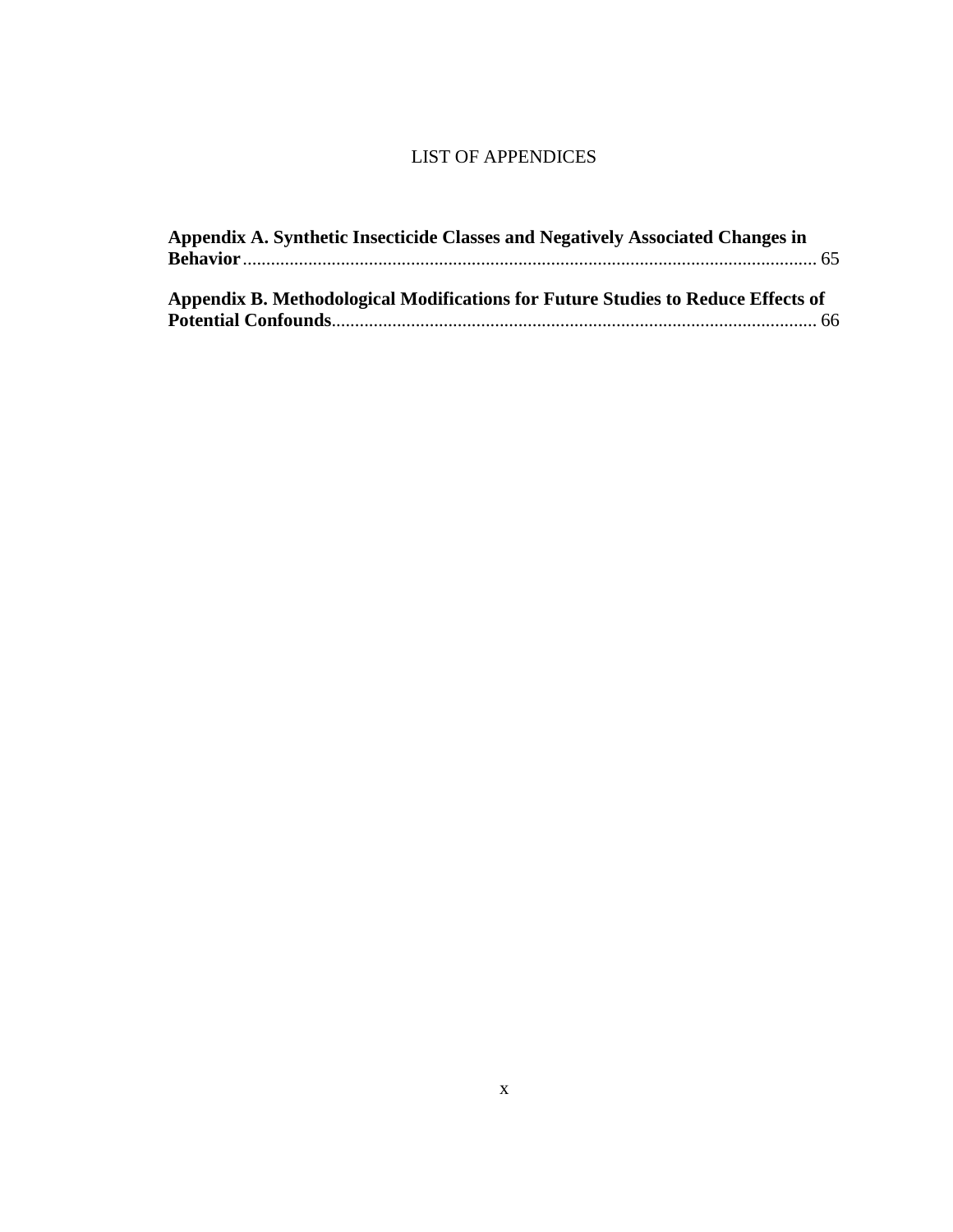# LIST OF APPENDICES

**Appendix A. Synthetic Insecticide Classes and Negatively Associated Changes in Behavior** ........................................................................................................................ 65

**Appendix B. Methodological Modifications for Future Studies to Reduce Effects of Potential Confounds** ..................................................................................................... 66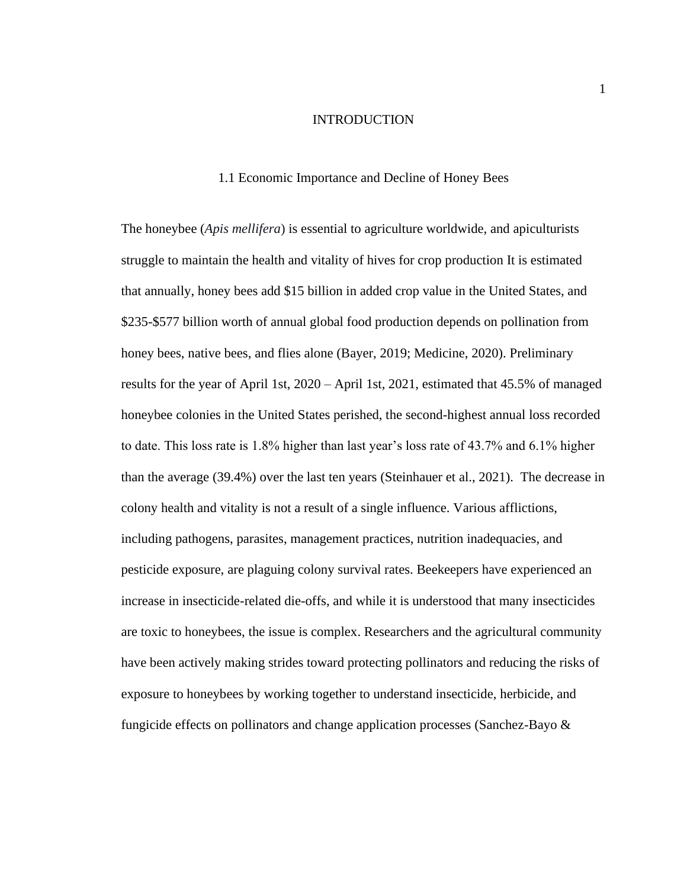# INTRODUCTION

## 1.1 Economic Importance and Decline of Honey Bees

The honeybee (*Apis mellifera*) is essential to agriculture worldwide, and apiculturists struggle to maintain the health and vitality of hives for crop production It is estimated that annually, honey bees add $15 billion in added crop value in the United States, and $235-$577 billion worth of annual global food production depends on pollination from honey bees, native bees, and flies alone (Bayer, 2019; Medicine, 2020). Preliminary results for the year of April 1st, 2020 – April 1st, 2021, estimated that 45.5% of managed honeybee colonies in the United States perished, the second-highest annual loss recorded to date. This loss rate is 1.8% higher than last year's loss rate of 43.7% and 6.1% higher than the average (39.4%) over the last ten years (Steinhauer et al., 2021). The decrease in colony health and vitality is not a result of a single influence. Various afflictions, including pathogens, parasites, management practices, nutrition inadequacies, and pesticide exposure, are plaguing colony survival rates. Beekeepers have experienced an increase in insecticide-related die-offs, and while it is understood that many insecticides are toxic to honeybees, the issue is complex. Researchers and the agricultural community have been actively making strides toward protecting pollinators and reducing the risks of exposure to honeybees by working together to understand insecticide, herbicide, and fungicide effects on pollinators and change application processes (Sanchez-Bayo &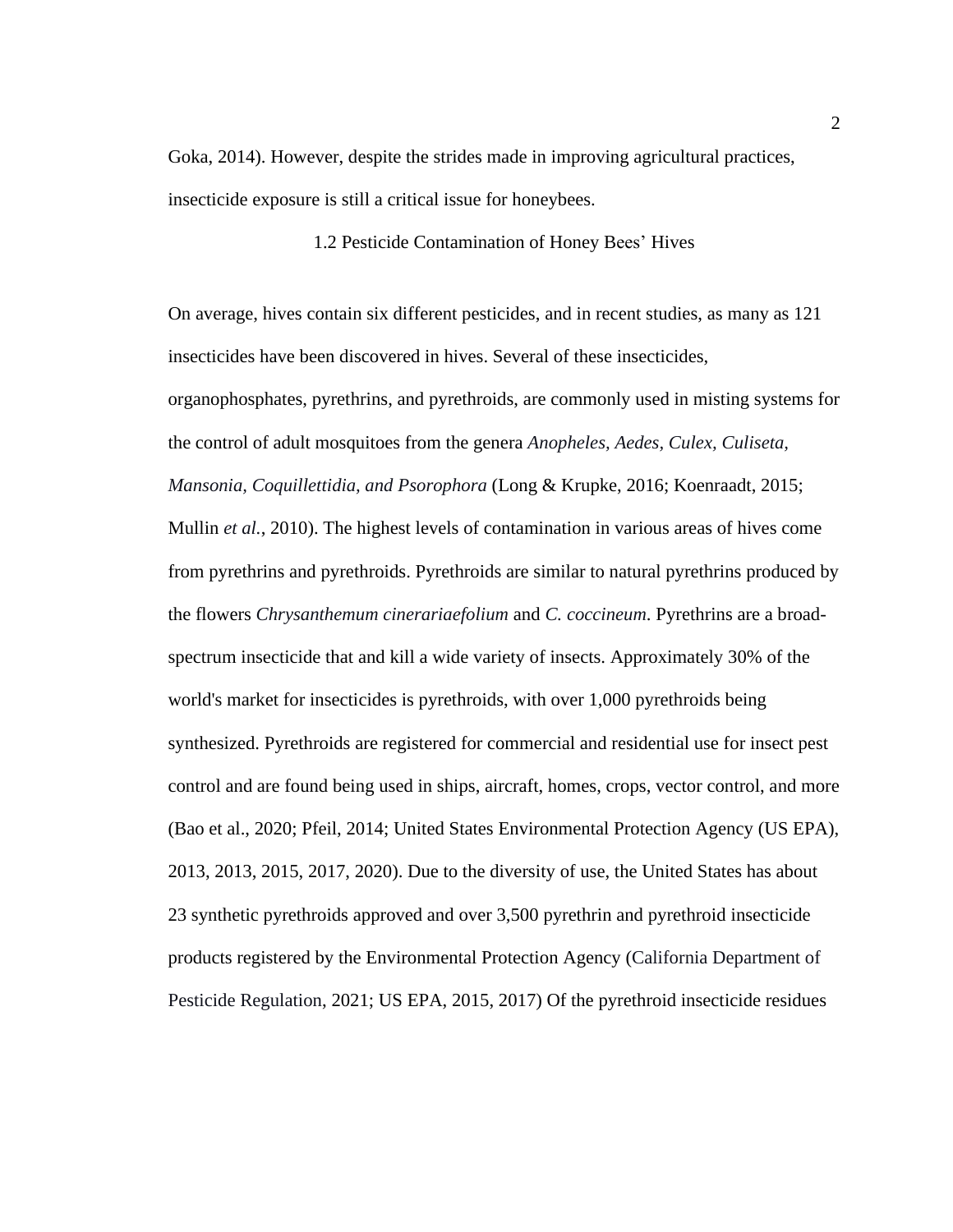Goka, 2014). However, despite the strides made in improving agricultural practices, insecticide exposure is still a critical issue for honeybees.

### 1.2 Pesticide Contamination of Honey Bees' Hives

On average, hives contain six different pesticides, and in recent studies, as many as 121 insecticides have been discovered in hives. Several of these insecticides, organophosphates, pyrethrins, and pyrethroids, are commonly used in misting systems for the control of adult mosquitoes from the genera *Anopheles, Aedes, Culex, Culiseta, Mansonia, Coquillettidia, and Psorophora* (Long & Krupke, 2016; Koenraadt, 2015; Mullin *et al.*, 2010). The highest levels of contamination in various areas of hives come from pyrethrins and pyrethroids. Pyrethroids are similar to natural pyrethrins produced by the flowers *Chrysanthemum cinerariaefolium* and *C. coccineum*. Pyrethrins are a broad-spectrum insecticide that and kill a wide variety of insects. Approximately 30% of the world's market for insecticides is pyrethroids, with over 1,000 pyrethroids being synthesized. Pyrethroids are registered for commercial and residential use for insect pest control and are found being used in ships, aircraft, homes, crops, vector control, and more (Bao et al., 2020; Pfeil, 2014; United States Environmental Protection Agency (US EPA), 2013, 2013, 2015, 2017, 2020). Due to the diversity of use, the United States has about 23 synthetic pyrethroids approved and over 3,500 pyrethrin and pyrethroid insecticide products registered by the Environmental Protection Agency (California Department of Pesticide Regulation, 2021; US EPA, 2015, 2017) Of the pyrethroid insecticide residues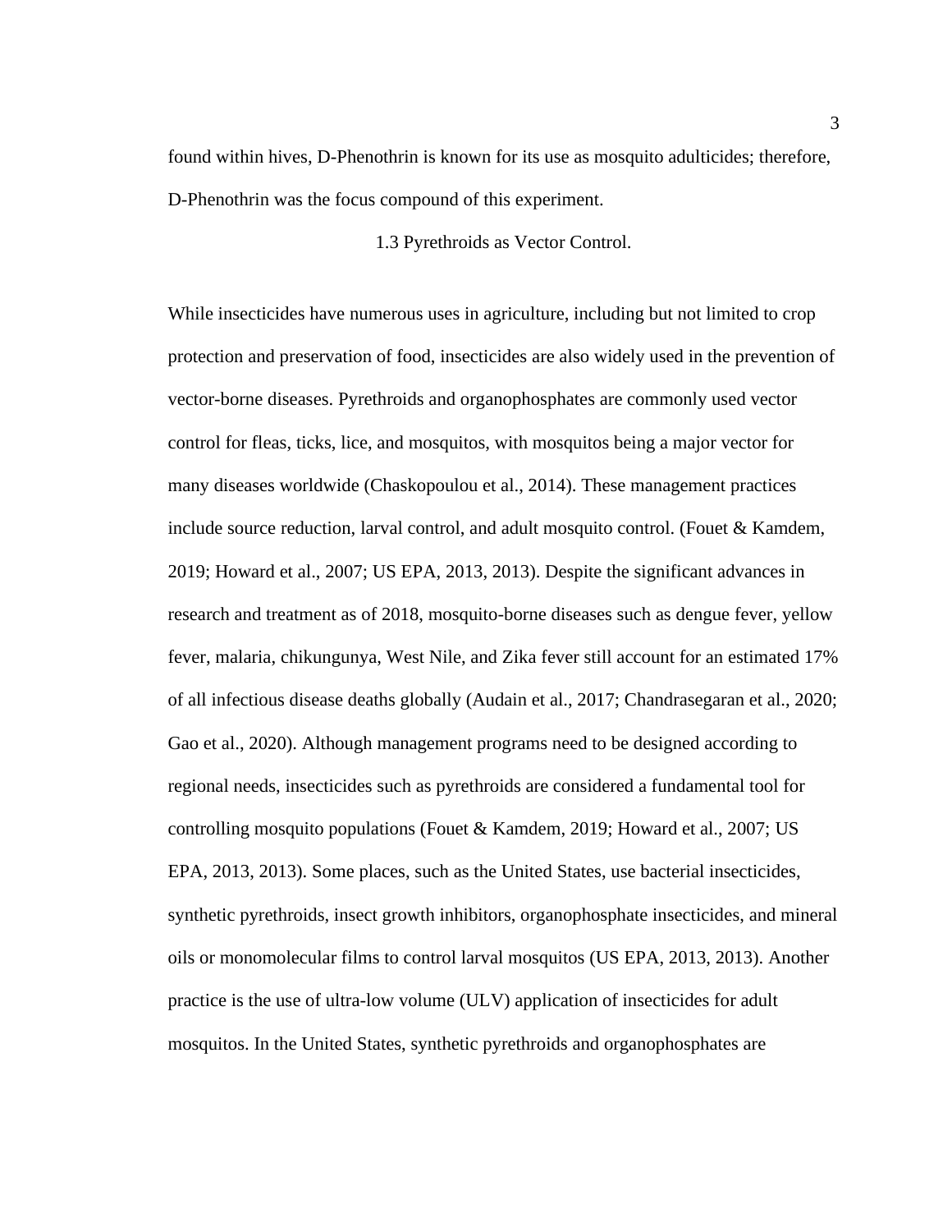found within hives, D-Phenothrin is known for its use as mosquito adulticides; therefore, D-Phenothrin was the focus compound of this experiment.

### 1.3 Pyrethroids as Vector Control.

While insecticides have numerous uses in agriculture, including but not limited to crop protection and preservation of food, insecticides are also widely used in the prevention of vector-borne diseases. Pyrethroids and organophosphates are commonly used vector control for fleas, ticks, lice, and mosquitos, with mosquitos being a major vector for many diseases worldwide (Chaskopoulou et al., 2014). These management practices include source reduction, larval control, and adult mosquito control. (Fouet & Kamdem, 2019; Howard et al., 2007; US EPA, 2013, 2013). Despite the significant advances in research and treatment as of 2018, mosquito-borne diseases such as dengue fever, yellow fever, malaria, chikungunya, West Nile, and Zika fever still account for an estimated 17% of all infectious disease deaths globally (Audain et al., 2017; Chandrasegaran et al., 2020; Gao et al., 2020). Although management programs need to be designed according to regional needs, insecticides such as pyrethroids are considered a fundamental tool for controlling mosquito populations (Fouet & Kamdem, 2019; Howard et al., 2007; US EPA, 2013, 2013). Some places, such as the United States, use bacterial insecticides, synthetic pyrethroids, insect growth inhibitors, organophosphate insecticides, and mineral oils or monomolecular films to control larval mosquitos (US EPA, 2013, 2013). Another practice is the use of ultra-low volume (ULV) application of insecticides for adult mosquitos. In the United States, synthetic pyrethroids and organophosphates are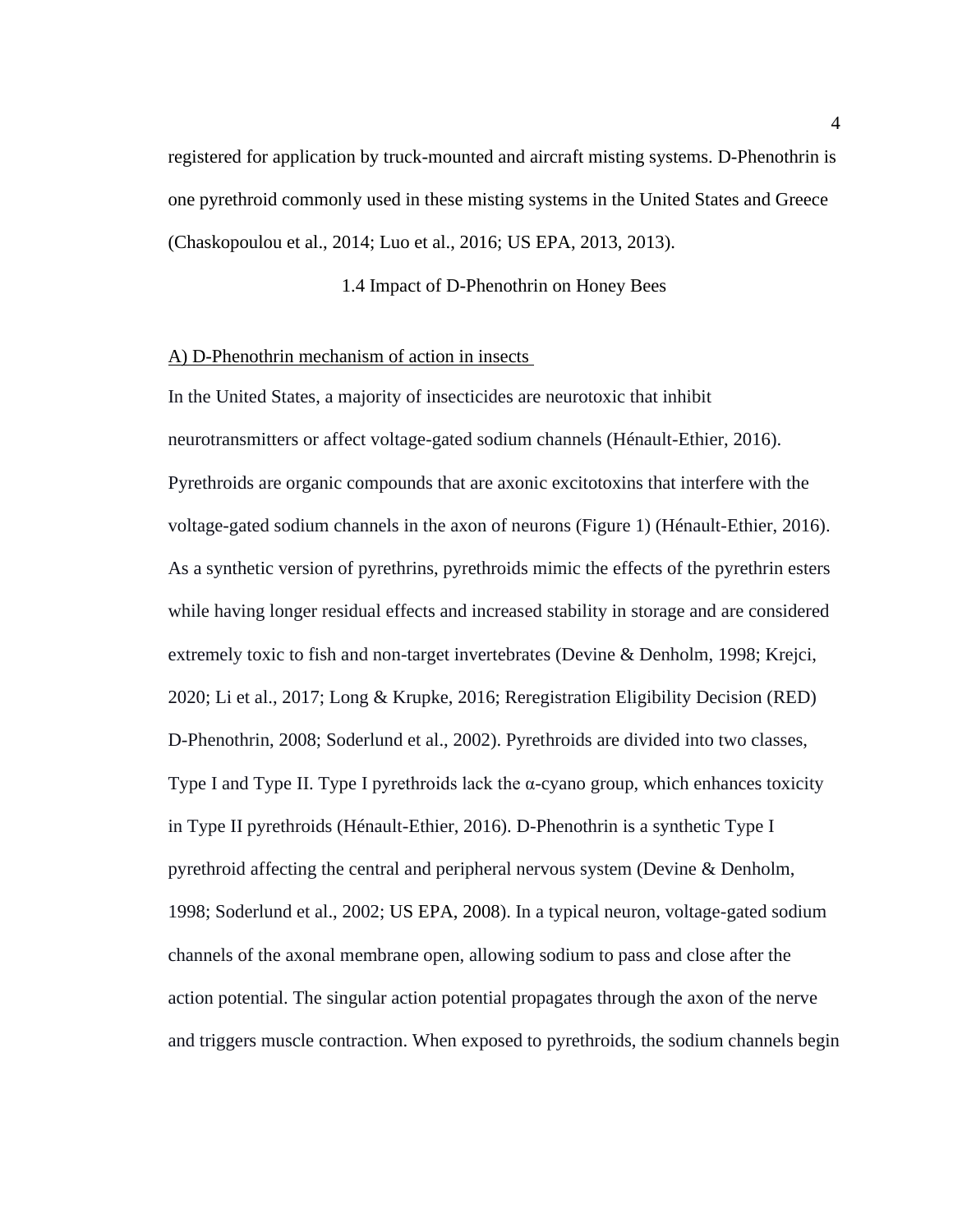registered for application by truck-mounted and aircraft misting systems. D-Phenothrin is one pyrethroid commonly used in these misting systems in the United States and Greece (Chaskopoulou et al., 2014; Luo et al., 2016; US EPA, 2013, 2013).

### 1.4 Impact of D-Phenothrin on Honey Bees

A) D-Phenothrin mechanism of action in insects

In the United States, a majority of insecticides are neurotoxic that inhibit neurotransmitters or affect voltage-gated sodium channels (Hénault-Ethier, 2016). Pyrethroids are organic compounds that are axonic excitotoxins that interfere with the voltage-gated sodium channels in the axon of neurons (Figure 1) (Hénault-Ethier, 2016). As a synthetic version of pyrethrins, pyrethroids mimic the effects of the pyrethrin esters while having longer residual effects and increased stability in storage and are considered extremely toxic to fish and non-target invertebrates (Devine & Denholm, 1998; Krejci, 2020; Li et al., 2017; Long & Krupke, 2016; Reregistration Eligibility Decision (RED) D-Phenothrin, 2008; Soderlund et al., 2002). Pyrethroids are divided into two classes, Type I and Type II. Type I pyrethroids lack the α-cyano group, which enhances toxicity in Type II pyrethroids (Hénault-Ethier, 2016). D-Phenothrin is a synthetic Type I pyrethroid affecting the central and peripheral nervous system (Devine & Denholm, 1998; Soderlund et al., 2002; US EPA, 2008). In a typical neuron, voltage-gated sodium channels of the axonal membrane open, allowing sodium to pass and close after the action potential. The singular action potential propagates through the axon of the nerve and triggers muscle contraction. When exposed to pyrethroids, the sodium channels begin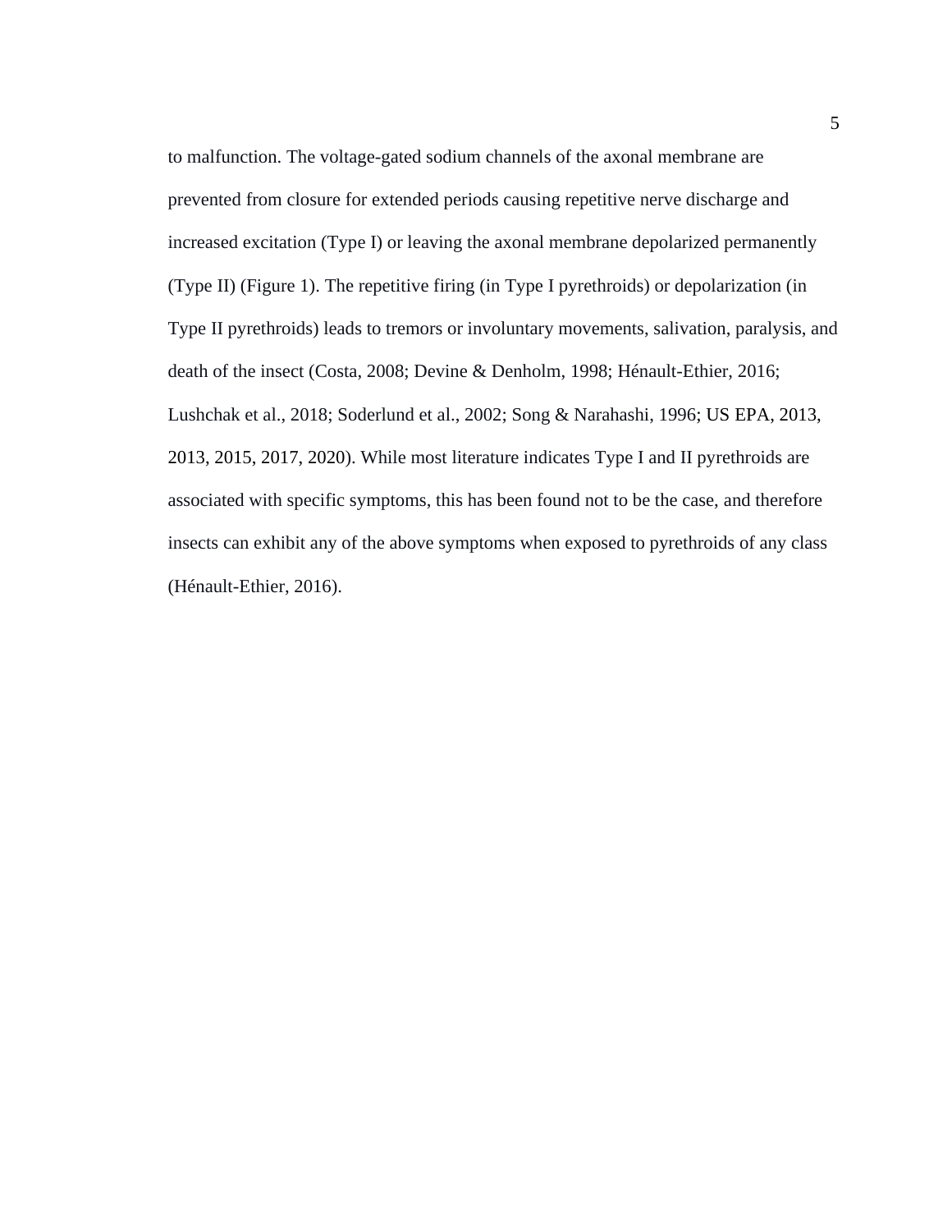to malfunction. The voltage-gated sodium channels of the axonal membrane are prevented from closure for extended periods causing repetitive nerve discharge and increased excitation (Type I) or leaving the axonal membrane depolarized permanently (Type II) (Figure 1). The repetitive firing (in Type I pyrethroids) or depolarization (in Type II pyrethroids) leads to tremors or involuntary movements, salivation, paralysis, and death of the insect (Costa, 2008; Devine & Denholm, 1998; Hénault-Ethier, 2016; Lushchak et al., 2018; Soderlund et al., 2002; Song & Narahashi, 1996; US EPA, 2013, 2013, 2015, 2017, 2020). While most literature indicates Type I and II pyrethroids are associated with specific symptoms, this has been found not to be the case, and therefore insects can exhibit any of the above symptoms when exposed to pyrethroids of any class (Hénault-Ethier, 2016).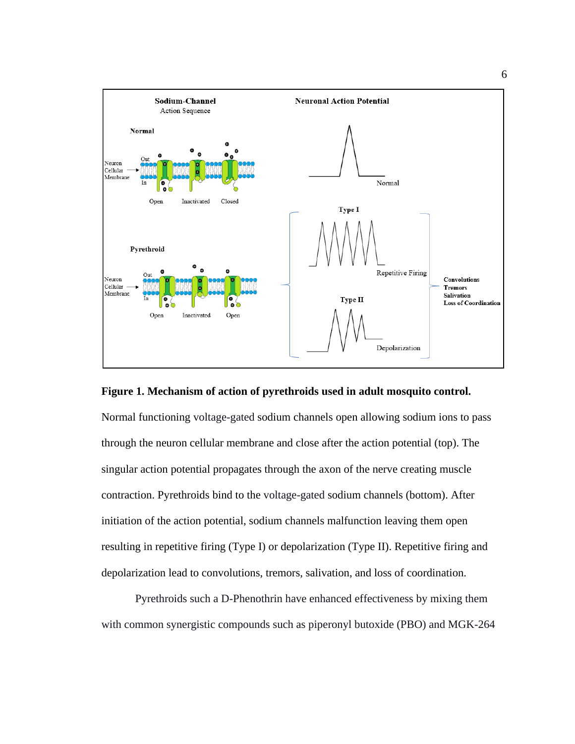**Figure 1. Mechanism of action of pyrethroids used in adult mosquito control.** Normal functioning voltage-gated sodium channels open allowing sodium ions to pass through the neuron cellular membrane and close after the action potential (top). The singular action potential propagates through the axon of the nerve creating muscle contraction. Pyrethroids bind to the voltage-gated sodium channels (bottom). After initiation of the action potential, sodium channels malfunction leaving them open resulting in repetitive firing (Type I) or depolarization (Type II). Repetitive firing and depolarization lead to convolutions, tremors, salivation, and loss of coordination.

Pyrethroids such a D-Phenothrin have enhanced effectiveness by mixing them with common synergistic compounds such as piperonyl butoxide (PBO) and MGK-264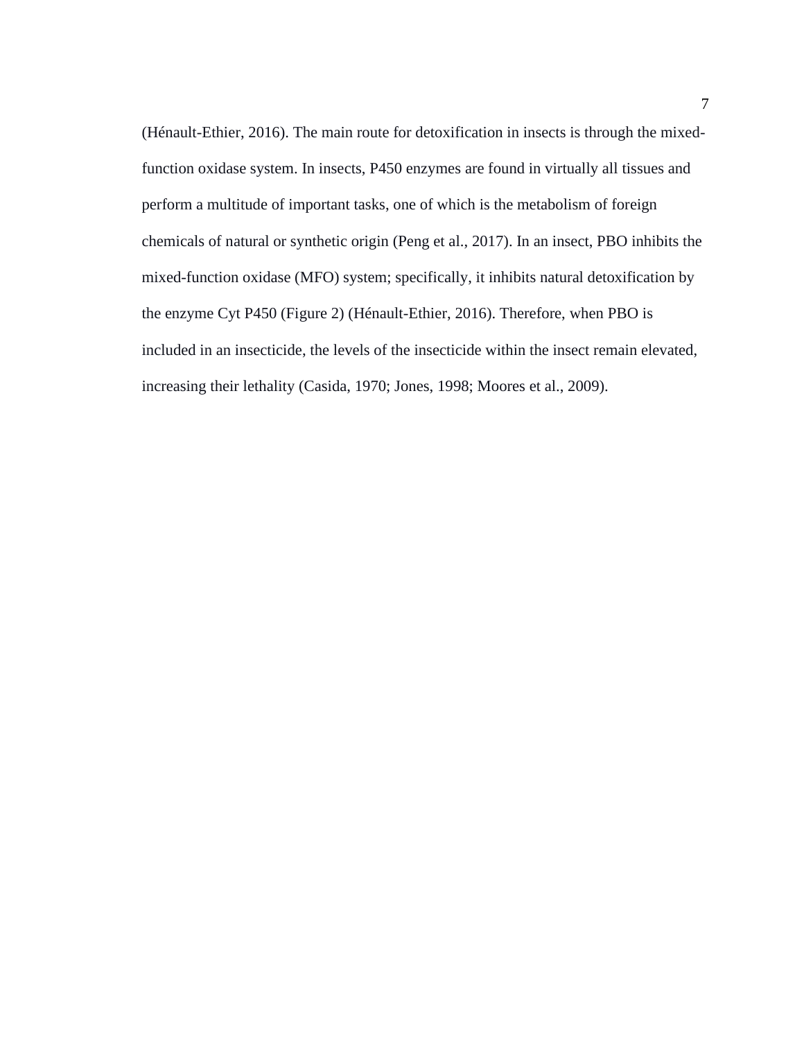(Hénault-Ethier, 2016). The main route for detoxification in insects is through the mixed-function oxidase system. In insects, P450 enzymes are found in virtually all tissues and perform a multitude of important tasks, one of which is the metabolism of foreign chemicals of natural or synthetic origin (Peng et al., 2017). In an insect, PBO inhibits the mixed-function oxidase (MFO) system; specifically, it inhibits natural detoxification by the enzyme Cyt P450 (Figure 2) (Hénault-Ethier, 2016). Therefore, when PBO is included in an insecticide, the levels of the insecticide within the insect remain elevated, increasing their lethality (Casida, 1970; Jones, 1998; Moores et al., 2009).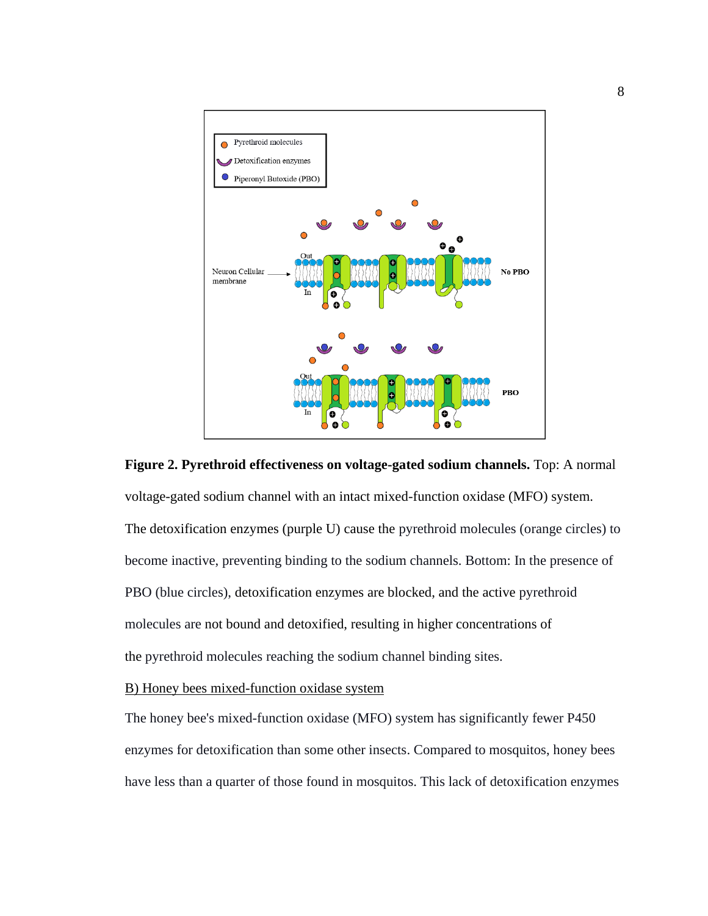**Figure 2. Pyrethroid effectiveness on voltage-gated sodium channels.** Top: A normal voltage-gated sodium channel with an intact mixed-function oxidase (MFO) system. The detoxification enzymes (purple U) cause the pyrethroid molecules (orange circles) to become inactive, preventing binding to the sodium channels. Bottom: In the presence of PBO (blue circles), detoxification enzymes are blocked, and the active pyrethroid molecules are not bound and detoxified, resulting in higher concentrations of the pyrethroid molecules reaching the sodium channel binding sites.

B) Honey bees mixed-function oxidase system

The honey bee's mixed-function oxidase (MFO) system has significantly fewer P450 enzymes for detoxification than some other insects. Compared to mosquitos, honey bees have less than a quarter of those found in mosquitos. This lack of detoxification enzymes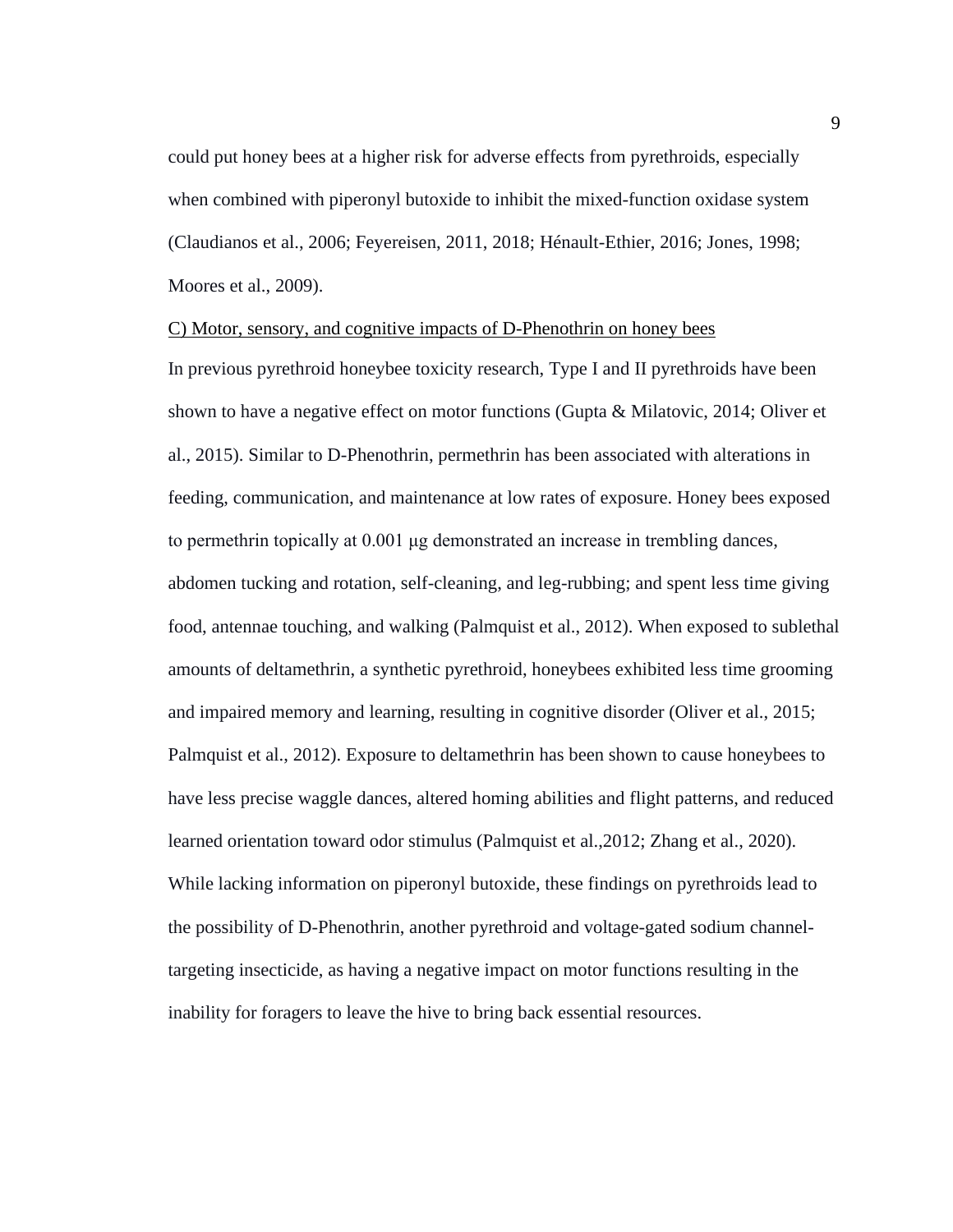could put honey bees at a higher risk for adverse effects from pyrethroids, especially when combined with piperonyl butoxide to inhibit the mixed-function oxidase system (Claudianos et al., 2006; Feyereisen, 2011, 2018; Hénault-Ethier, 2016; Jones, 1998; Moores et al., 2009).

C) Motor, sensory, and cognitive impacts of D-Phenothrin on honey bees

In previous pyrethroid honeybee toxicity research, Type I and II pyrethroids have been shown to have a negative effect on motor functions (Gupta & Milatovic, 2014; Oliver et al., 2015). Similar to D-Phenothrin, permethrin has been associated with alterations in feeding, communication, and maintenance at low rates of exposure. Honey bees exposed to permethrin topically at 0.001 μg demonstrated an increase in trembling dances, abdomen tucking and rotation, self-cleaning, and leg-rubbing; and spent less time giving food, antennae touching, and walking (Palmquist et al., 2012). When exposed to sublethal amounts of deltamethrin, a synthetic pyrethroid, honeybees exhibited less time grooming and impaired memory and learning, resulting in cognitive disorder (Oliver et al., 2015; Palmquist et al., 2012). Exposure to deltamethrin has been shown to cause honeybees to have less precise waggle dances, altered homing abilities and flight patterns, and reduced learned orientation toward odor stimulus (Palmquist et al.,2012; Zhang et al., 2020). While lacking information on piperonyl butoxide, these findings on pyrethroids lead to the possibility of D-Phenothrin, another pyrethroid and voltage-gated sodium channel-targeting insecticide, as having a negative impact on motor functions resulting in the inability for foragers to leave the hive to bring back essential resources.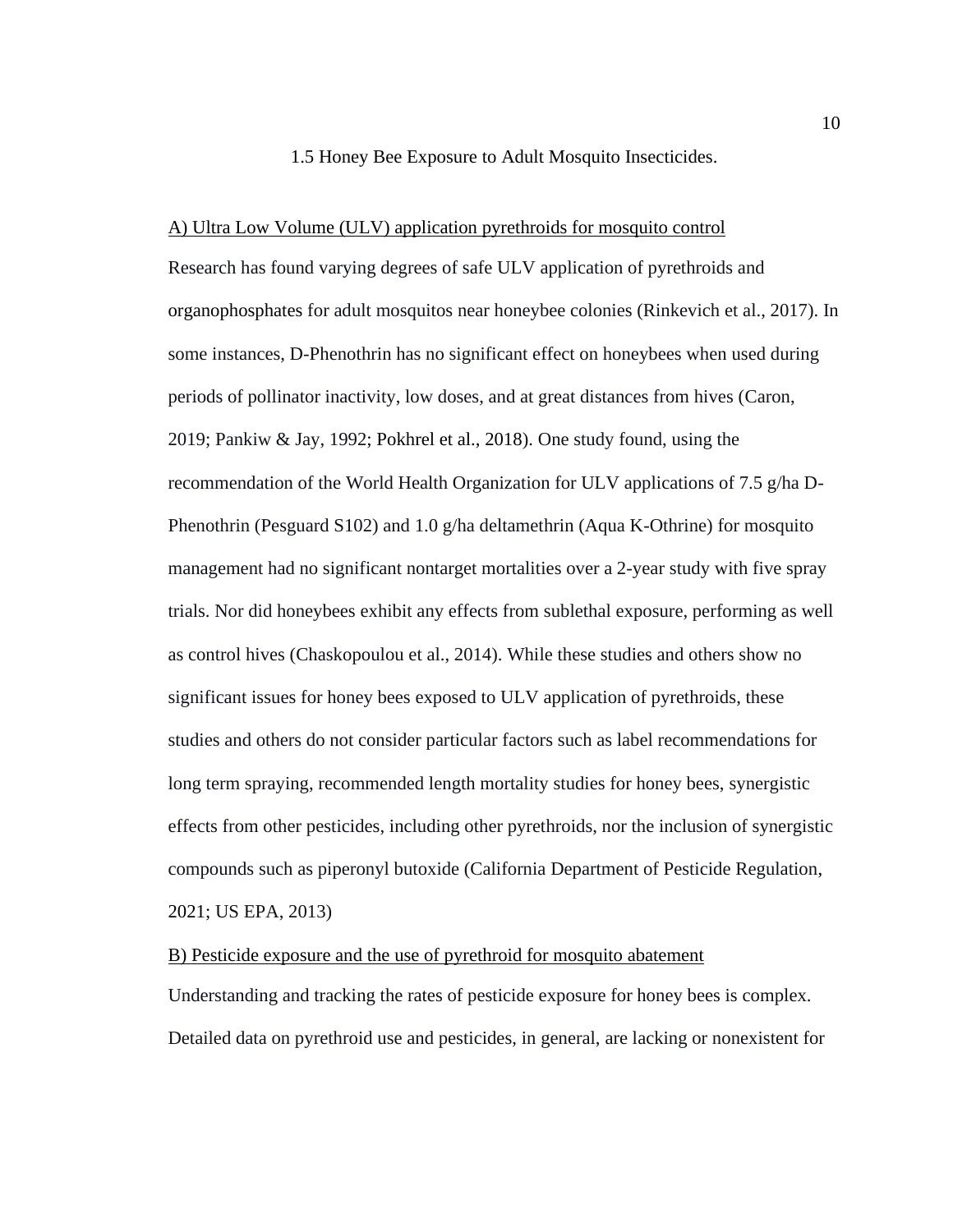## 1.5 Honey Bee Exposure to Adult Mosquito Insecticides.

A) Ultra Low Volume (ULV) application pyrethroids for mosquito control

Research has found varying degrees of safe ULV application of pyrethroids and organophosphates for adult mosquitos near honeybee colonies (Rinkevich et al., 2017). In some instances, D-Phenothrin has no significant effect on honeybees when used during periods of pollinator inactivity, low doses, and at great distances from hives (Caron, 2019; Pankiw & Jay, 1992; Pokhrel et al., 2018). One study found, using the recommendation of the World Health Organization for ULV applications of 7.5 g/ha D-Phenothrin (Pesguard S102) and 1.0 g/ha deltamethrin (Aqua K-Othrine) for mosquito management had no significant nontarget mortalities over a 2-year study with five spray trials. Nor did honeybees exhibit any effects from sublethal exposure, performing as well as control hives (Chaskopoulou et al., 2014). While these studies and others show no significant issues for honey bees exposed to ULV application of pyrethroids, these studies and others do not consider particular factors such as label recommendations for long term spraying, recommended length mortality studies for honey bees, synergistic effects from other pesticides, including other pyrethroids, nor the inclusion of synergistic compounds such as piperonyl butoxide (California Department of Pesticide Regulation, 2021; US EPA, 2013)

B) Pesticide exposure and the use of pyrethroid for mosquito abatement

Understanding and tracking the rates of pesticide exposure for honey bees is complex. Detailed data on pyrethroid use and pesticides, in general, are lacking or nonexistent for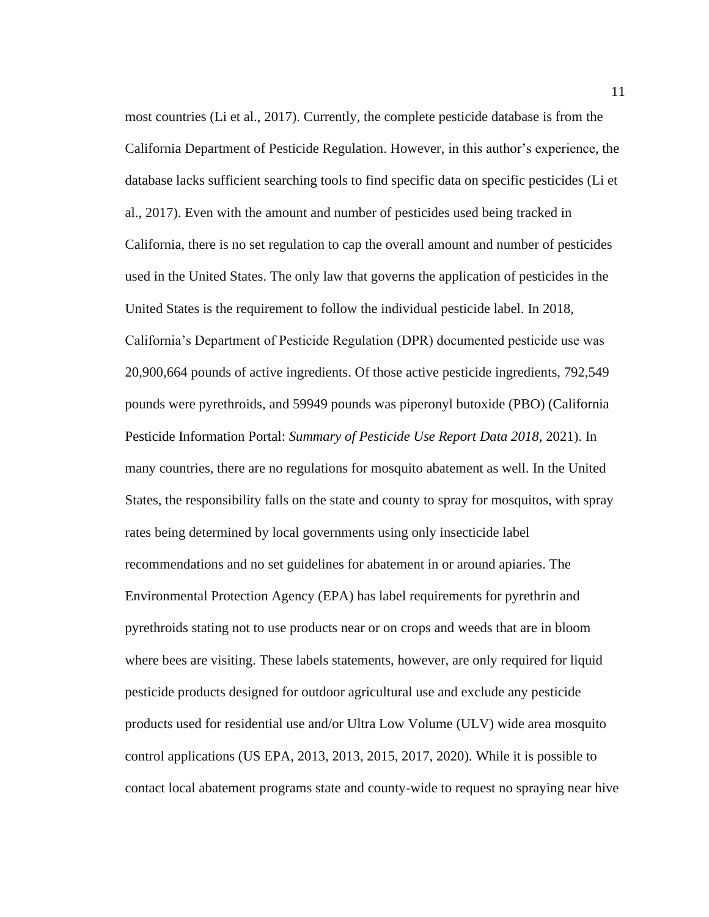most countries (Li et al., 2017). Currently, the complete pesticide database is from the California Department of Pesticide Regulation. However, in this author's experience, the database lacks sufficient searching tools to find specific data on specific pesticides (Li et al., 2017). Even with the amount and number of pesticides used being tracked in California, there is no set regulation to cap the overall amount and number of pesticides used in the United States. The only law that governs the application of pesticides in the United States is the requirement to follow the individual pesticide label. In 2018, California's Department of Pesticide Regulation (DPR) documented pesticide use was 20,900,664 pounds of active ingredients. Of those active pesticide ingredients, 792,549 pounds were pyrethroids, and 59949 pounds was piperonyl butoxide (PBO) (California Pesticide Information Portal: *Summary of Pesticide Use Report Data 2018*, 2021). In many countries, there are no regulations for mosquito abatement as well. In the United States, the responsibility falls on the state and county to spray for mosquitos, with spray rates being determined by local governments using only insecticide label recommendations and no set guidelines for abatement in or around apiaries. The Environmental Protection Agency (EPA) has label requirements for pyrethrin and pyrethroids stating not to use products near or on crops and weeds that are in bloom where bees are visiting. These labels statements, however, are only required for liquid pesticide products designed for outdoor agricultural use and exclude any pesticide products used for residential use and/or Ultra Low Volume (ULV) wide area mosquito control applications (US EPA, 2013, 2013, 2015, 2017, 2020). While it is possible to contact local abatement programs state and county-wide to request no spraying near hive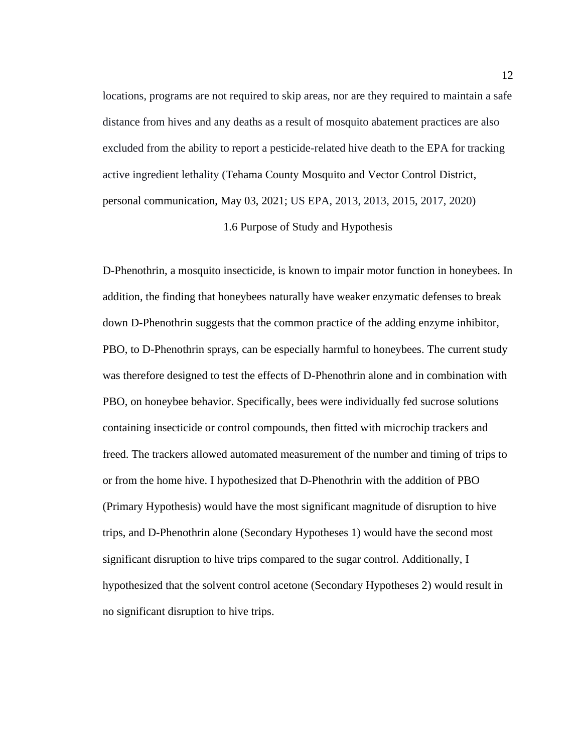locations, programs are not required to skip areas, nor are they required to maintain a safe distance from hives and any deaths as a result of mosquito abatement practices are also excluded from the ability to report a pesticide-related hive death to the EPA for tracking active ingredient lethality (Tehama County Mosquito and Vector Control District, personal communication, May 03, 2021; US EPA, 2013, 2013, 2015, 2017, 2020)

## 1.6 Purpose of Study and Hypothesis

D-Phenothrin, a mosquito insecticide, is known to impair motor function in honeybees. In addition, the finding that honeybees naturally have weaker enzymatic defenses to break down D-Phenothrin suggests that the common practice of the adding enzyme inhibitor, PBO, to D-Phenothrin sprays, can be especially harmful to honeybees. The current study was therefore designed to test the effects of D-Phenothrin alone and in combination with PBO, on honeybee behavior. Specifically, bees were individually fed sucrose solutions containing insecticide or control compounds, then fitted with microchip trackers and freed. The trackers allowed automated measurement of the number and timing of trips to or from the home hive. I hypothesized that D-Phenothrin with the addition of PBO (Primary Hypothesis) would have the most significant magnitude of disruption to hive trips, and D-Phenothrin alone (Secondary Hypotheses 1) would have the second most significant disruption to hive trips compared to the sugar control. Additionally, I hypothesized that the solvent control acetone (Secondary Hypotheses 2) would result in no significant disruption to hive trips.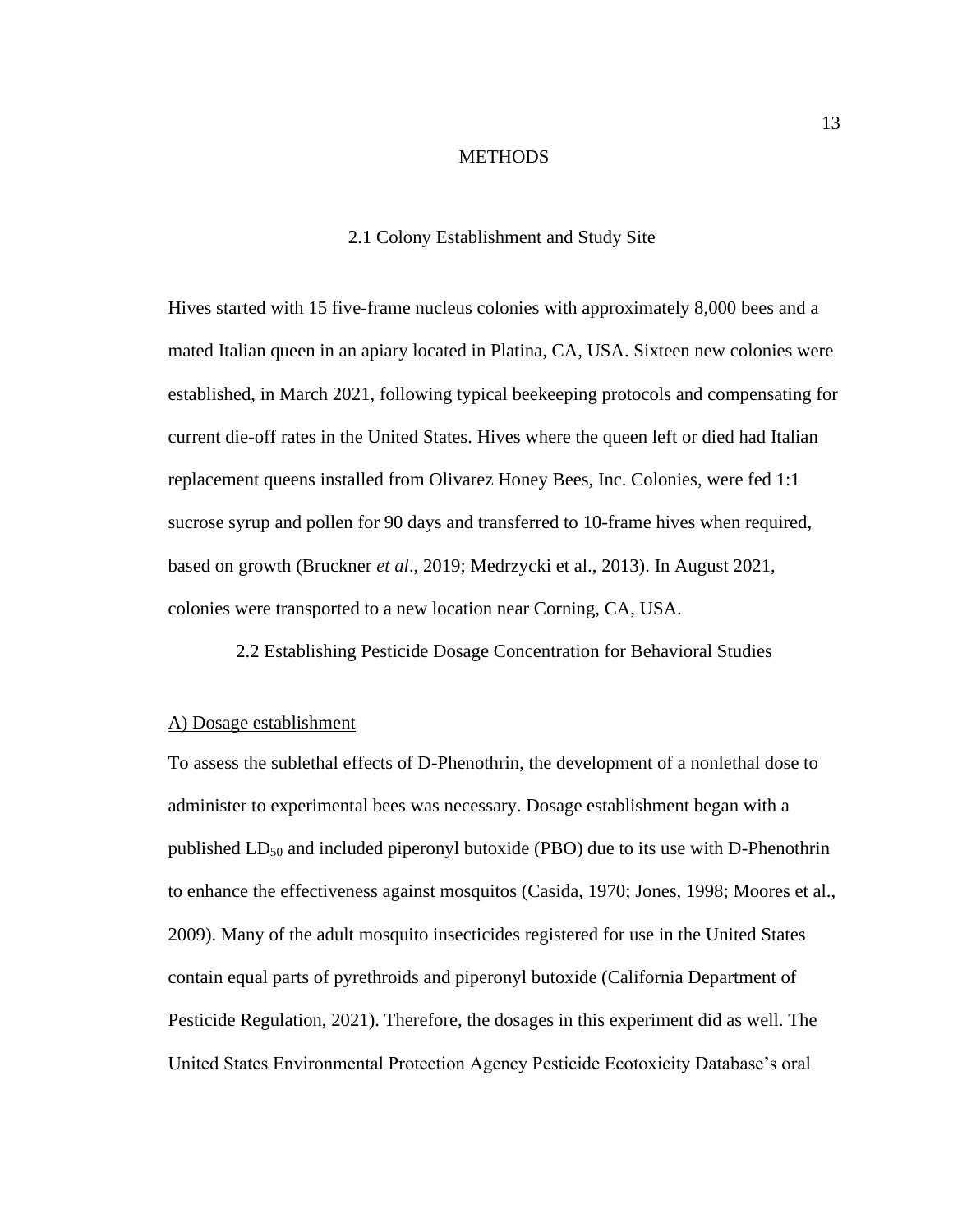# METHODS

## 2.1 Colony Establishment and Study Site

Hives started with 15 five-frame nucleus colonies with approximately 8,000 bees and a mated Italian queen in an apiary located in Platina, CA, USA. Sixteen new colonies were established, in March 2021, following typical beekeeping protocols and compensating for current die-off rates in the United States. Hives where the queen left or died had Italian replacement queens installed from Olivarez Honey Bees, Inc. Colonies, were fed 1:1 sucrose syrup and pollen for 90 days and transferred to 10-frame hives when required, based on growth (Bruckner *et al*., 2019; Medrzycki et al., 2013). In August 2021, colonies were transported to a new location near Corning, CA, USA.

## 2.2 Establishing Pesticide Dosage Concentration for Behavioral Studies

<u>A) Dosage establishment</u>

To assess the sublethal effects of D-Phenothrin, the development of a nonlethal dose to administer to experimental bees was necessary. Dosage establishment began with a published $LD_{50}$ and included piperonyl butoxide (PBO) due to its use with D-Phenothrin to enhance the effectiveness against mosquitos (Casida, 1970; Jones, 1998; Moores et al., 2009). Many of the adult mosquito insecticides registered for use in the United States contain equal parts of pyrethroids and piperonyl butoxide (California Department of Pesticide Regulation, 2021). Therefore, the dosages in this experiment did as well. The United States Environmental Protection Agency Pesticide Ecotoxicity Database's oral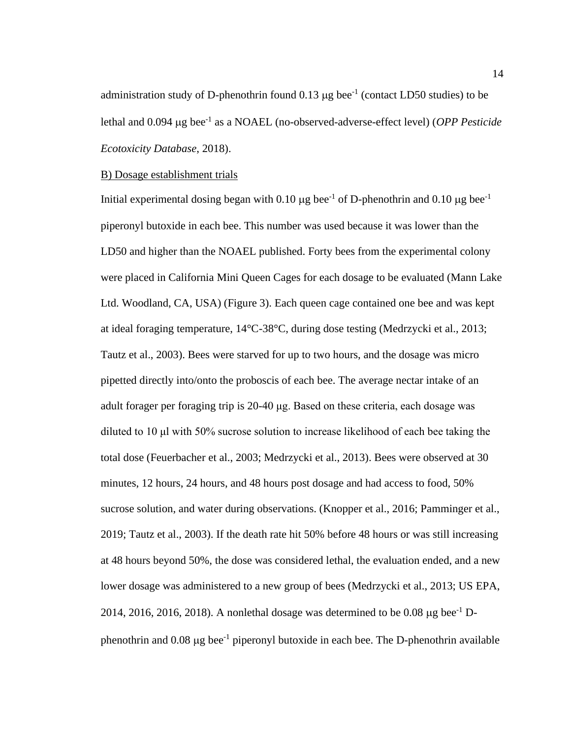administration study of D-phenothrin found 0.13 μg bee$^{-1}$ (contact LD50 studies) to be lethal and 0.094 μg bee$^{-1}$ as a NOAEL (no-observed-adverse-effect level) (*OPP Pesticide Ecotoxicity Database*, 2018).

B) Dosage establishment trials

Initial experimental dosing began with 0.10 μg bee$^{-1}$ of D-phenothrin and 0.10 μg bee$^{-1}$ piperonyl butoxide in each bee. This number was used because it was lower than the LD50 and higher than the NOAEL published. Forty bees from the experimental colony were placed in California Mini Queen Cages for each dosage to be evaluated (Mann Lake Ltd. Woodland, CA, USA) (Figure 3). Each queen cage contained one bee and was kept at ideal foraging temperature, 14°C-38°C, during dose testing (Medrzycki et al., 2013; Tautz et al., 2003). Bees were starved for up to two hours, and the dosage was micro pipetted directly into/onto the proboscis of each bee. The average nectar intake of an adult forager per foraging trip is 20-40 μg. Based on these criteria, each dosage was diluted to 10 μl with 50% sucrose solution to increase likelihood of each bee taking the total dose (Feuerbacher et al., 2003; Medrzycki et al., 2013). Bees were observed at 30 minutes, 12 hours, 24 hours, and 48 hours post dosage and had access to food, 50% sucrose solution, and water during observations. (Knopper et al., 2016; Pamminger et al., 2019; Tautz et al., 2003). If the death rate hit 50% before 48 hours or was still increasing at 48 hours beyond 50%, the dose was considered lethal, the evaluation ended, and a new lower dosage was administered to a new group of bees (Medrzycki et al., 2013; US EPA, 2014, 2016, 2016, 2018). A nonlethal dosage was determined to be 0.08 μg bee$^{-1}$ D-phenothrin and 0.08 μg bee$^{-1}$ piperonyl butoxide in each bee. The D-phenothrin available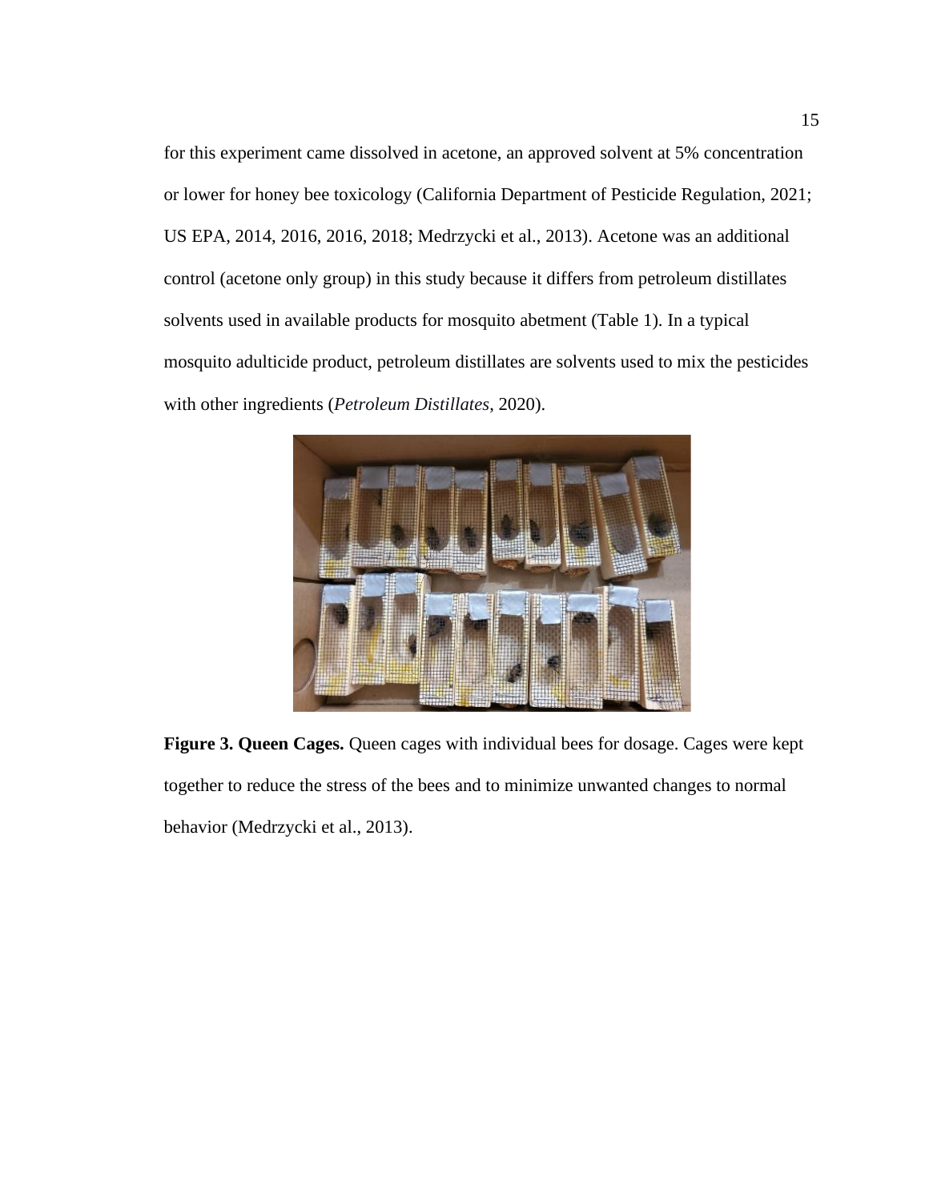for this experiment came dissolved in acetone, an approved solvent at 5% concentration or lower for honey bee toxicology (California Department of Pesticide Regulation, 2021; US EPA, 2014, 2016, 2016, 2018; Medrzycki et al., 2013). Acetone was an additional control (acetone only group) in this study because it differs from petroleum distillates solvents used in available products for mosquito abetment (Table 1). In a typical mosquito adulticide product, petroleum distillates are solvents used to mix the pesticides with other ingredients (*Petroleum Distillates*, 2020).

**Figure 3. Queen Cages.** Queen cages with individual bees for dosage. Cages were kept together to reduce the stress of the bees and to minimize unwanted changes to normal behavior (Medrzycki et al., 2013).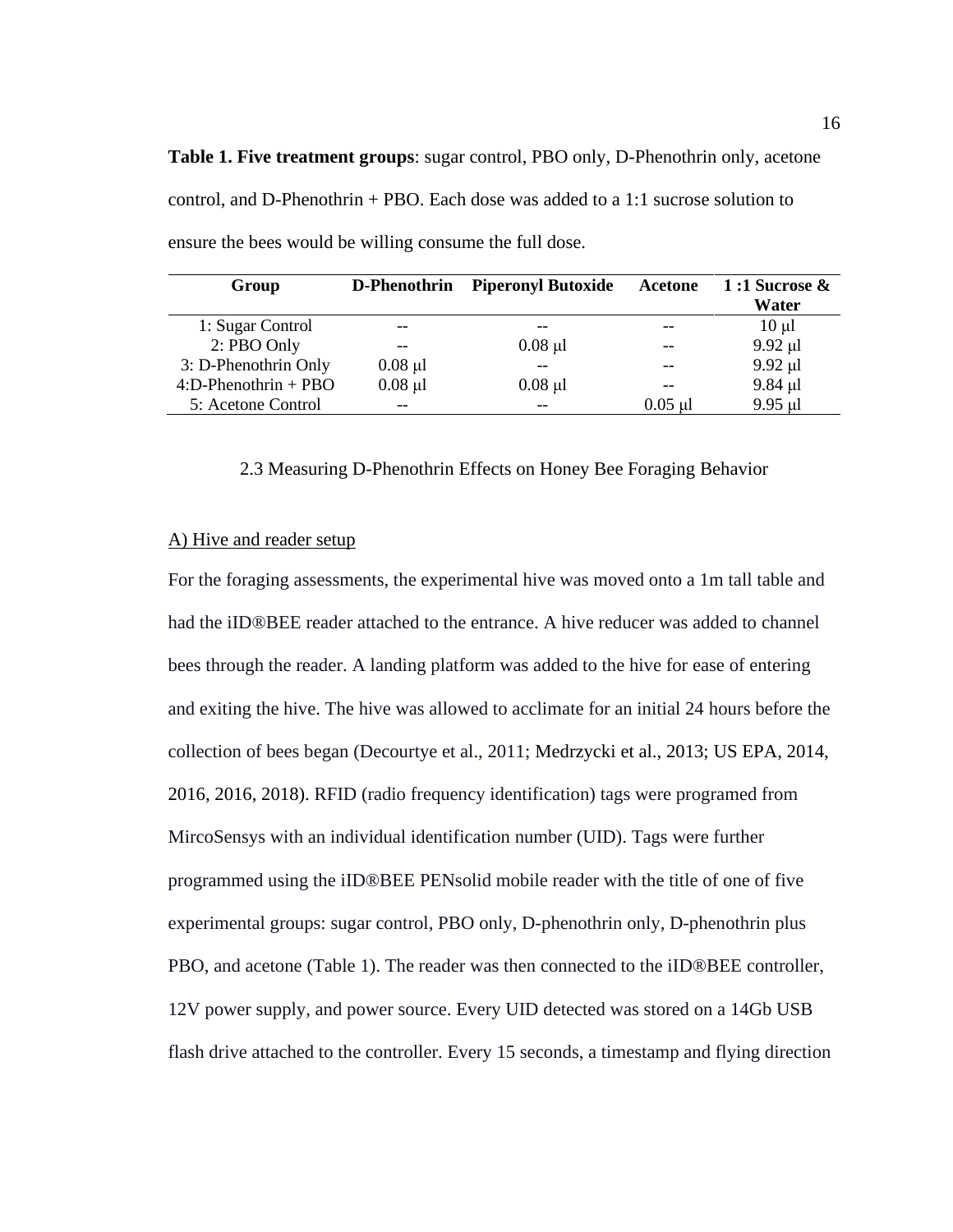**Table 1. Five treatment groups**: sugar control, PBO only, D-Phenothrin only, acetone control, and D-Phenothrin + PBO. Each dose was added to a 1:1 sucrose solution to ensure the bees would be willing consume the full dose.

| Group | D-Phenothrin | Piperonyl Butoxide | Acetone | 1 :1 Sucrose & Water |
|---|---|---|---|---|
| 1: Sugar Control | -- | -- | -- | 10 µl |
| 2: PBO Only | -- | 0.08 µl | -- | 9.92 µl |
| 3: D-Phenothrin Only | 0.08 µl | -- | -- | 9.92 µl |
| 4:D-Phenothrin + PBO | 0.08 µl | 0.08 µl | -- | 9.84 µl |
| 5: Acetone Control | -- | -- | 0.05 µl | 9.95 µl |

### 2.3 Measuring D-Phenothrin Effects on Honey Bee Foraging Behavior

A) Hive and reader setup

For the foraging assessments, the experimental hive was moved onto a 1m tall table and had the iID®BEE reader attached to the entrance. A hive reducer was added to channel bees through the reader. A landing platform was added to the hive for ease of entering and exiting the hive. The hive was allowed to acclimate for an initial 24 hours before the collection of bees began (Decourtye et al., 2011; Medrzycki et al., 2013; US EPA, 2014, 2016, 2016, 2018). RFID (radio frequency identification) tags were programed from MircoSensys with an individual identification number (UID). Tags were further programmed using the iID®BEE PENsolid mobile reader with the title of one of five experimental groups: sugar control, PBO only, D-phenothrin only, D-phenothrin plus PBO, and acetone (Table 1). The reader was then connected to the iID®BEE controller, 12V power supply, and power source. Every UID detected was stored on a 14Gb USB flash drive attached to the controller. Every 15 seconds, a timestamp and flying direction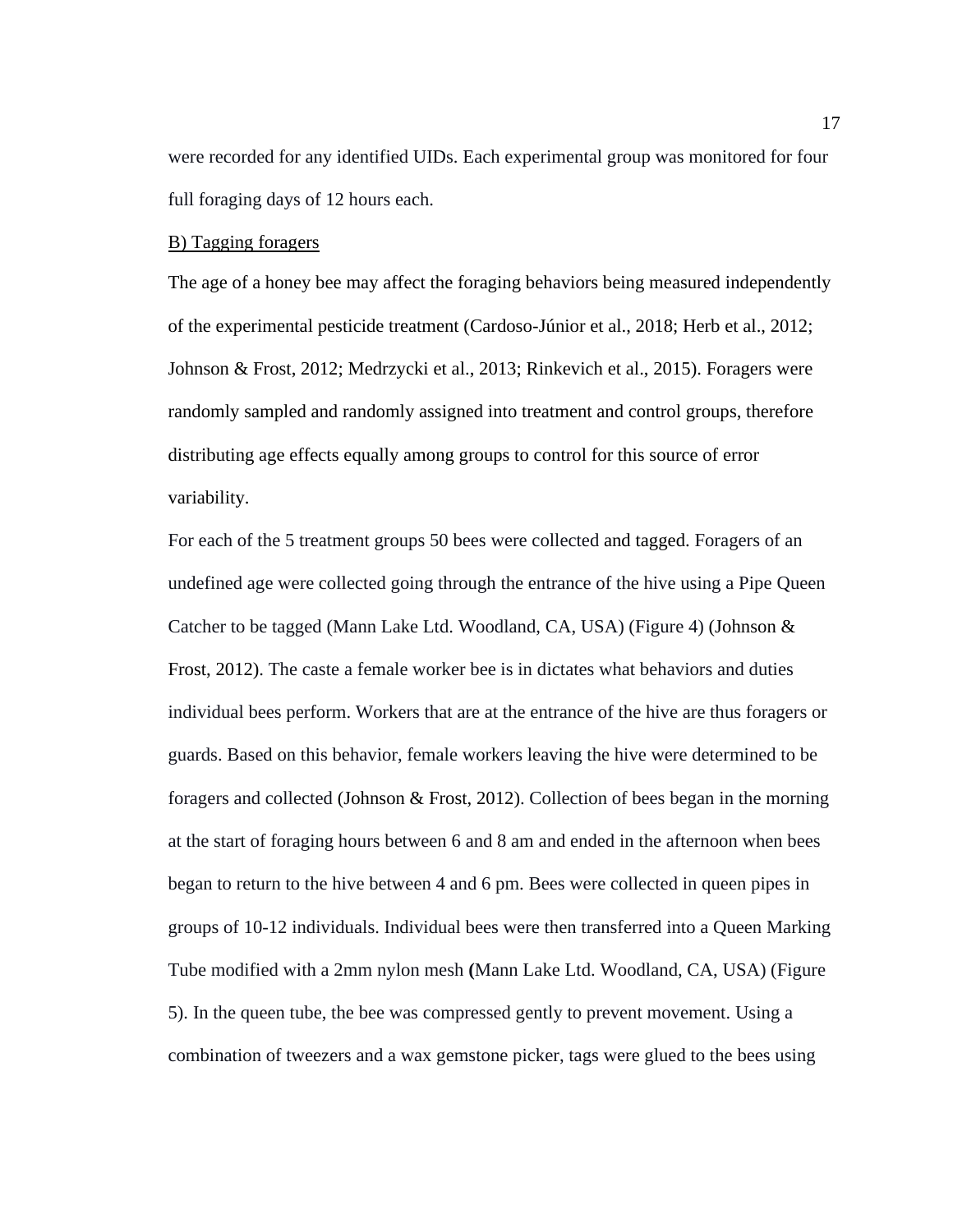were recorded for any identified UIDs. Each experimental group was monitored for four full foraging days of 12 hours each.

B) Tagging foragers

The age of a honey bee may affect the foraging behaviors being measured independently of the experimental pesticide treatment (Cardoso-Júnior et al., 2018; Herb et al., 2012; Johnson & Frost, 2012; Medrzycki et al., 2013; Rinkevich et al., 2015). Foragers were randomly sampled and randomly assigned into treatment and control groups, therefore distributing age effects equally among groups to control for this source of error variability.

For each of the 5 treatment groups 50 bees were collected and tagged. Foragers of an undefined age were collected going through the entrance of the hive using a Pipe Queen Catcher to be tagged (Mann Lake Ltd. Woodland, CA, USA) (Figure 4) (Johnson & Frost, 2012). The caste a female worker bee is in dictates what behaviors and duties individual bees perform. Workers that are at the entrance of the hive are thus foragers or guards. Based on this behavior, female workers leaving the hive were determined to be foragers and collected (Johnson & Frost, 2012). Collection of bees began in the morning at the start of foraging hours between 6 and 8 am and ended in the afternoon when bees began to return to the hive between 4 and 6 pm. Bees were collected in queen pipes in groups of 10-12 individuals. Individual bees were then transferred into a Queen Marking Tube modified with a 2mm nylon mesh **(**Mann Lake Ltd. Woodland, CA, USA) (Figure 5). In the queen tube, the bee was compressed gently to prevent movement. Using a combination of tweezers and a wax gemstone picker, tags were glued to the bees using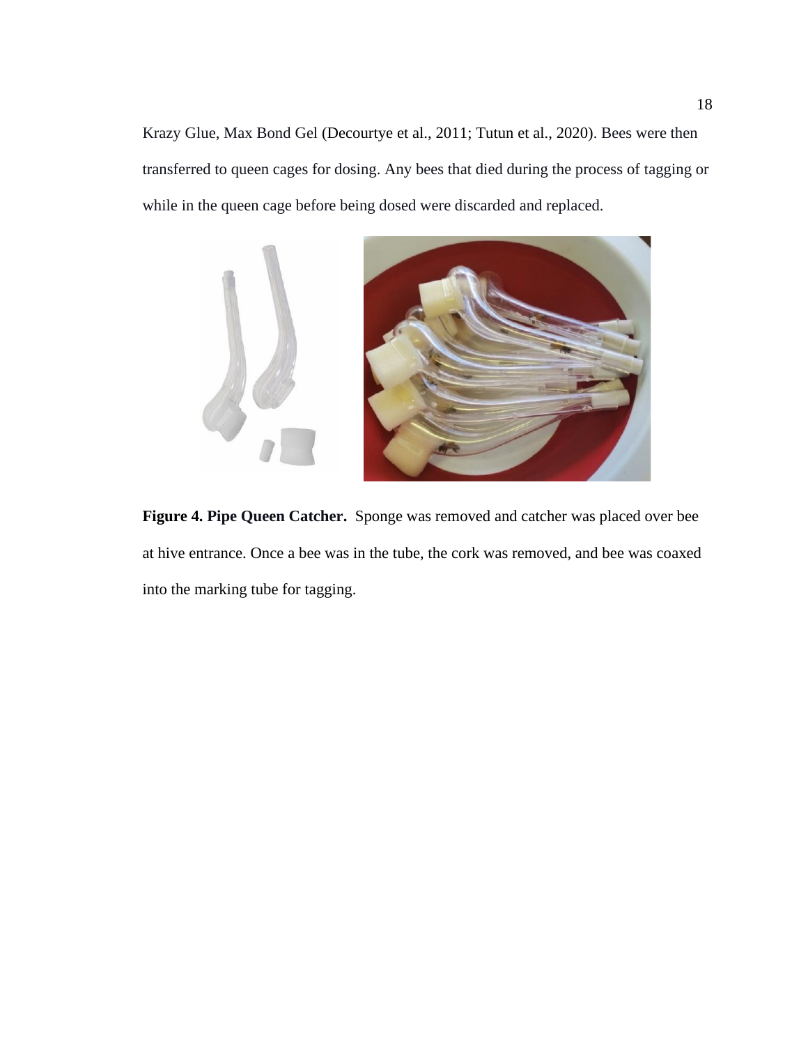Krazy Glue, Max Bond Gel (Decourtye et al., 2011; Tutun et al., 2020). Bees were then transferred to queen cages for dosing. Any bees that died during the process of tagging or while in the queen cage before being dosed were discarded and replaced.

**Figure 4. Pipe Queen Catcher.** Sponge was removed and catcher was placed over bee at hive entrance. Once a bee was in the tube, the cork was removed, and bee was coaxed into the marking tube for tagging.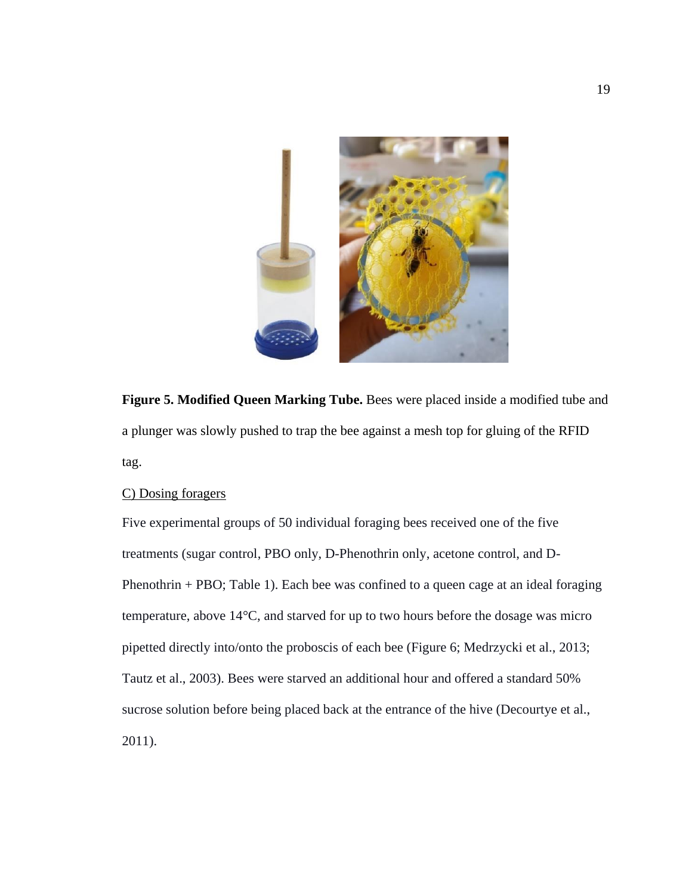**Figure 5. Modified Queen Marking Tube.** Bees were placed inside a modified tube and a plunger was slowly pushed to trap the bee against a mesh top for gluing of the RFID tag.

C) Dosing foragers

Five experimental groups of 50 individual foraging bees received one of the five treatments (sugar control, PBO only, D-Phenothrin only, acetone control, and D-Phenothrin + PBO; Table 1). Each bee was confined to a queen cage at an ideal foraging temperature, above 14°C, and starved for up to two hours before the dosage was micro pipetted directly into/onto the proboscis of each bee (Figure 6; Medrzycki et al., 2013; Tautz et al., 2003). Bees were starved an additional hour and offered a standard 50% sucrose solution before being placed back at the entrance of the hive (Decourtye et al., 2011).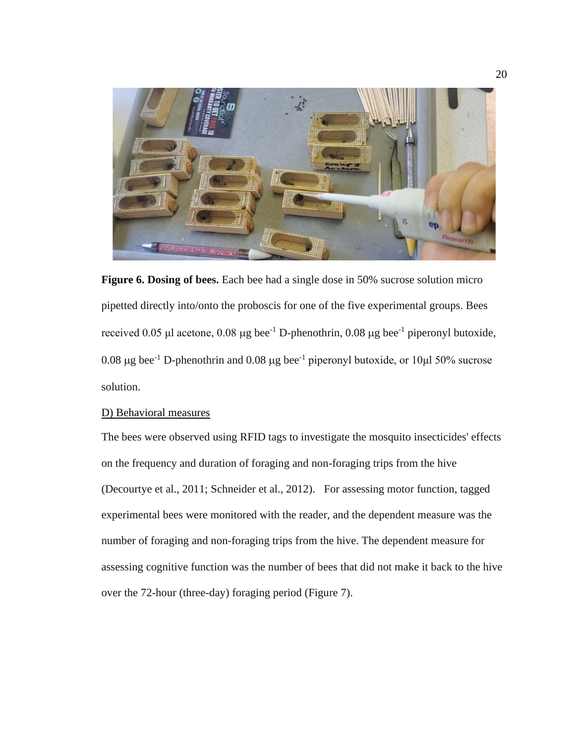**Figure 6. Dosing of bees.** Each bee had a single dose in 50% sucrose solution micro pipetted directly into/onto the proboscis for one of the five experimental groups. Bees received 0.05 μl acetone, 0.08 μg bee$^{-1}$ D-phenothrin, 0.08 μg bee$^{-1}$ piperonyl butoxide, 0.08 μg bee$^{-1}$ D-phenothrin and 0.08 μg bee$^{-1}$ piperonyl butoxide, or 10μl 50% sucrose solution.

D) Behavioral measures

The bees were observed using RFID tags to investigate the mosquito insecticides' effects on the frequency and duration of foraging and non-foraging trips from the hive (Decourtye et al., 2011; Schneider et al., 2012). For assessing motor function, tagged experimental bees were monitored with the reader, and the dependent measure was the number of foraging and non-foraging trips from the hive. The dependent measure for assessing cognitive function was the number of bees that did not make it back to the hive over the 72-hour (three-day) foraging period (Figure 7).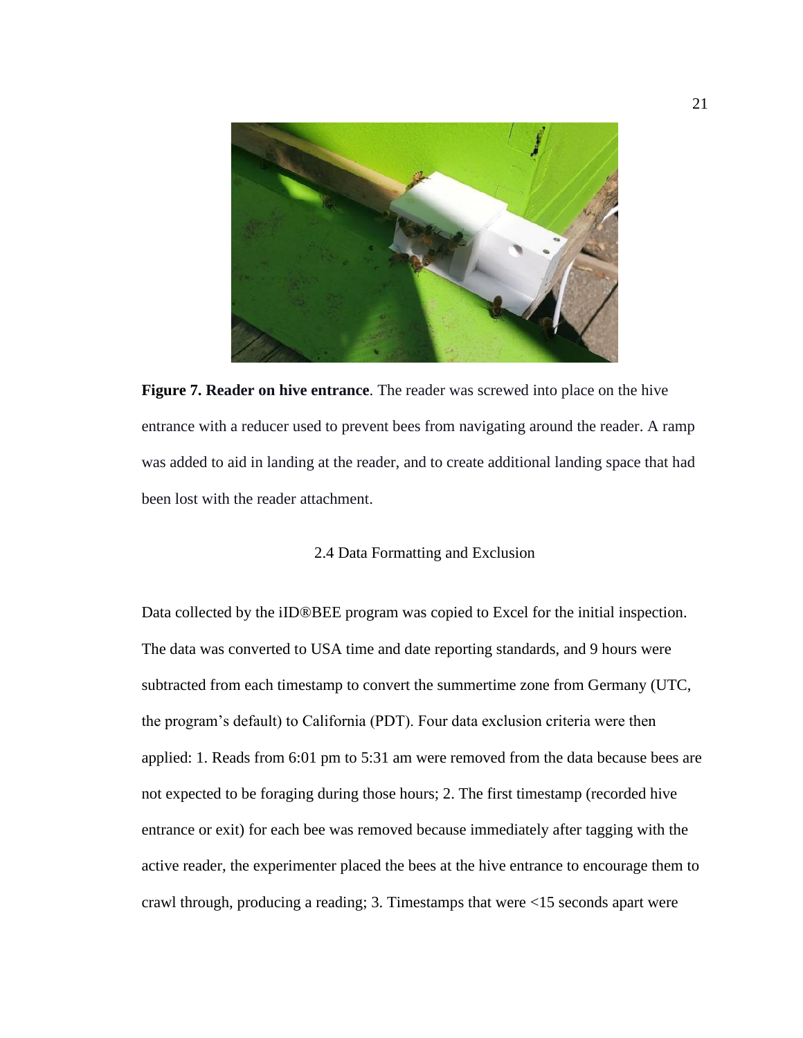**Figure 7. Reader on hive entrance**. The reader was screwed into place on the hive entrance with a reducer used to prevent bees from navigating around the reader. A ramp was added to aid in landing at the reader, and to create additional landing space that had been lost with the reader attachment.

### 2.4 Data Formatting and Exclusion

Data collected by the iID®BEE program was copied to Excel for the initial inspection. The data was converted to USA time and date reporting standards, and 9 hours were subtracted from each timestamp to convert the summertime zone from Germany (UTC, the program's default) to California (PDT). Four data exclusion criteria were then applied: 1. Reads from 6:01 pm to 5:31 am were removed from the data because bees are not expected to be foraging during those hours; 2. The first timestamp (recorded hive entrance or exit) for each bee was removed because immediately after tagging with the active reader, the experimenter placed the bees at the hive entrance to encourage them to crawl through, producing a reading; 3. Timestamps that were <15 seconds apart were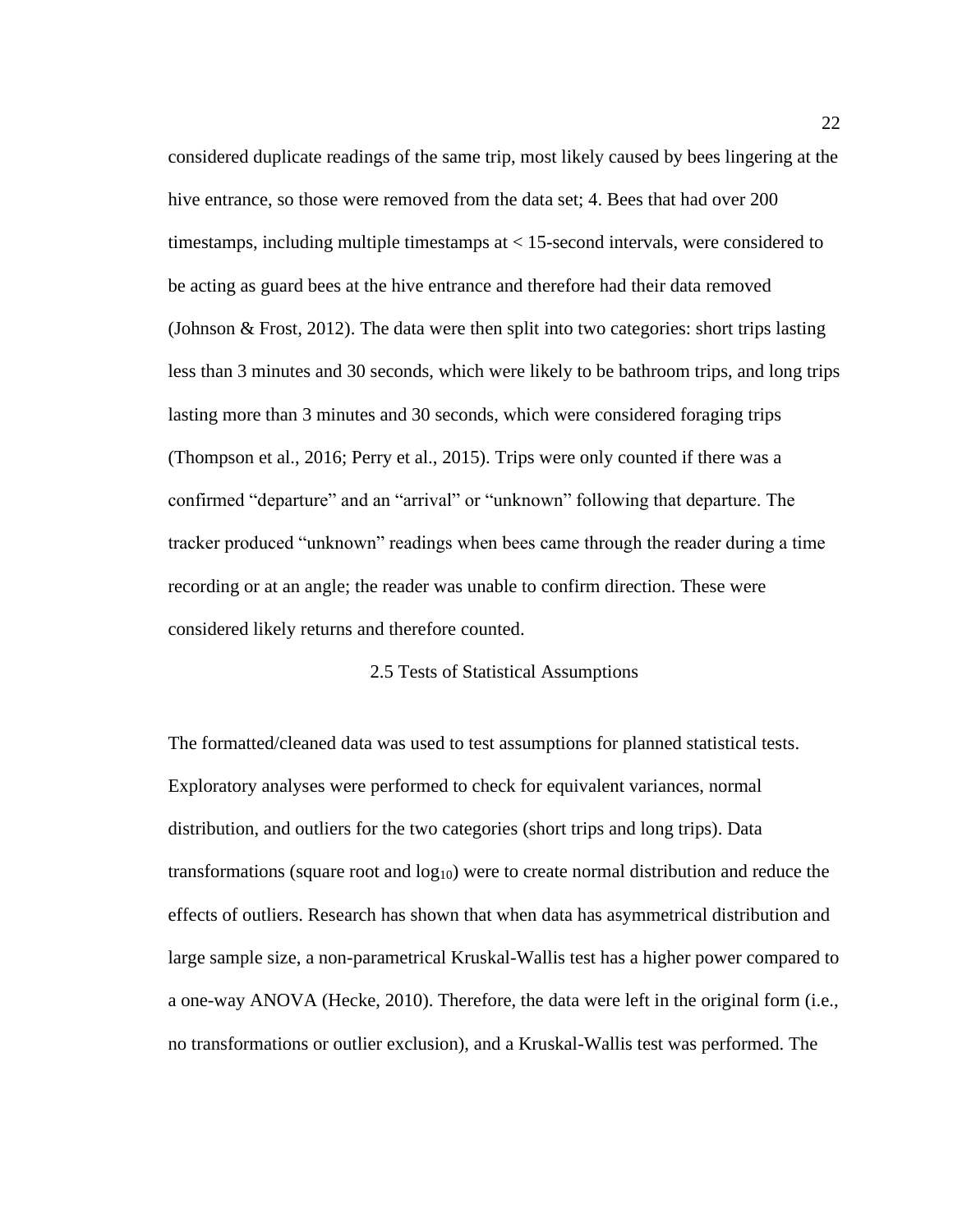considered duplicate readings of the same trip, most likely caused by bees lingering at the hive entrance, so those were removed from the data set; 4. Bees that had over 200 timestamps, including multiple timestamps at < 15-second intervals, were considered to be acting as guard bees at the hive entrance and therefore had their data removed (Johnson & Frost, 2012). The data were then split into two categories: short trips lasting less than 3 minutes and 30 seconds, which were likely to be bathroom trips, and long trips lasting more than 3 minutes and 30 seconds, which were considered foraging trips (Thompson et al., 2016; Perry et al., 2015). Trips were only counted if there was a confirmed "departure" and an "arrival" or "unknown" following that departure. The tracker produced "unknown" readings when bees came through the reader during a time recording or at an angle; the reader was unable to confirm direction. These were considered likely returns and therefore counted.

## 2.5 Tests of Statistical Assumptions

The formatted/cleaned data was used to test assumptions for planned statistical tests. Exploratory analyses were performed to check for equivalent variances, normal distribution, and outliers for the two categories (short trips and long trips). Data transformations (square root and $\log_{10}$) were to create normal distribution and reduce the effects of outliers. Research has shown that when data has asymmetrical distribution and large sample size, a non-parametrical Kruskal-Wallis test has a higher power compared to a one-way ANOVA (Hecke, 2010). Therefore, the data were left in the original form (i.e., no transformations or outlier exclusion), and a Kruskal-Wallis test was performed. The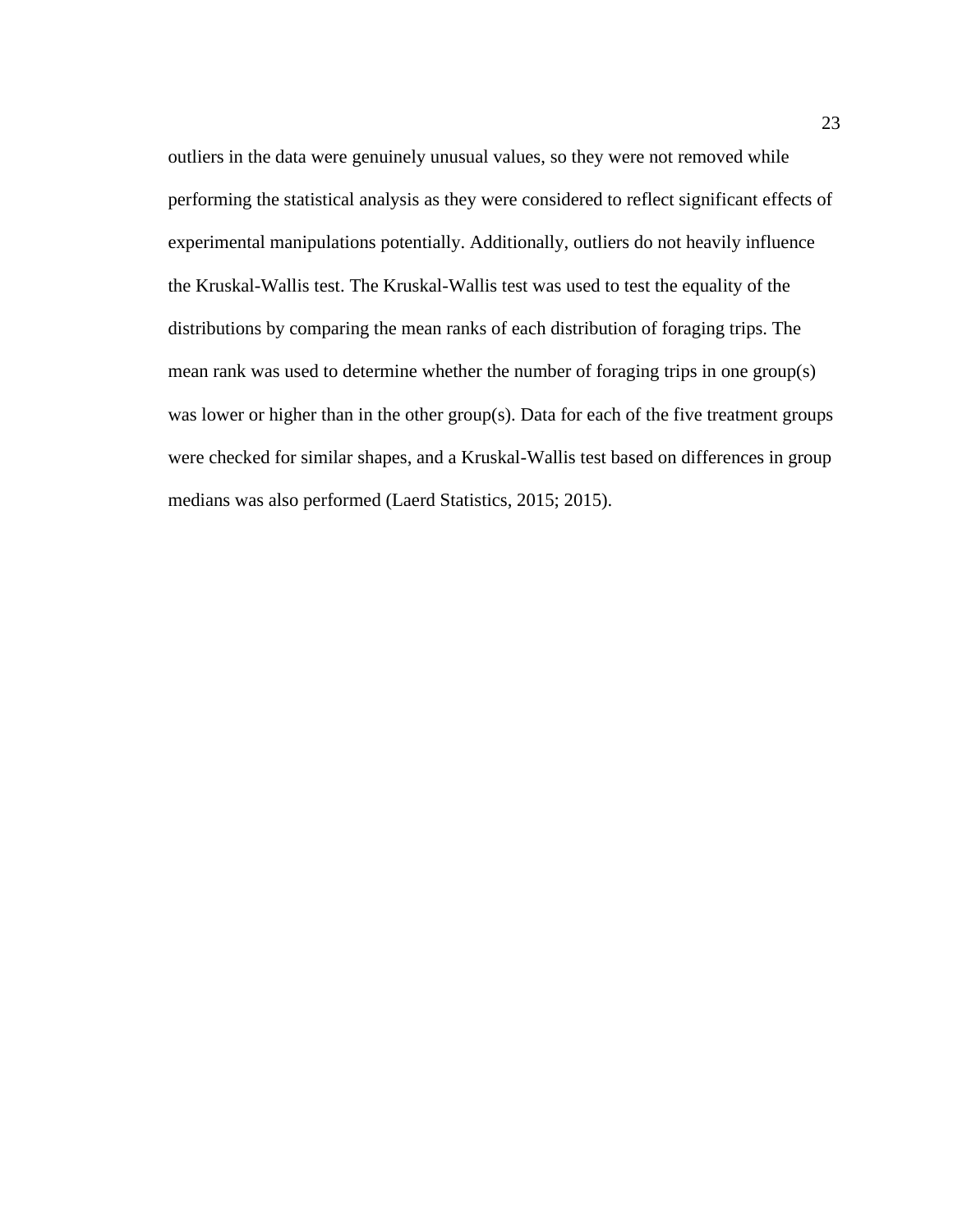outliers in the data were genuinely unusual values, so they were not removed while performing the statistical analysis as they were considered to reflect significant effects of experimental manipulations potentially. Additionally, outliers do not heavily influence the Kruskal-Wallis test. The Kruskal-Wallis test was used to test the equality of the distributions by comparing the mean ranks of each distribution of foraging trips. The mean rank was used to determine whether the number of foraging trips in one group(s) was lower or higher than in the other group(s). Data for each of the five treatment groups were checked for similar shapes, and a Kruskal-Wallis test based on differences in group medians was also performed (Laerd Statistics, 2015; 2015).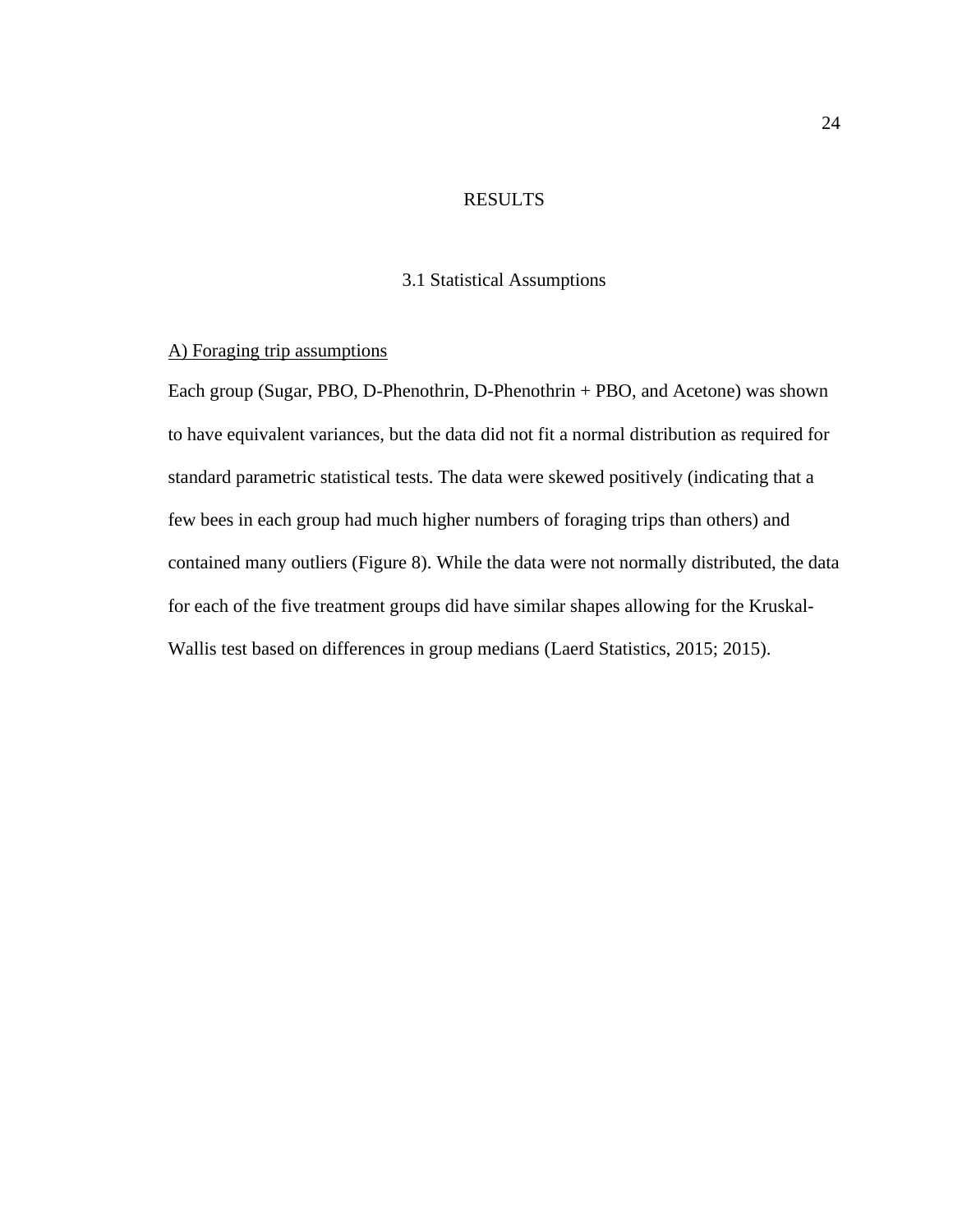# RESULTS

## 3.1 Statistical Assumptions

A) Foraging trip assumptions

Each group (Sugar, PBO, D-Phenothrin, D-Phenothrin + PBO, and Acetone) was shown to have equivalent variances, but the data did not fit a normal distribution as required for standard parametric statistical tests. The data were skewed positively (indicating that a few bees in each group had much higher numbers of foraging trips than others) and contained many outliers (Figure 8). While the data were not normally distributed, the data for each of the five treatment groups did have similar shapes allowing for the Kruskal-Wallis test based on differences in group medians (Laerd Statistics, 2015; 2015).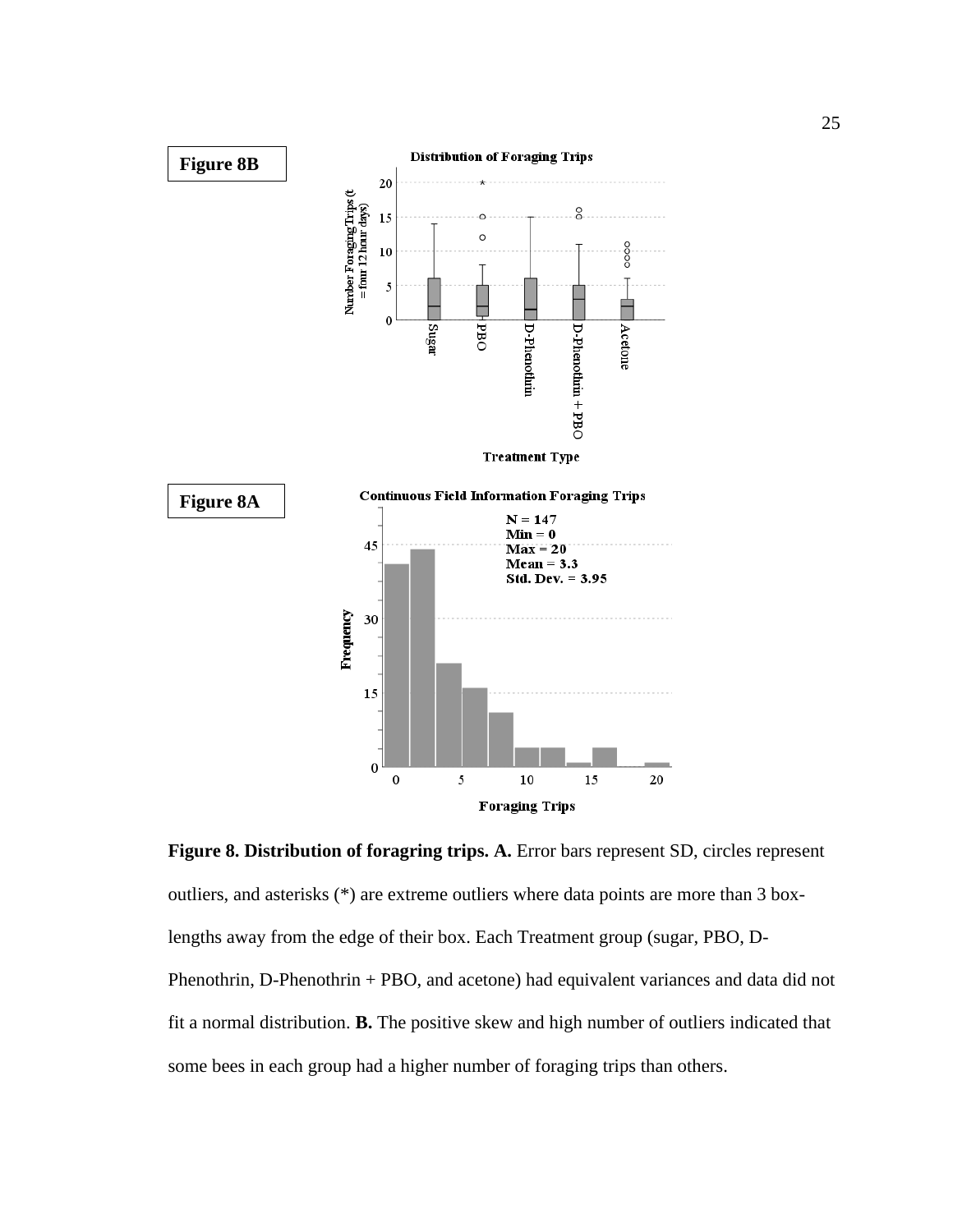**Figure 8B**

**Figure 8A**

**Figure 8. Distribution of foragring trips. A.** Error bars represent SD, circles represent outliers, and asterisks (*) are extreme outliers where data points are more than 3 box-lengths away from the edge of their box. Each Treatment group (sugar, PBO, D-Phenothrin, D-Phenothrin + PBO, and acetone) had equivalent variances and data did not fit a normal distribution. **B.** The positive skew and high number of outliers indicated that some bees in each group had a higher number of foraging trips than others.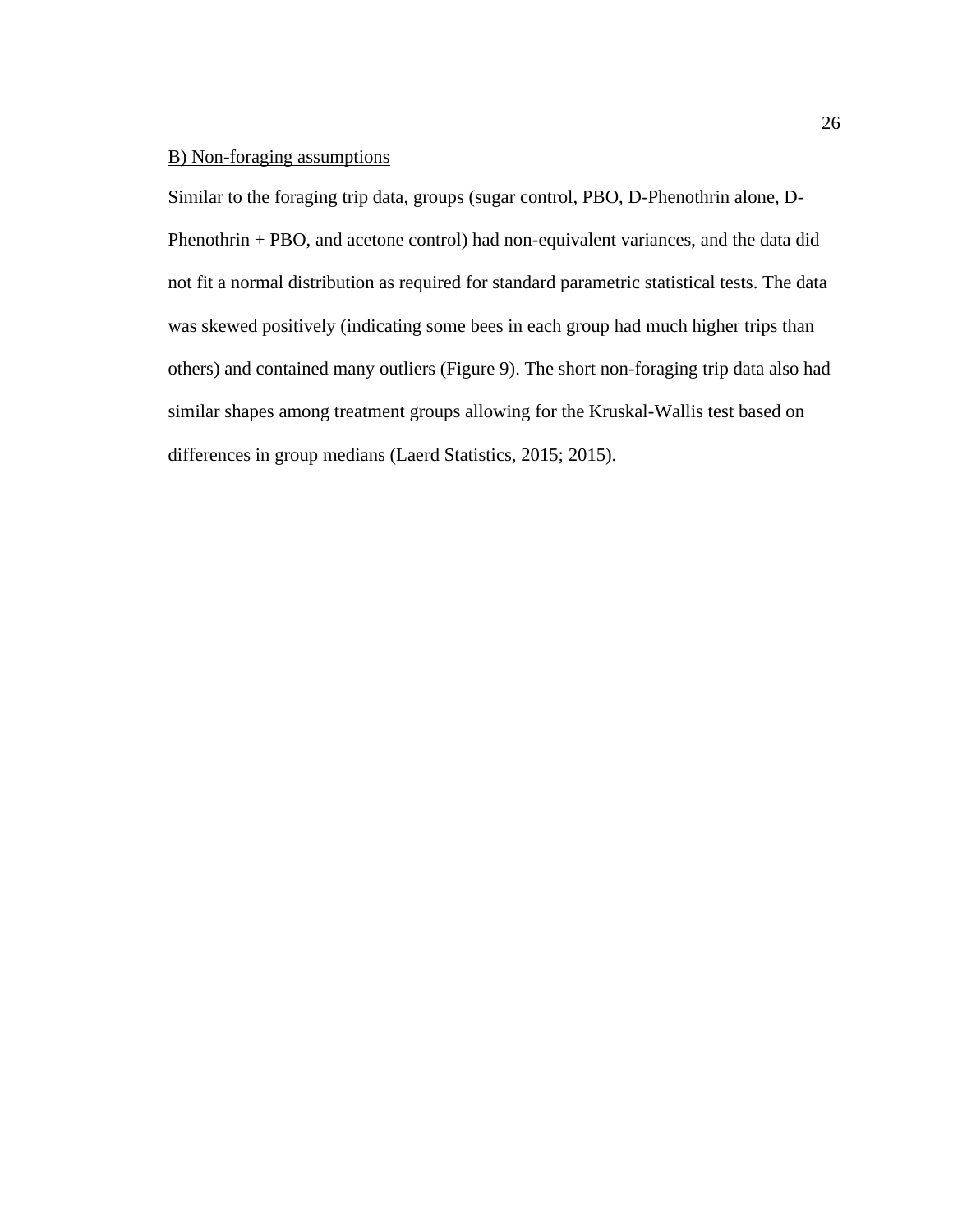B) Non-foraging assumptions

Similar to the foraging trip data, groups (sugar control, PBO, D-Phenothrin alone, D-Phenothrin + PBO, and acetone control) had non-equivalent variances, and the data did not fit a normal distribution as required for standard parametric statistical tests. The data was skewed positively (indicating some bees in each group had much higher trips than others) and contained many outliers (Figure 9). The short non-foraging trip data also had similar shapes among treatment groups allowing for the Kruskal-Wallis test based on differences in group medians (Laerd Statistics, 2015; 2015).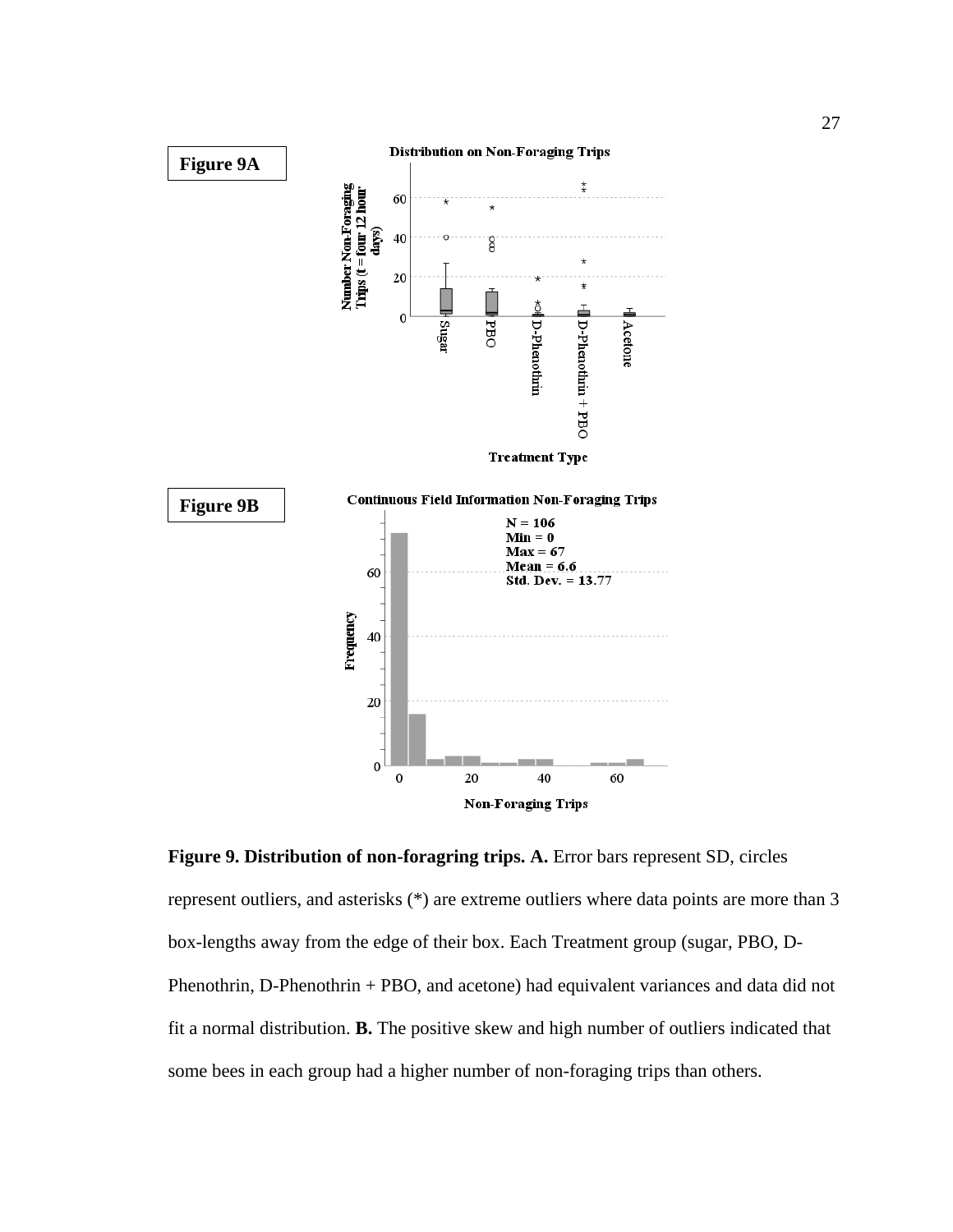**Figure 9A**

**Figure 9B**

**Figure 9. Distribution of non-foragring trips. A.** Error bars represent SD, circles represent outliers, and asterisks (*) are extreme outliers where data points are more than 3 box-lengths away from the edge of their box. Each Treatment group (sugar, PBO, D-Phenothrin, D-Phenothrin + PBO, and acetone) had equivalent variances and data did not fit a normal distribution. **B.** The positive skew and high number of outliers indicated that some bees in each group had a higher number of non-foraging trips than others.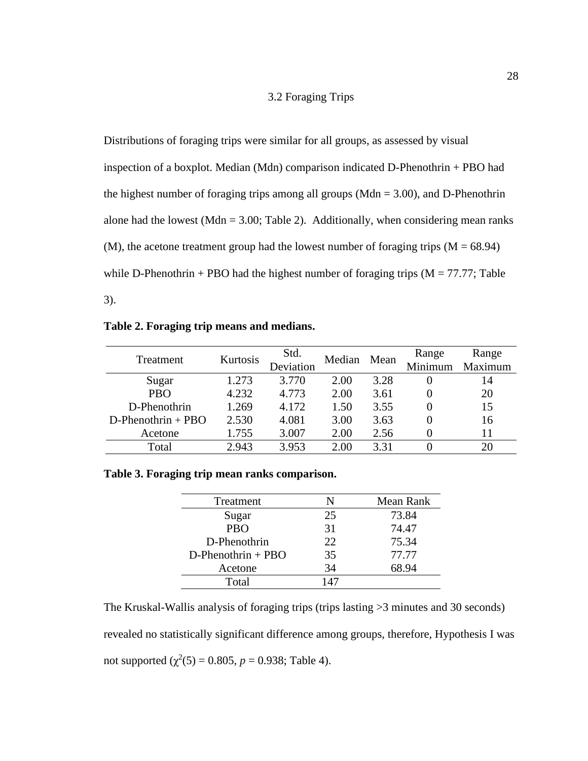### 3.2 Foraging Trips

Distributions of foraging trips were similar for all groups, as assessed by visual inspection of a boxplot. Median (Mdn) comparison indicated D-Phenothrin + PBO had the highest number of foraging trips among all groups (Mdn = 3.00), and D-Phenothrin alone had the lowest (Mdn = 3.00; Table 2). Additionally, when considering mean ranks (M), the acetone treatment group had the lowest number of foraging trips (M = 68.94) while D-Phenothrin + PBO had the highest number of foraging trips (M = 77.77; Table 3).

**Table 2. Foraging trip means and medians.**

| Treatment | Kurtosis | Std. Deviation | Median | Mean | Range Minimum | Range Maximum |
|---|---|---|---|---|---|---|
| Sugar | 1.273 | 3.770 | 2.00 | 3.28 | 0 | 14 |
| PBO | 4.232 | 4.773 | 2.00 | 3.61 | 0 | 20 |
| D-Phenothrin | 1.269 | 4.172 | 1.50 | 3.55 | 0 | 15 |
| D-Phenothrin + PBO | 2.530 | 4.081 | 3.00 | 3.63 | 0 | 16 |
| Acetone | 1.755 | 3.007 | 2.00 | 2.56 | 0 | 11 |
| Total | 2.943 | 3.953 | 2.00 | 3.31 | 0 | 20 |

**Table 3. Foraging trip mean ranks comparison.**

| Treatment | N | Mean Rank |
|---|---|---|
| Sugar | 25 | 73.84 |
| PBO | 31 | 74.47 |
| D-Phenothrin | 22 | 75.34 |
| D-Phenothrin + PBO | 35 | 77.77 |
| Acetone | 34 | 68.94 |
| Total | 147 | |

The Kruskal-Wallis analysis of foraging trips (trips lasting >3 minutes and 30 seconds) revealed no statistically significant difference among groups, therefore, Hypothesis I was not supported ($\chi^2(5) = 0.805$, $p = 0.938$; Table 4).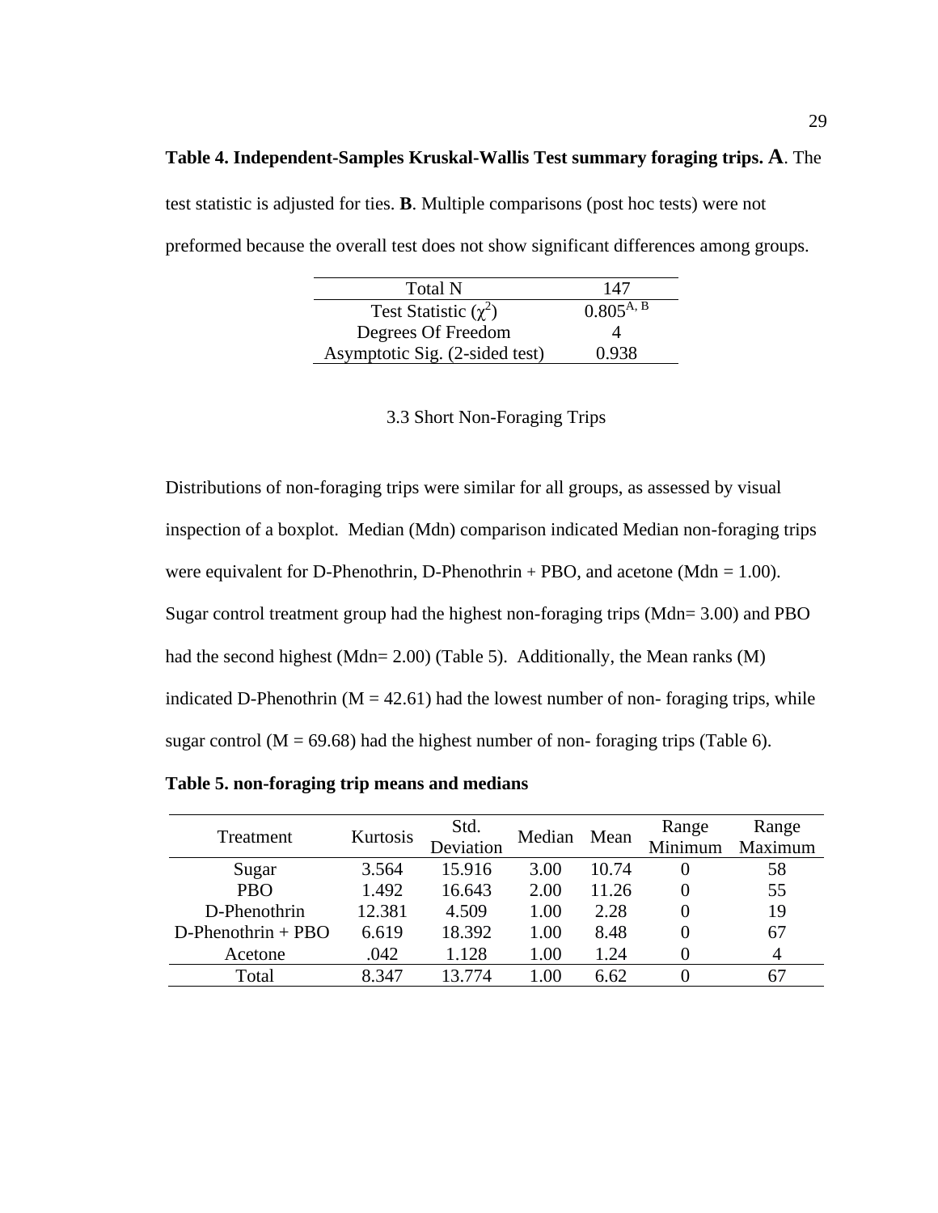**Table 4. Independent-Samples Kruskal-Wallis Test summary foraging trips. A**. The test statistic is adjusted for ties. **B**. Multiple comparisons (post hoc tests) were not preformed because the overall test does not show significant differences among groups.

| Total N | 147 |
|---|---|
| Test Statistic ($\chi^2$) | 0.805[A, B] |
| Degrees Of Freedom | 4 |
| Asymptotic Sig. (2-sided test) | 0.938 |

### 3.3 Short Non-Foraging Trips

Distributions of non-foraging trips were similar for all groups, as assessed by visual inspection of a boxplot. Median (Mdn) comparison indicated Median non-foraging trips were equivalent for D-Phenothrin, D-Phenothrin + PBO, and acetone (Mdn = 1.00). Sugar control treatment group had the highest non-foraging trips (Mdn= 3.00) and PBO had the second highest (Mdn= 2.00) (Table 5). Additionally, the Mean ranks (M) indicated D-Phenothrin (M = 42.61) had the lowest number of non- foraging trips, while sugar control (M = 69.68) had the highest number of non- foraging trips (Table 6).

**Table 5. non-foraging trip means and medians**

| Treatment | Kurtosis | Std. Deviation | Median | Mean | Range Minimum | Range Maximum |
|---|---|---|---|---|---|---|
| Sugar | 3.564 | 15.916 | 3.00 | 10.74 | 0 | 58 |
| PBO | 1.492 | 16.643 | 2.00 | 11.26 | 0 | 55 |
| D-Phenothrin | 12.381 | 4.509 | 1.00 | 2.28 | 0 | 19 |
| D-Phenothrin + PBO | 6.619 | 18.392 | 1.00 | 8.48 | 0 | 67 |
| Acetone | .042 | 1.128 | 1.00 | 1.24 | 0 | 4 |
| Total | 8.347 | 13.774 | 1.00 | 6.62 | 0 | 67 |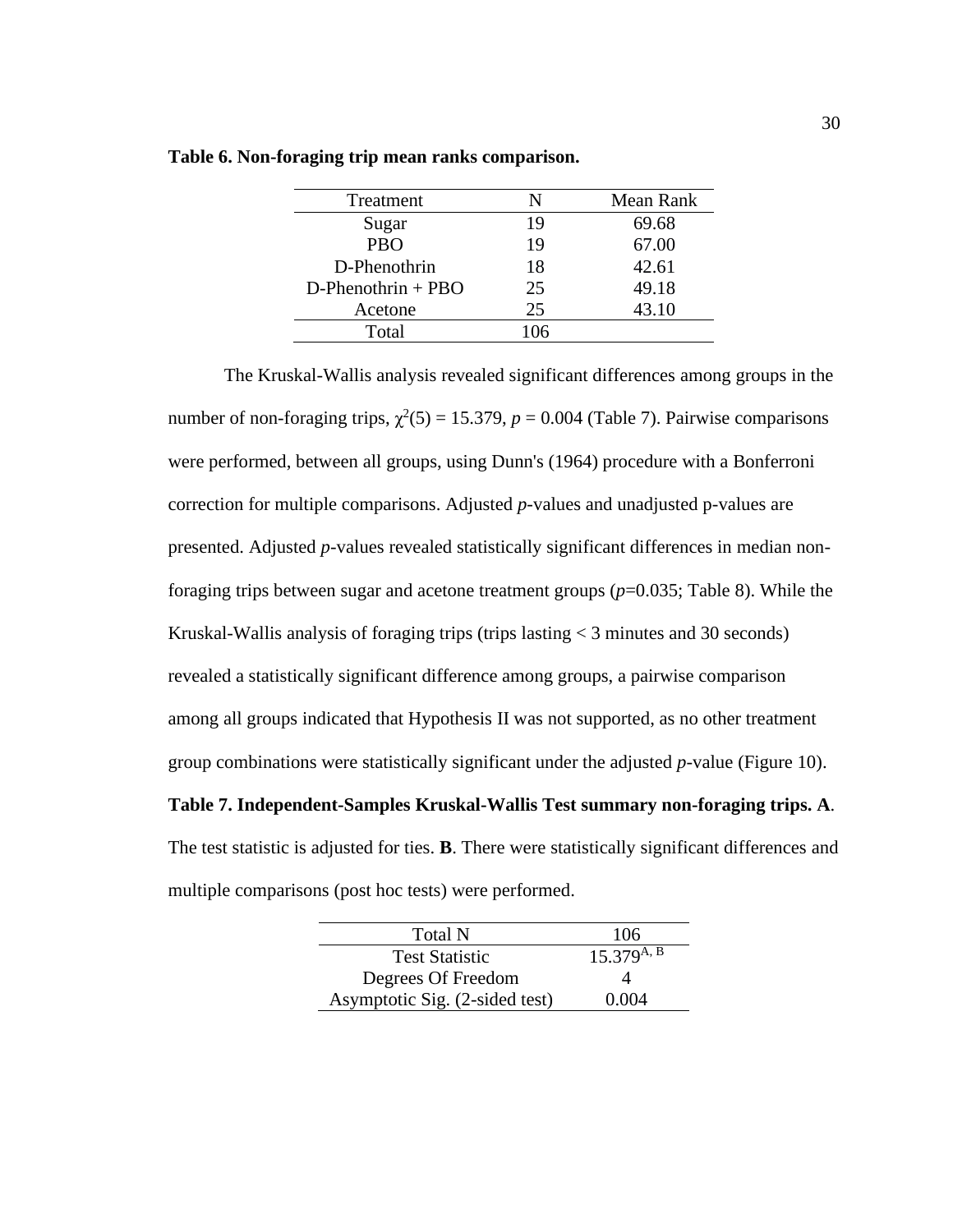**Table 6. Non-foraging trip mean ranks comparison.**

| Treatment | N | Mean Rank |
|---|---|---|
| Sugar | 19 | 69.68 |
| PBO | 19 | 67.00 |
| D-Phenothrin | 18 | 42.61 |
| D-Phenothrin + PBO | 25 | 49.18 |
| Acetone | 25 | 43.10 |
| Total | 106 | |

The Kruskal-Wallis analysis revealed significant differences among groups in the number of non-foraging trips, $\chi^2(5) = 15.379$, $p = 0.004$ (Table 7). Pairwise comparisons were performed, between all groups, using Dunn's (1964) procedure with a Bonferroni correction for multiple comparisons. Adjusted *p*-values and unadjusted p-values are presented. Adjusted *p*-values revealed statistically significant differences in median non-foraging trips between sugar and acetone treatment groups ($p$=0.035; Table 8). While the Kruskal-Wallis analysis of foraging trips (trips lasting < 3 minutes and 30 seconds) revealed a statistically significant difference among groups, a pairwise comparison among all groups indicated that Hypothesis II was not supported, as no other treatment group combinations were statistically significant under the adjusted *p*-value (Figure 10).

**Table 7. Independent-Samples Kruskal-Wallis Test summary non-foraging trips. A**. The test statistic is adjusted for ties. **B**. There were statistically significant differences and multiple comparisons (post hoc tests) were performed.

| Total N | 106 |
|---|---|
| Test Statistic | $15.379^{A, B}$ |
| Degrees Of Freedom | 4 |
| Asymptotic Sig. (2-sided test) | 0.004 |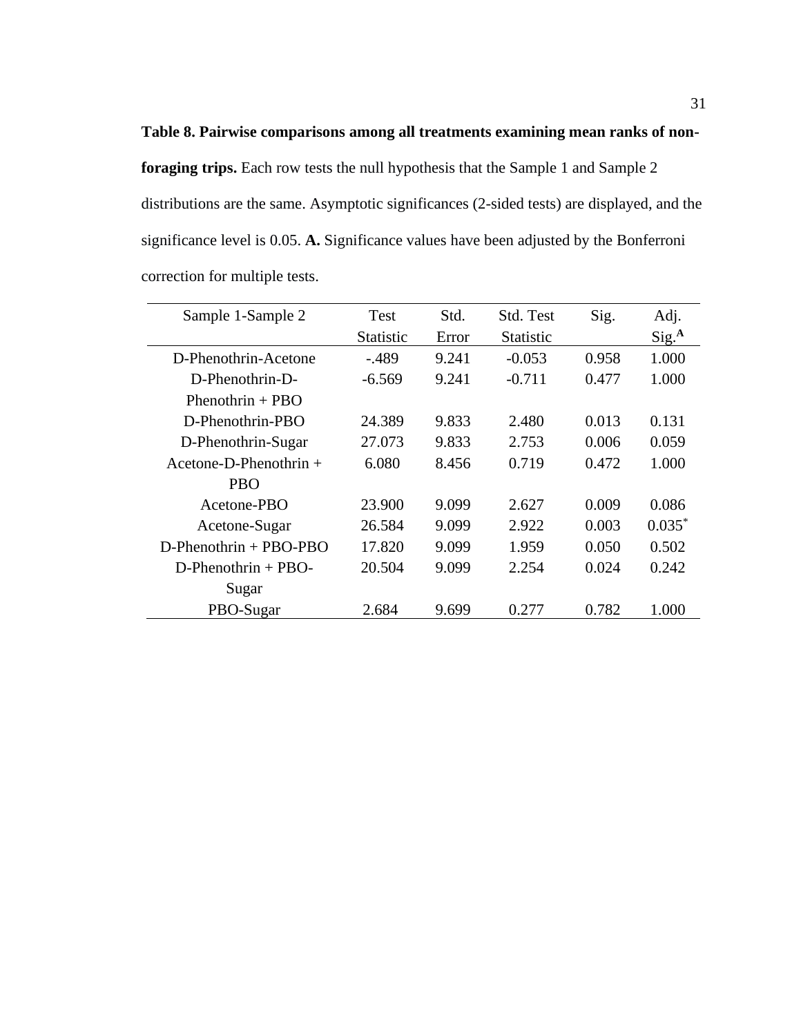**Table 8. Pairwise comparisons among all treatments examining mean ranks of non-foraging trips.** Each row tests the null hypothesis that the Sample 1 and Sample 2 distributions are the same. Asymptotic significances (2-sided tests) are displayed, and the significance level is 0.05. **A.** Significance values have been adjusted by the Bonferroni correction for multiple tests.

| Sample 1-Sample 2 | Test Statistic | Std. Error | Std. Test Statistic | Sig. | Adj. Sig.[A] |
|---|---|---|---|---|---|
| D-Phenothrin-Acetone | -.489 | 9.241 | -0.053 | 0.958 | 1.000 |
| D-Phenothrin-D-Phenothrin + PBO | -6.569 | 9.241 | -0.711 | 0.477 | 1.000 |
| D-Phenothrin-PBO | 24.389 | 9.833 | 2.480 | 0.013 | 0.131 |
| D-Phenothrin-Sugar | 27.073 | 9.833 | 2.753 | 0.006 | 0.059 |
| Acetone-D-Phenothrin + PBO | 6.080 | 8.456 | 0.719 | 0.472 | 1.000 |
| Acetone-PBO | 23.900 | 9.099 | 2.627 | 0.009 | 0.086 |
| Acetone-Sugar | 26.584 | 9.099 | 2.922 | 0.003 | 0.035* |
| D-Phenothrin + PBO-PBO | 17.820 | 9.099 | 1.959 | 0.050 | 0.502 |
| D-Phenothrin + PBO-Sugar | 20.504 | 9.099 | 2.254 | 0.024 | 0.242 |
| PBO-Sugar | 2.684 | 9.699 | 0.277 | 0.782 | 1.000 |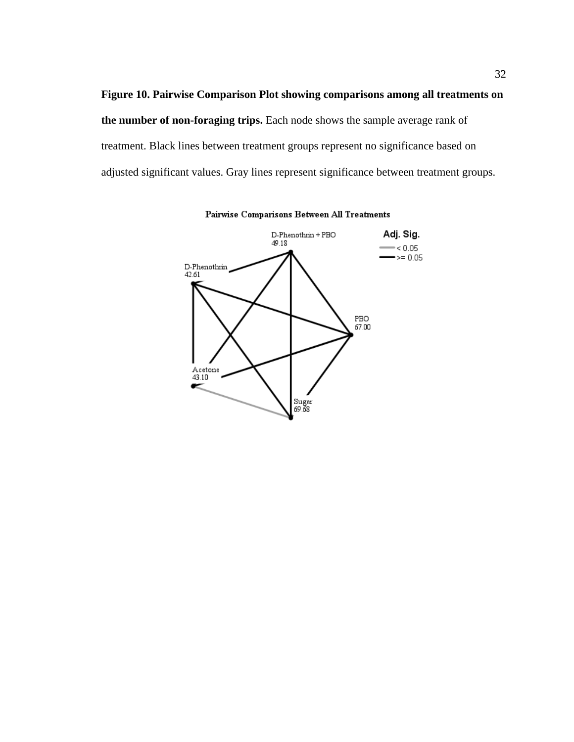**Figure 10. Pairwise Comparison Plot showing comparisons among all treatments on the number of non-foraging trips.** Each node shows the sample average rank of treatment. Black lines between treatment groups represent no significance based on adjusted significant values. Gray lines represent significance between treatment groups.

Pairwise Comparisons Between All Treatments

D-Phenothrin + PBO 49.18

D-Phenothrin 42.61

PBO 67.00

Acetone 43.10

Sugar 69.68

Adj. Sig.
< 0.05
>= 0.05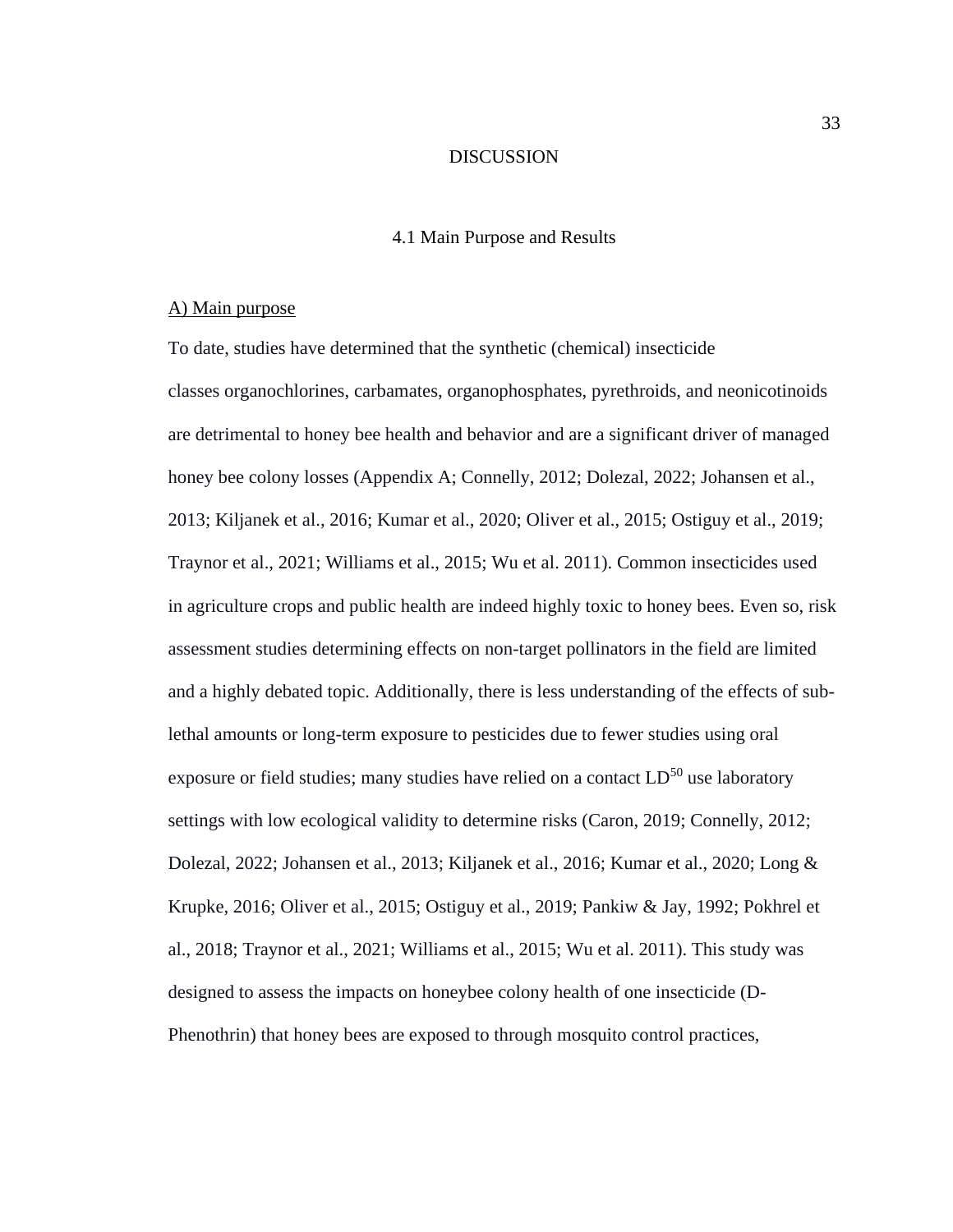# DISCUSSION

## 4.1 Main Purpose and Results

### A) Main purpose

To date, studies have determined that the synthetic (chemical) insecticide classes organochlorines, carbamates, organophosphates, pyrethroids, and neonicotinoids are detrimental to honey bee health and behavior and are a significant driver of managed honey bee colony losses (Appendix A; Connelly, 2012; Dolezal, 2022; Johansen et al., 2013; Kiljanek et al., 2016; Kumar et al., 2020; Oliver et al., 2015; Ostiguy et al., 2019; Traynor et al., 2021; Williams et al., 2015; Wu et al. 2011). Common insecticides used in agriculture crops and public health are indeed highly toxic to honey bees. Even so, risk assessment studies determining effects on non-target pollinators in the field are limited and a highly debated topic. Additionally, there is less understanding of the effects of sub-lethal amounts or long-term exposure to pesticides due to fewer studies using oral exposure or field studies; many studies have relied on a contact $LD^{50}$ use laboratory settings with low ecological validity to determine risks (Caron, 2019; Connelly, 2012; Dolezal, 2022; Johansen et al., 2013; Kiljanek et al., 2016; Kumar et al., 2020; Long & Krupke, 2016; Oliver et al., 2015; Ostiguy et al., 2019; Pankiw & Jay, 1992; Pokhrel et al., 2018; Traynor et al., 2021; Williams et al., 2015; Wu et al. 2011). This study was designed to assess the impacts on honeybee colony health of one insecticide (D-Phenothrin) that honey bees are exposed to through mosquito control practices,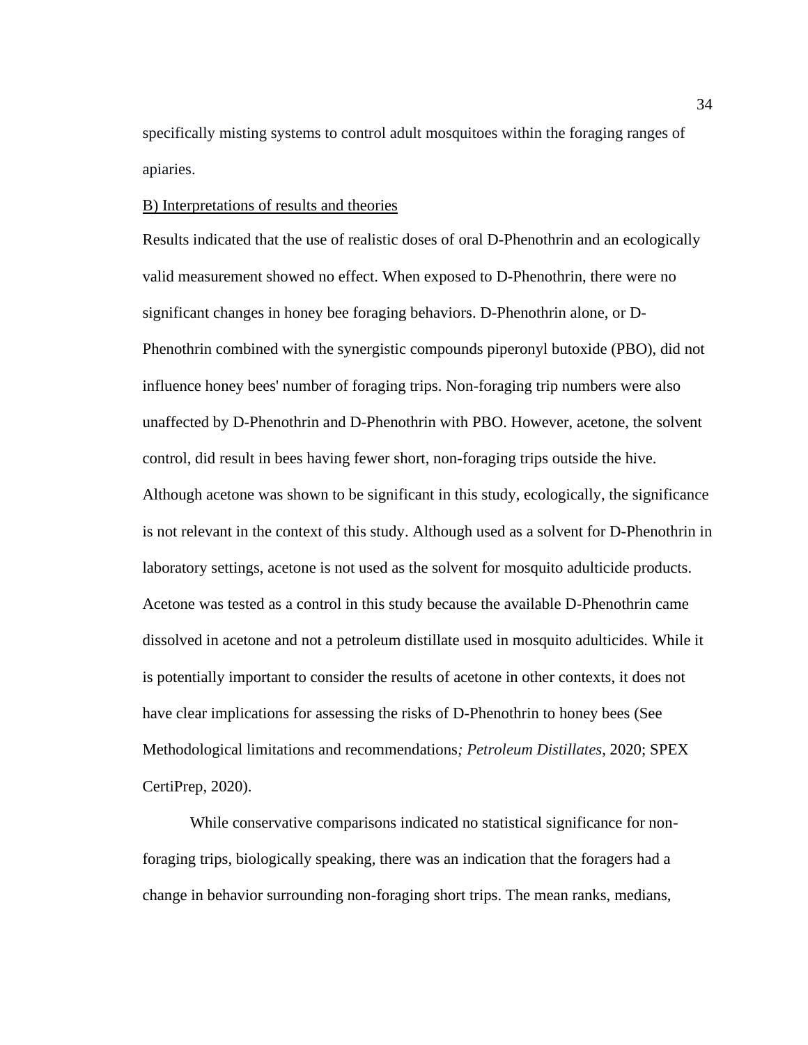specifically misting systems to control adult mosquitoes within the foraging ranges of apiaries.

B) Interpretations of results and theories

Results indicated that the use of realistic doses of oral D-Phenothrin and an ecologically valid measurement showed no effect. When exposed to D-Phenothrin, there were no significant changes in honey bee foraging behaviors. D-Phenothrin alone, or D-Phenothrin combined with the synergistic compounds piperonyl butoxide (PBO), did not influence honey bees' number of foraging trips. Non-foraging trip numbers were also unaffected by D-Phenothrin and D-Phenothrin with PBO. However, acetone, the solvent control, did result in bees having fewer short, non-foraging trips outside the hive. Although acetone was shown to be significant in this study, ecologically, the significance is not relevant in the context of this study. Although used as a solvent for D-Phenothrin in laboratory settings, acetone is not used as the solvent for mosquito adulticide products. Acetone was tested as a control in this study because the available D-Phenothrin came dissolved in acetone and not a petroleum distillate used in mosquito adulticides. While it is potentially important to consider the results of acetone in other contexts, it does not have clear implications for assessing the risks of D-Phenothrin to honey bees (See Methodological limitations and recommendations*; Petroleum Distillates*, 2020; SPEX CertiPrep, 2020).

While conservative comparisons indicated no statistical significance for non-foraging trips, biologically speaking, there was an indication that the foragers had a change in behavior surrounding non-foraging short trips. The mean ranks, medians,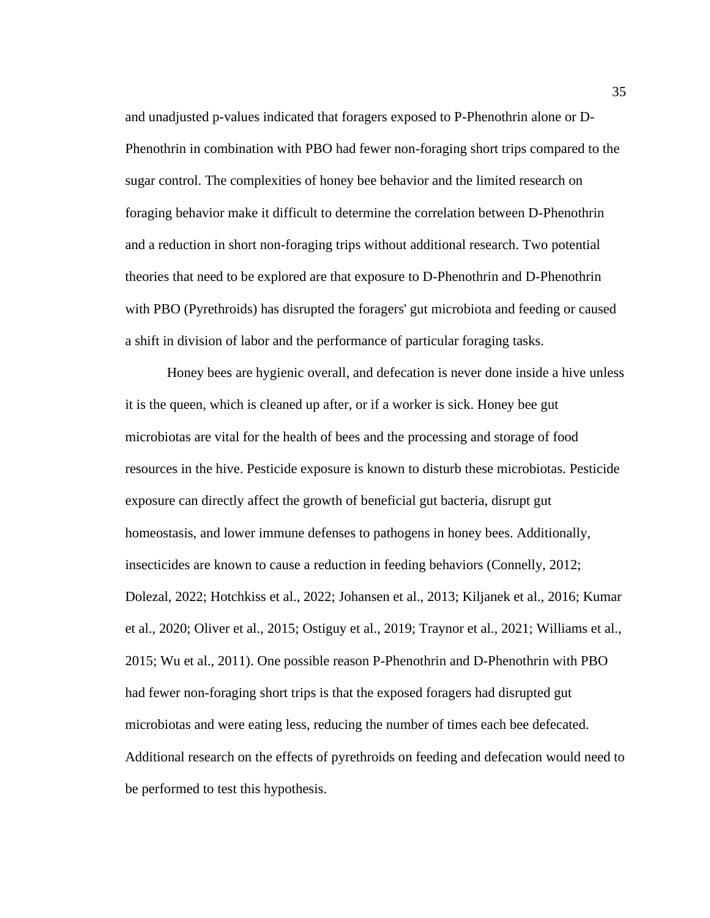and unadjusted p-values indicated that foragers exposed to P-Phenothrin alone or D-Phenothrin in combination with PBO had fewer non-foraging short trips compared to the sugar control. The complexities of honey bee behavior and the limited research on foraging behavior make it difficult to determine the correlation between D-Phenothrin and a reduction in short non-foraging trips without additional research. Two potential theories that need to be explored are that exposure to D-Phenothrin and D-Phenothrin with PBO (Pyrethroids) has disrupted the foragers' gut microbiota and feeding or caused a shift in division of labor and the performance of particular foraging tasks.

Honey bees are hygienic overall, and defecation is never done inside a hive unless it is the queen, which is cleaned up after, or if a worker is sick. Honey bee gut microbiotas are vital for the health of bees and the processing and storage of food resources in the hive. Pesticide exposure is known to disturb these microbiotas. Pesticide exposure can directly affect the growth of beneficial gut bacteria, disrupt gut homeostasis, and lower immune defenses to pathogens in honey bees. Additionally, insecticides are known to cause a reduction in feeding behaviors (Connelly, 2012; Dolezal, 2022; Hotchkiss et al., 2022; Johansen et al., 2013; Kiljanek et al., 2016; Kumar et al., 2020; Oliver et al., 2015; Ostiguy et al., 2019; Traynor et al., 2021; Williams et al., 2015; Wu et al., 2011). One possible reason P-Phenothrin and D-Phenothrin with PBO had fewer non-foraging short trips is that the exposed foragers had disrupted gut microbiotas and were eating less, reducing the number of times each bee defecated. Additional research on the effects of pyrethroids on feeding and defecation would need to be performed to test this hypothesis.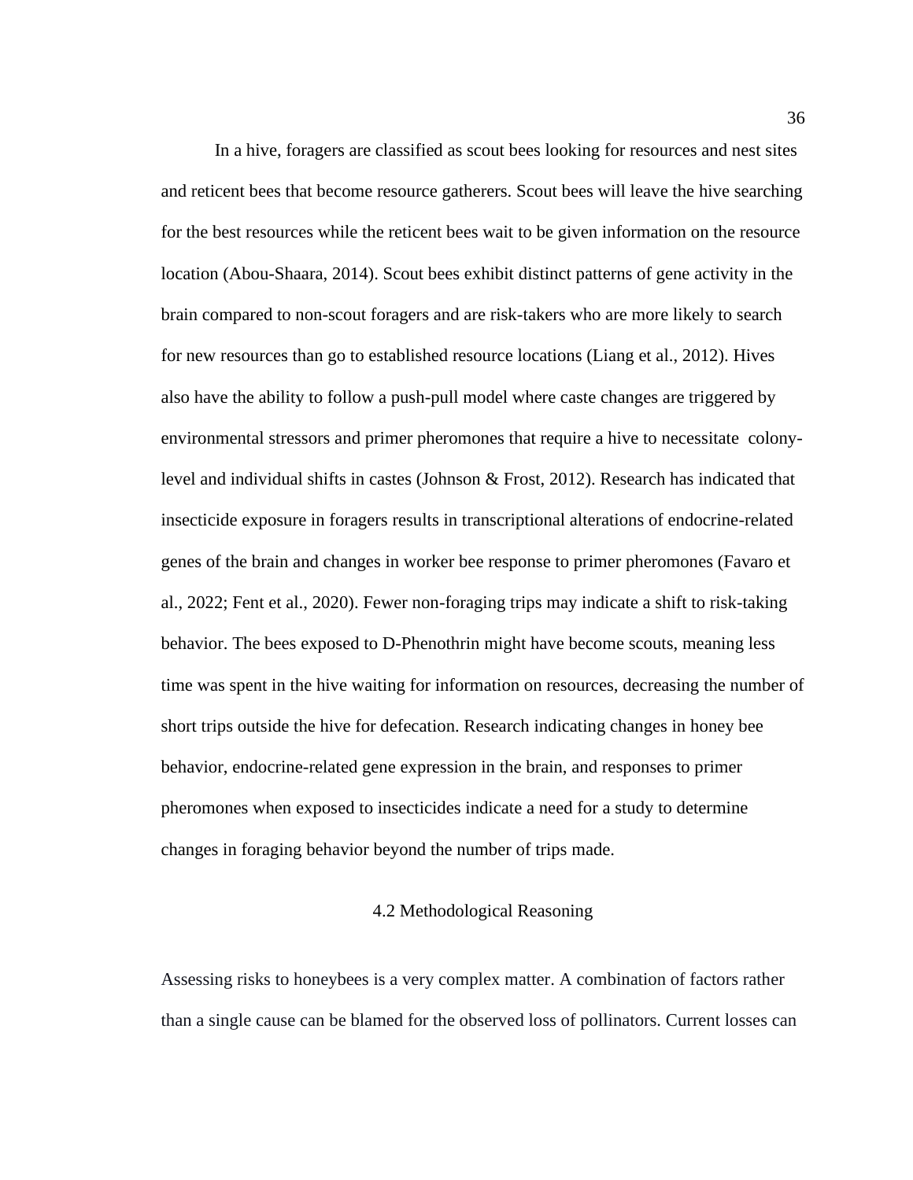In a hive, foragers are classified as scout bees looking for resources and nest sites and reticent bees that become resource gatherers. Scout bees will leave the hive searching for the best resources while the reticent bees wait to be given information on the resource location (Abou-Shaara, 2014). Scout bees exhibit distinct patterns of gene activity in the brain compared to non-scout foragers and are risk-takers who are more likely to search for new resources than go to established resource locations (Liang et al., 2012). Hives also have the ability to follow a push-pull model where caste changes are triggered by environmental stressors and primer pheromones that require a hive to necessitate colony-level and individual shifts in castes (Johnson & Frost, 2012). Research has indicated that insecticide exposure in foragers results in transcriptional alterations of endocrine-related genes of the brain and changes in worker bee response to primer pheromones (Favaro et al., 2022; Fent et al., 2020). Fewer non-foraging trips may indicate a shift to risk-taking behavior. The bees exposed to D-Phenothrin might have become scouts, meaning less time was spent in the hive waiting for information on resources, decreasing the number of short trips outside the hive for defecation. Research indicating changes in honey bee behavior, endocrine-related gene expression in the brain, and responses to primer pheromones when exposed to insecticides indicate a need for a study to determine changes in foraging behavior beyond the number of trips made.

## 4.2 Methodological Reasoning

Assessing risks to honeybees is a very complex matter. A combination of factors rather than a single cause can be blamed for the observed loss of pollinators. Current losses can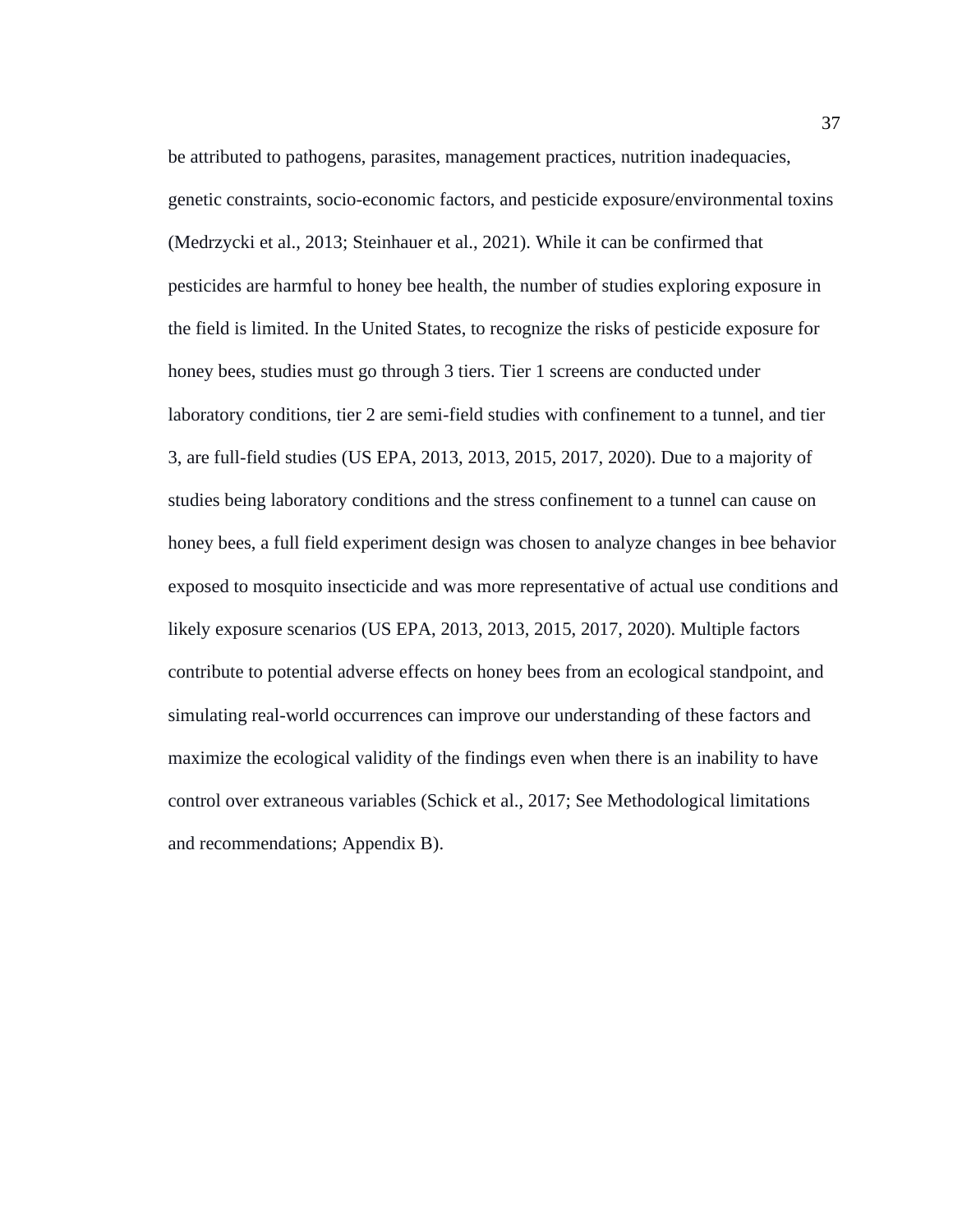be attributed to pathogens, parasites, management practices, nutrition inadequacies, genetic constraints, socio-economic factors, and pesticide exposure/environmental toxins (Medrzycki et al., 2013; Steinhauer et al., 2021). While it can be confirmed that pesticides are harmful to honey bee health, the number of studies exploring exposure in the field is limited. In the United States, to recognize the risks of pesticide exposure for honey bees, studies must go through 3 tiers. Tier 1 screens are conducted under laboratory conditions, tier 2 are semi-field studies with confinement to a tunnel, and tier 3, are full-field studies (US EPA, 2013, 2013, 2015, 2017, 2020). Due to a majority of studies being laboratory conditions and the stress confinement to a tunnel can cause on honey bees, a full field experiment design was chosen to analyze changes in bee behavior exposed to mosquito insecticide and was more representative of actual use conditions and likely exposure scenarios (US EPA, 2013, 2013, 2015, 2017, 2020). Multiple factors contribute to potential adverse effects on honey bees from an ecological standpoint, and simulating real-world occurrences can improve our understanding of these factors and maximize the ecological validity of the findings even when there is an inability to have control over extraneous variables (Schick et al., 2017; See Methodological limitations and recommendations; Appendix B).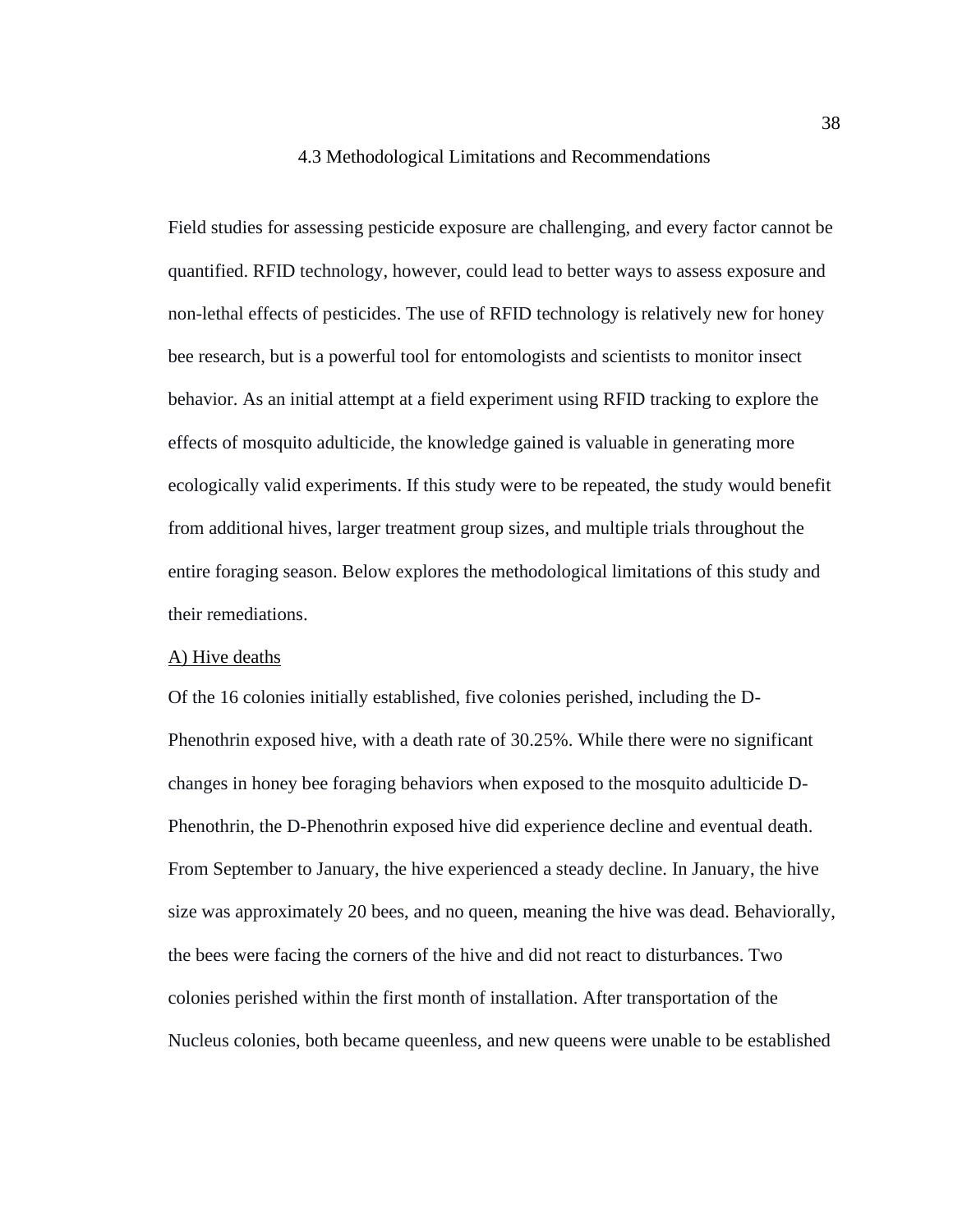### 4.3 Methodological Limitations and Recommendations

Field studies for assessing pesticide exposure are challenging, and every factor cannot be quantified. RFID technology, however, could lead to better ways to assess exposure and non-lethal effects of pesticides. The use of RFID technology is relatively new for honey bee research, but is a powerful tool for entomologists and scientists to monitor insect behavior. As an initial attempt at a field experiment using RFID tracking to explore the effects of mosquito adulticide, the knowledge gained is valuable in generating more ecologically valid experiments. If this study were to be repeated, the study would benefit from additional hives, larger treatment group sizes, and multiple trials throughout the entire foraging season. Below explores the methodological limitations of this study and their remediations.

<u>A) Hive deaths</u>

Of the 16 colonies initially established, five colonies perished, including the D-Phenothrin exposed hive, with a death rate of 30.25%. While there were no significant changes in honey bee foraging behaviors when exposed to the mosquito adulticide D-Phenothrin, the D-Phenothrin exposed hive did experience decline and eventual death. From September to January, the hive experienced a steady decline. In January, the hive size was approximately 20 bees, and no queen, meaning the hive was dead. Behaviorally, the bees were facing the corners of the hive and did not react to disturbances. Two colonies perished within the first month of installation. After transportation of the Nucleus colonies, both became queenless, and new queens were unable to be established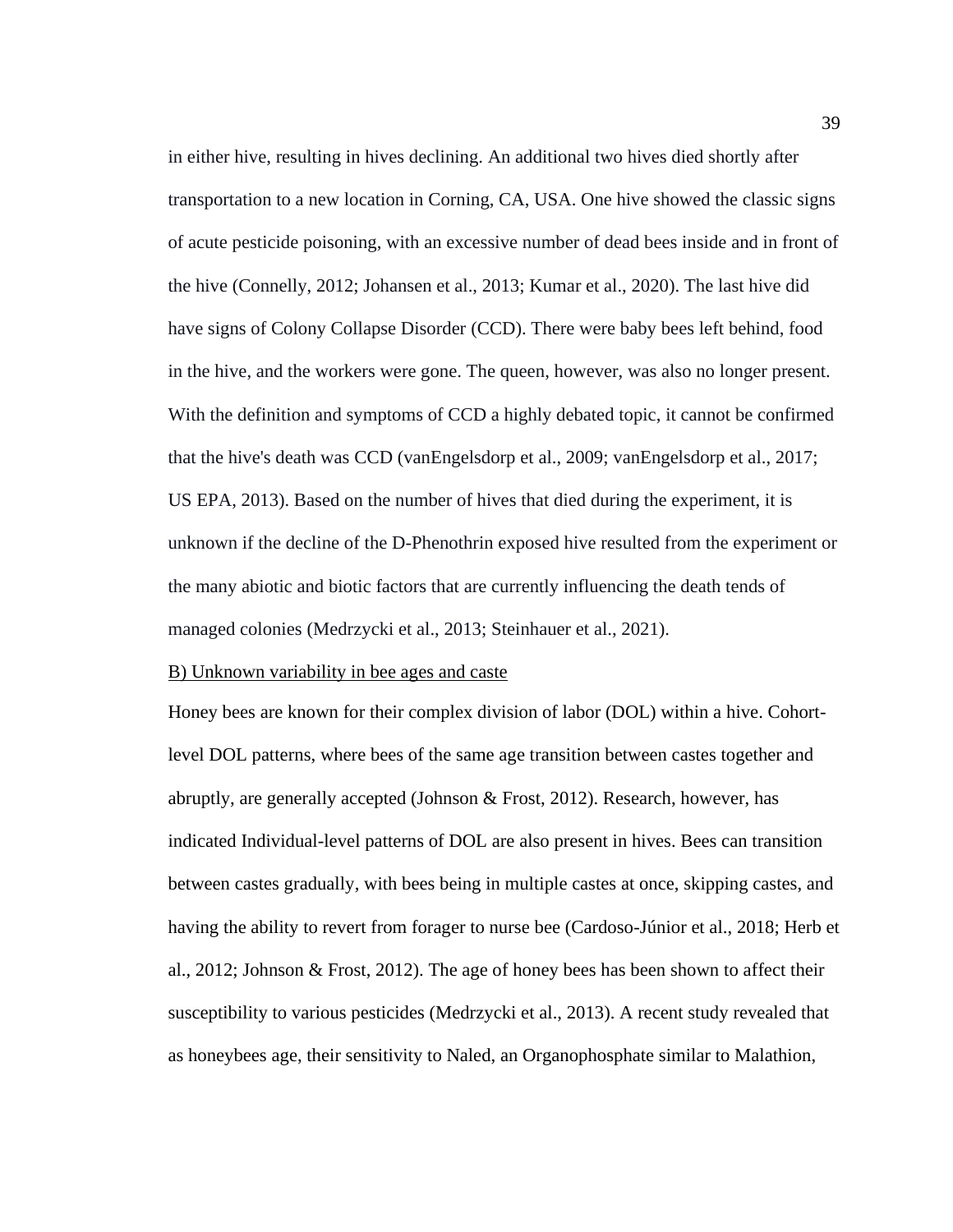in either hive, resulting in hives declining. An additional two hives died shortly after transportation to a new location in Corning, CA, USA. One hive showed the classic signs of acute pesticide poisoning, with an excessive number of dead bees inside and in front of the hive (Connelly, 2012; Johansen et al., 2013; Kumar et al., 2020). The last hive did have signs of Colony Collapse Disorder (CCD). There were baby bees left behind, food in the hive, and the workers were gone. The queen, however, was also no longer present. With the definition and symptoms of CCD a highly debated topic, it cannot be confirmed that the hive's death was CCD (vanEngelsdorp et al., 2009; vanEngelsdorp et al., 2017; US EPA, 2013). Based on the number of hives that died during the experiment, it is unknown if the decline of the D-Phenothrin exposed hive resulted from the experiment or the many abiotic and biotic factors that are currently influencing the death tends of managed colonies (Medrzycki et al., 2013; Steinhauer et al., 2021).

<u>B) Unknown variability in bee ages and caste</u>

Honey bees are known for their complex division of labor (DOL) within a hive. Cohort-level DOL patterns, where bees of the same age transition between castes together and abruptly, are generally accepted (Johnson & Frost, 2012). Research, however, has indicated Individual-level patterns of DOL are also present in hives. Bees can transition between castes gradually, with bees being in multiple castes at once, skipping castes, and having the ability to revert from forager to nurse bee (Cardoso-Júnior et al., 2018; Herb et al., 2012; Johnson & Frost, 2012). The age of honey bees has been shown to affect their susceptibility to various pesticides (Medrzycki et al., 2013). A recent study revealed that as honeybees age, their sensitivity to Naled, an Organophosphate similar to Malathion,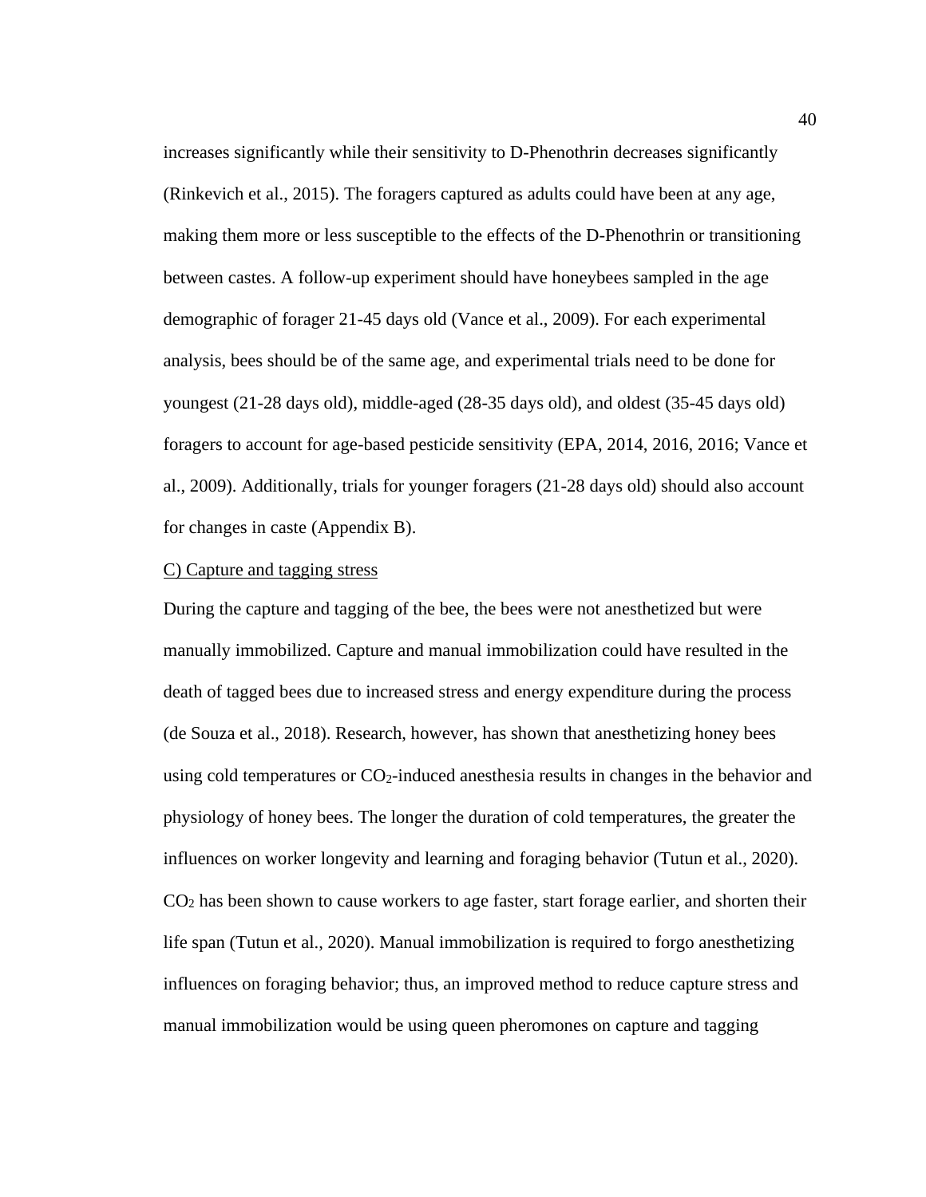increases significantly while their sensitivity to D-Phenothrin decreases significantly (Rinkevich et al., 2015). The foragers captured as adults could have been at any age, making them more or less susceptible to the effects of the D-Phenothrin or transitioning between castes. A follow-up experiment should have honeybees sampled in the age demographic of forager 21-45 days old (Vance et al., 2009). For each experimental analysis, bees should be of the same age, and experimental trials need to be done for youngest (21-28 days old), middle-aged (28-35 days old), and oldest (35-45 days old) foragers to account for age-based pesticide sensitivity (EPA, 2014, 2016, 2016; Vance et al., 2009). Additionally, trials for younger foragers (21-28 days old) should also account for changes in caste (Appendix B).

<u>C) Capture and tagging stress</u>

During the capture and tagging of the bee, the bees were not anesthetized but were manually immobilized. Capture and manual immobilization could have resulted in the death of tagged bees due to increased stress and energy expenditure during the process (de Souza et al., 2018). Research, however, has shown that anesthetizing honey bees using cold temperatures or $CO_2$-induced anesthesia results in changes in the behavior and physiology of honey bees. The longer the duration of cold temperatures, the greater the influences on worker longevity and learning and foraging behavior (Tutun et al., 2020). $CO_2$ has been shown to cause workers to age faster, start forage earlier, and shorten their life span (Tutun et al., 2020). Manual immobilization is required to forgo anesthetizing influences on foraging behavior; thus, an improved method to reduce capture stress and manual immobilization would be using queen pheromones on capture and tagging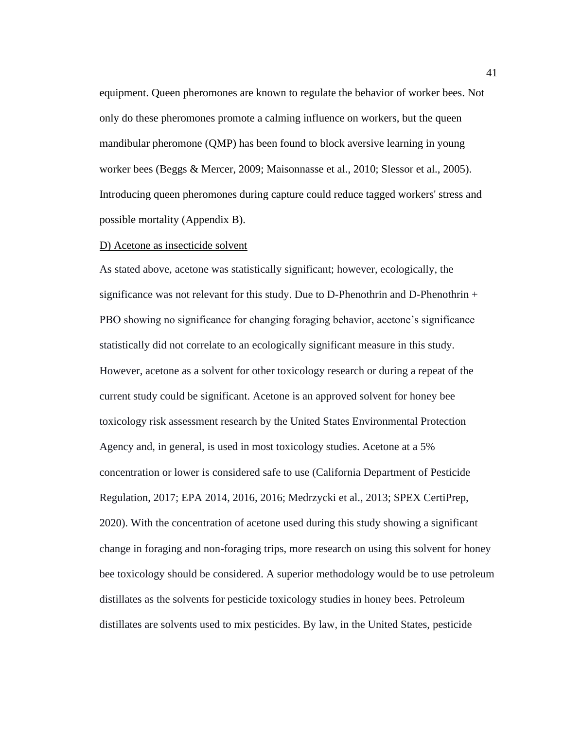equipment. Queen pheromones are known to regulate the behavior of worker bees. Not only do these pheromones promote a calming influence on workers, but the queen mandibular pheromone (QMP) has been found to block aversive learning in young worker bees (Beggs & Mercer, 2009; Maisonnasse et al., 2010; Slessor et al., 2005). Introducing queen pheromones during capture could reduce tagged workers' stress and possible mortality (Appendix B).

<u>D) Acetone as insecticide solvent</u>

As stated above, acetone was statistically significant; however, ecologically, the significance was not relevant for this study. Due to D-Phenothrin and D-Phenothrin + PBO showing no significance for changing foraging behavior, acetone's significance statistically did not correlate to an ecologically significant measure in this study. However, acetone as a solvent for other toxicology research or during a repeat of the current study could be significant. Acetone is an approved solvent for honey bee toxicology risk assessment research by the United States Environmental Protection Agency and, in general, is used in most toxicology studies. Acetone at a 5% concentration or lower is considered safe to use (California Department of Pesticide Regulation, 2017; EPA 2014, 2016, 2016; Medrzycki et al., 2013; SPEX CertiPrep, 2020). With the concentration of acetone used during this study showing a significant change in foraging and non-foraging trips, more research on using this solvent for honey bee toxicology should be considered. A superior methodology would be to use petroleum distillates as the solvents for pesticide toxicology studies in honey bees. Petroleum distillates are solvents used to mix pesticides. By law, in the United States, pesticide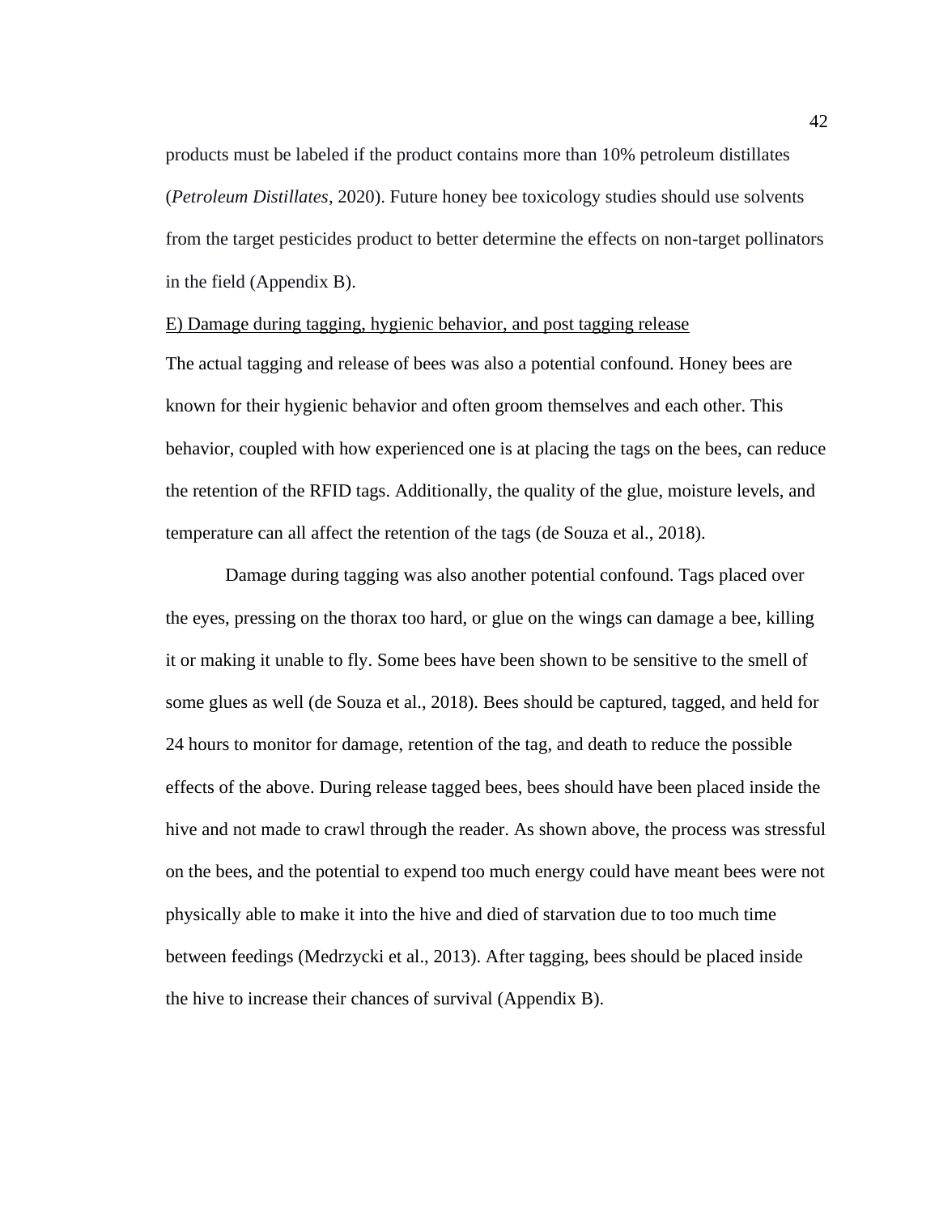products must be labeled if the product contains more than 10% petroleum distillates (*Petroleum Distillates*, 2020). Future honey bee toxicology studies should use solvents from the target pesticides product to better determine the effects on non-target pollinators in the field (Appendix B).

<u>E) Damage during tagging, hygienic behavior, and post tagging release</u>

The actual tagging and release of bees was also a potential confound. Honey bees are known for their hygienic behavior and often groom themselves and each other. This behavior, coupled with how experienced one is at placing the tags on the bees, can reduce the retention of the RFID tags. Additionally, the quality of the glue, moisture levels, and temperature can all affect the retention of the tags (de Souza et al., 2018).

Damage during tagging was also another potential confound. Tags placed over the eyes, pressing on the thorax too hard, or glue on the wings can damage a bee, killing it or making it unable to fly. Some bees have been shown to be sensitive to the smell of some glues as well (de Souza et al., 2018). Bees should be captured, tagged, and held for 24 hours to monitor for damage, retention of the tag, and death to reduce the possible effects of the above. During release tagged bees, bees should have been placed inside the hive and not made to crawl through the reader. As shown above, the process was stressful on the bees, and the potential to expend too much energy could have meant bees were not physically able to make it into the hive and died of starvation due to too much time between feedings (Medrzycki et al., 2013). After tagging, bees should be placed inside the hive to increase their chances of survival (Appendix B).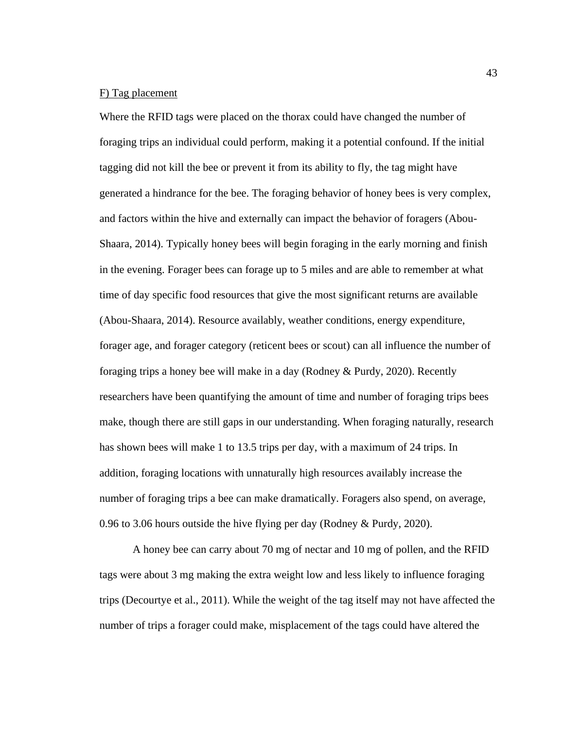F) Tag placement

Where the RFID tags were placed on the thorax could have changed the number of foraging trips an individual could perform, making it a potential confound. If the initial tagging did not kill the bee or prevent it from its ability to fly, the tag might have generated a hindrance for the bee. The foraging behavior of honey bees is very complex, and factors within the hive and externally can impact the behavior of foragers (Abou-Shaara, 2014). Typically honey bees will begin foraging in the early morning and finish in the evening. Forager bees can forage up to 5 miles and are able to remember at what time of day specific food resources that give the most significant returns are available (Abou-Shaara, 2014). Resource availably, weather conditions, energy expenditure, forager age, and forager category (reticent bees or scout) can all influence the number of foraging trips a honey bee will make in a day (Rodney & Purdy, 2020). Recently researchers have been quantifying the amount of time and number of foraging trips bees make, though there are still gaps in our understanding. When foraging naturally, research has shown bees will make 1 to 13.5 trips per day, with a maximum of 24 trips. In addition, foraging locations with unnaturally high resources availably increase the number of foraging trips a bee can make dramatically. Foragers also spend, on average, 0.96 to 3.06 hours outside the hive flying per day (Rodney & Purdy, 2020).

A honey bee can carry about 70 mg of nectar and 10 mg of pollen, and the RFID tags were about 3 mg making the extra weight low and less likely to influence foraging trips (Decourtye et al., 2011). While the weight of the tag itself may not have affected the number of trips a forager could make, misplacement of the tags could have altered the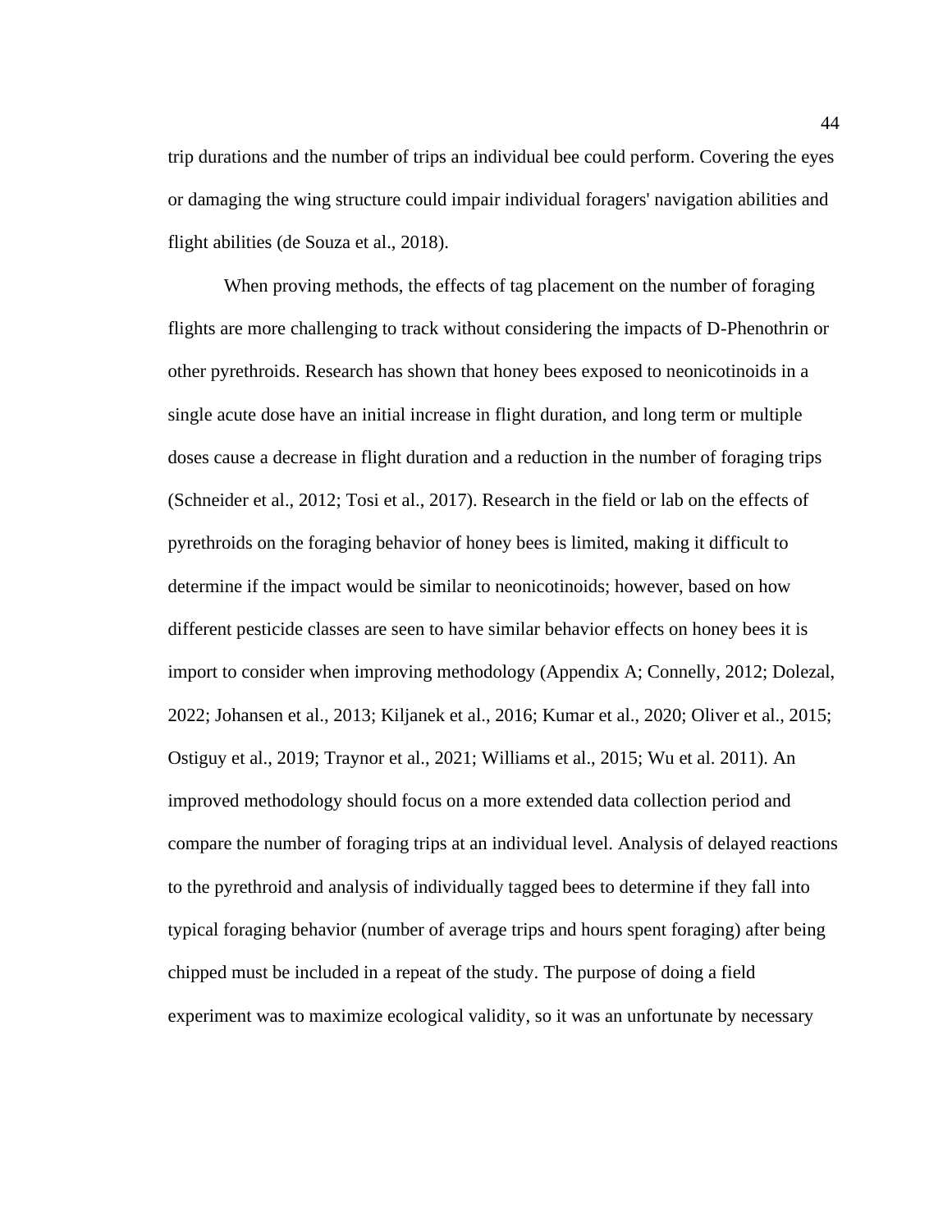trip durations and the number of trips an individual bee could perform. Covering the eyes or damaging the wing structure could impair individual foragers' navigation abilities and flight abilities (de Souza et al., 2018).

When proving methods, the effects of tag placement on the number of foraging flights are more challenging to track without considering the impacts of D-Phenothrin or other pyrethroids. Research has shown that honey bees exposed to neonicotinoids in a single acute dose have an initial increase in flight duration, and long term or multiple doses cause a decrease in flight duration and a reduction in the number of foraging trips (Schneider et al., 2012; Tosi et al., 2017). Research in the field or lab on the effects of pyrethroids on the foraging behavior of honey bees is limited, making it difficult to determine if the impact would be similar to neonicotinoids; however, based on how different pesticide classes are seen to have similar behavior effects on honey bees it is import to consider when improving methodology (Appendix A; Connelly, 2012; Dolezal, 2022; Johansen et al., 2013; Kiljanek et al., 2016; Kumar et al., 2020; Oliver et al., 2015; Ostiguy et al., 2019; Traynor et al., 2021; Williams et al., 2015; Wu et al. 2011). An improved methodology should focus on a more extended data collection period and compare the number of foraging trips at an individual level. Analysis of delayed reactions to the pyrethroid and analysis of individually tagged bees to determine if they fall into typical foraging behavior (number of average trips and hours spent foraging) after being chipped must be included in a repeat of the study. The purpose of doing a field experiment was to maximize ecological validity, so it was an unfortunate by necessary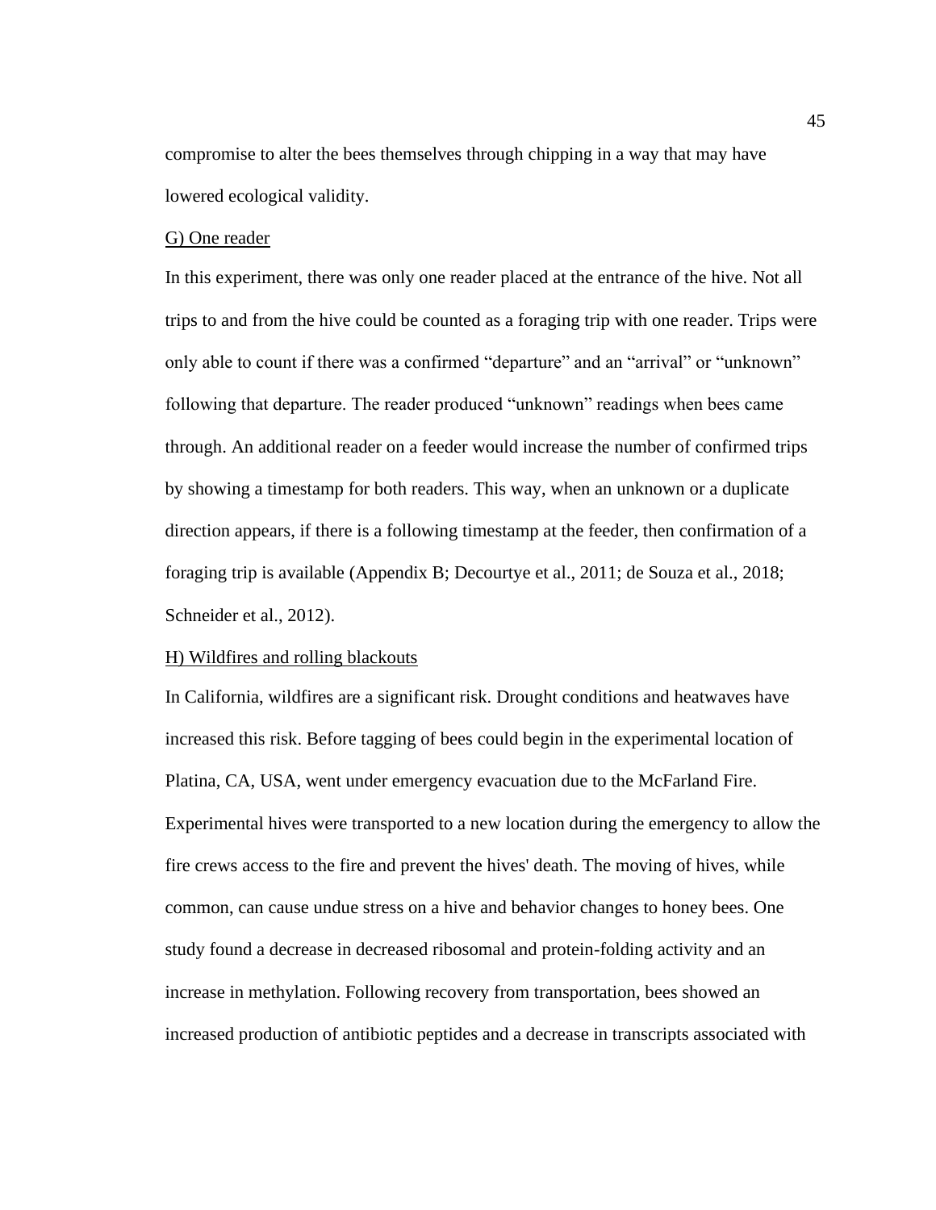compromise to alter the bees themselves through chipping in a way that may have lowered ecological validity.

G) One reader

In this experiment, there was only one reader placed at the entrance of the hive. Not all trips to and from the hive could be counted as a foraging trip with one reader. Trips were only able to count if there was a confirmed “departure” and an “arrival” or “unknown” following that departure. The reader produced “unknown” readings when bees came through. An additional reader on a feeder would increase the number of confirmed trips by showing a timestamp for both readers. This way, when an unknown or a duplicate direction appears, if there is a following timestamp at the feeder, then confirmation of a foraging trip is available (Appendix B; Decourtye et al., 2011; de Souza et al., 2018; Schneider et al., 2012).

H) Wildfires and rolling blackouts

In California, wildfires are a significant risk. Drought conditions and heatwaves have increased this risk. Before tagging of bees could begin in the experimental location of Platina, CA, USA, went under emergency evacuation due to the McFarland Fire. Experimental hives were transported to a new location during the emergency to allow the fire crews access to the fire and prevent the hives' death. The moving of hives, while common, can cause undue stress on a hive and behavior changes to honey bees. One study found a decrease in decreased ribosomal and protein-folding activity and an increase in methylation. Following recovery from transportation, bees showed an increased production of antibiotic peptides and a decrease in transcripts associated with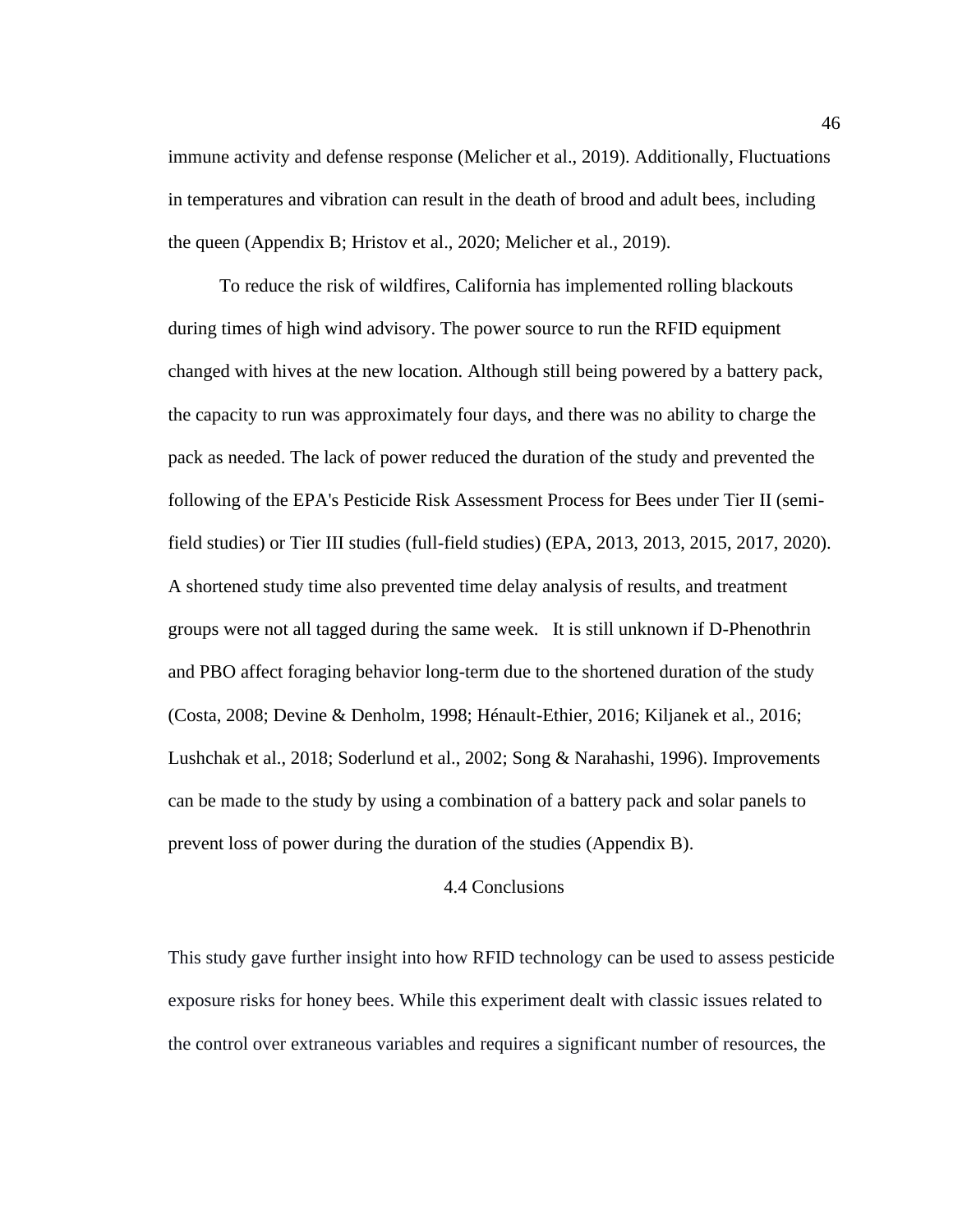immune activity and defense response (Melicher et al., 2019). Additionally, Fluctuations in temperatures and vibration can result in the death of brood and adult bees, including the queen (Appendix B; Hristov et al., 2020; Melicher et al., 2019).

To reduce the risk of wildfires, California has implemented rolling blackouts during times of high wind advisory. The power source to run the RFID equipment changed with hives at the new location. Although still being powered by a battery pack, the capacity to run was approximately four days, and there was no ability to charge the pack as needed. The lack of power reduced the duration of the study and prevented the following of the EPA's Pesticide Risk Assessment Process for Bees under Tier II (semi-field studies) or Tier III studies (full-field studies) (EPA, 2013, 2013, 2015, 2017, 2020). A shortened study time also prevented time delay analysis of results, and treatment groups were not all tagged during the same week. It is still unknown if D-Phenothrin and PBO affect foraging behavior long-term due to the shortened duration of the study (Costa, 2008; Devine & Denholm, 1998; Hénault-Ethier, 2016; Kiljanek et al., 2016; Lushchak et al., 2018; Soderlund et al., 2002; Song & Narahashi, 1996). Improvements can be made to the study by using a combination of a battery pack and solar panels to prevent loss of power during the duration of the studies (Appendix B).

## 4.4 Conclusions

This study gave further insight into how RFID technology can be used to assess pesticide exposure risks for honey bees. While this experiment dealt with classic issues related to the control over extraneous variables and requires a significant number of resources, the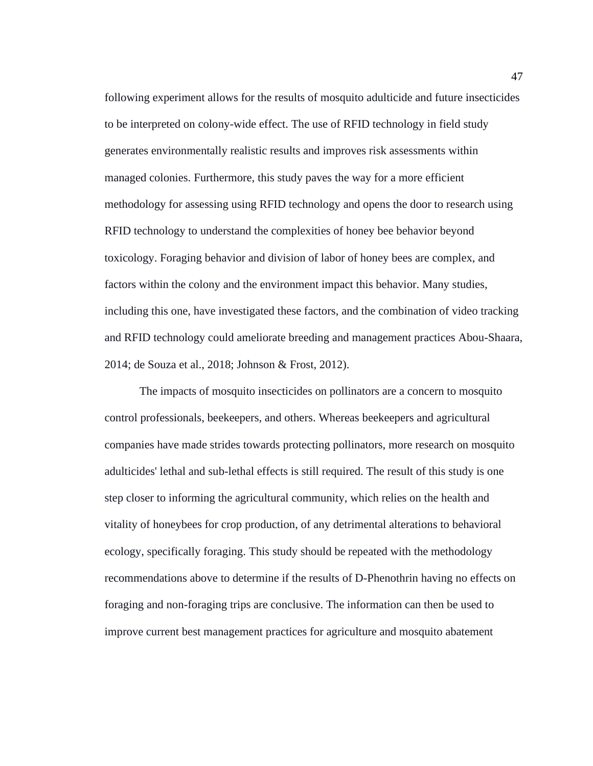following experiment allows for the results of mosquito adulticide and future insecticides to be interpreted on colony-wide effect. The use of RFID technology in field study generates environmentally realistic results and improves risk assessments within managed colonies. Furthermore, this study paves the way for a more efficient methodology for assessing using RFID technology and opens the door to research using RFID technology to understand the complexities of honey bee behavior beyond toxicology. Foraging behavior and division of labor of honey bees are complex, and factors within the colony and the environment impact this behavior. Many studies, including this one, have investigated these factors, and the combination of video tracking and RFID technology could ameliorate breeding and management practices Abou-Shaara, 2014; de Souza et al., 2018; Johnson & Frost, 2012).

The impacts of mosquito insecticides on pollinators are a concern to mosquito control professionals, beekeepers, and others. Whereas beekeepers and agricultural companies have made strides towards protecting pollinators, more research on mosquito adulticides' lethal and sub-lethal effects is still required. The result of this study is one step closer to informing the agricultural community, which relies on the health and vitality of honeybees for crop production, of any detrimental alterations to behavioral ecology, specifically foraging. This study should be repeated with the methodology recommendations above to determine if the results of D-Phenothrin having no effects on foraging and non-foraging trips are conclusive. The information can then be used to improve current best management practices for agriculture and mosquito abatement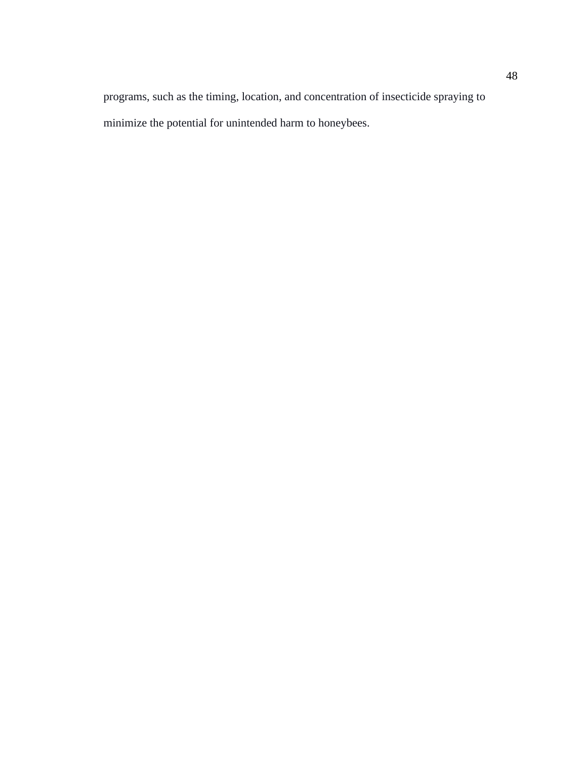programs, such as the timing, location, and concentration of insecticide spraying to minimize the potential for unintended harm to honeybees.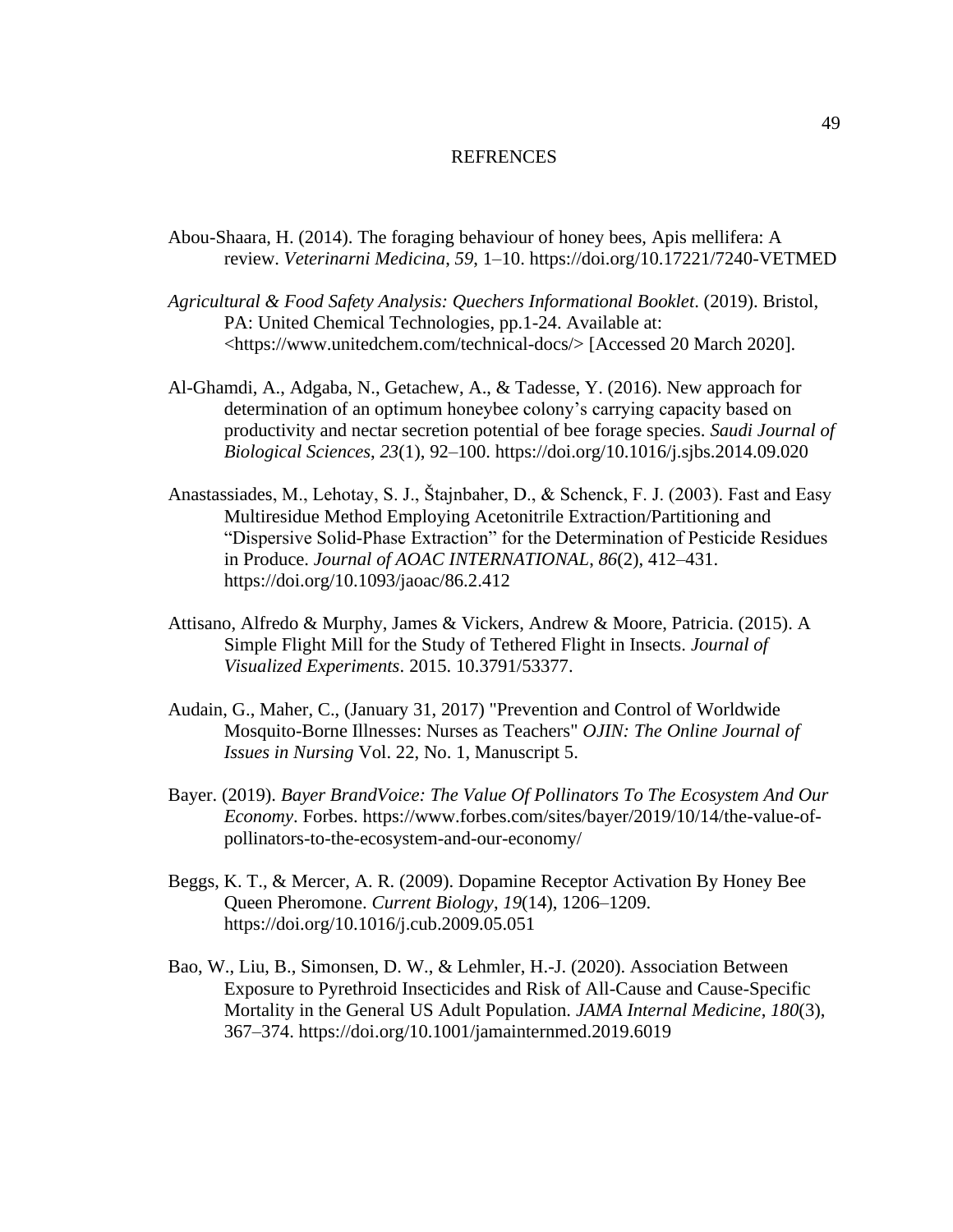# REFRENCES

Abou-Shaara, H. (2014). The foraging behaviour of honey bees, Apis mellifera: A review. *Veterinarni Medicina*, *59*, 1–10. https://doi.org/10.17221/7240-VETMED

*Agricultural & Food Safety Analysis: Quechers Informational Booklet*. (2019). Bristol, PA: United Chemical Technologies, pp.1-24. Available at: <https://www.unitedchem.com/technical-docs/> [Accessed 20 March 2020].

Al-Ghamdi, A., Adgaba, N., Getachew, A., & Tadesse, Y. (2016). New approach for determination of an optimum honeybee colony's carrying capacity based on productivity and nectar secretion potential of bee forage species. *Saudi Journal of Biological Sciences*, *23*(1), 92–100. https://doi.org/10.1016/j.sjbs.2014.09.020

Anastassiades, M., Lehotay, S. J., Štajnbaher, D., & Schenck, F. J. (2003). Fast and Easy Multiresidue Method Employing Acetonitrile Extraction/Partitioning and "Dispersive Solid-Phase Extraction" for the Determination of Pesticide Residues in Produce. *Journal of AOAC INTERNATIONAL*, *86*(2), 412–431. https://doi.org/10.1093/jaoac/86.2.412

Attisano, Alfredo & Murphy, James & Vickers, Andrew & Moore, Patricia. (2015). A Simple Flight Mill for the Study of Tethered Flight in Insects. *Journal of Visualized Experiments*. 2015. 10.3791/53377.

Audain, G., Maher, C., (January 31, 2017) "Prevention and Control of Worldwide Mosquito-Borne Illnesses: Nurses as Teachers" *OJIN: The Online Journal of Issues in Nursing* Vol. 22, No. 1, Manuscript 5.

Bayer. (2019). *Bayer BrandVoice: The Value Of Pollinators To The Ecosystem And Our Economy*. Forbes. https://www.forbes.com/sites/bayer/2019/10/14/the-value-of-pollinators-to-the-ecosystem-and-our-economy/

Beggs, K. T., & Mercer, A. R. (2009). Dopamine Receptor Activation By Honey Bee Queen Pheromone. *Current Biology*, *19*(14), 1206–1209. https://doi.org/10.1016/j.cub.2009.05.051

Bao, W., Liu, B., Simonsen, D. W., & Lehmler, H.-J. (2020). Association Between Exposure to Pyrethroid Insecticides and Risk of All-Cause and Cause-Specific Mortality in the General US Adult Population. *JAMA Internal Medicine*, *180*(3), 367–374. https://doi.org/10.1001/jamainternmed.2019.6019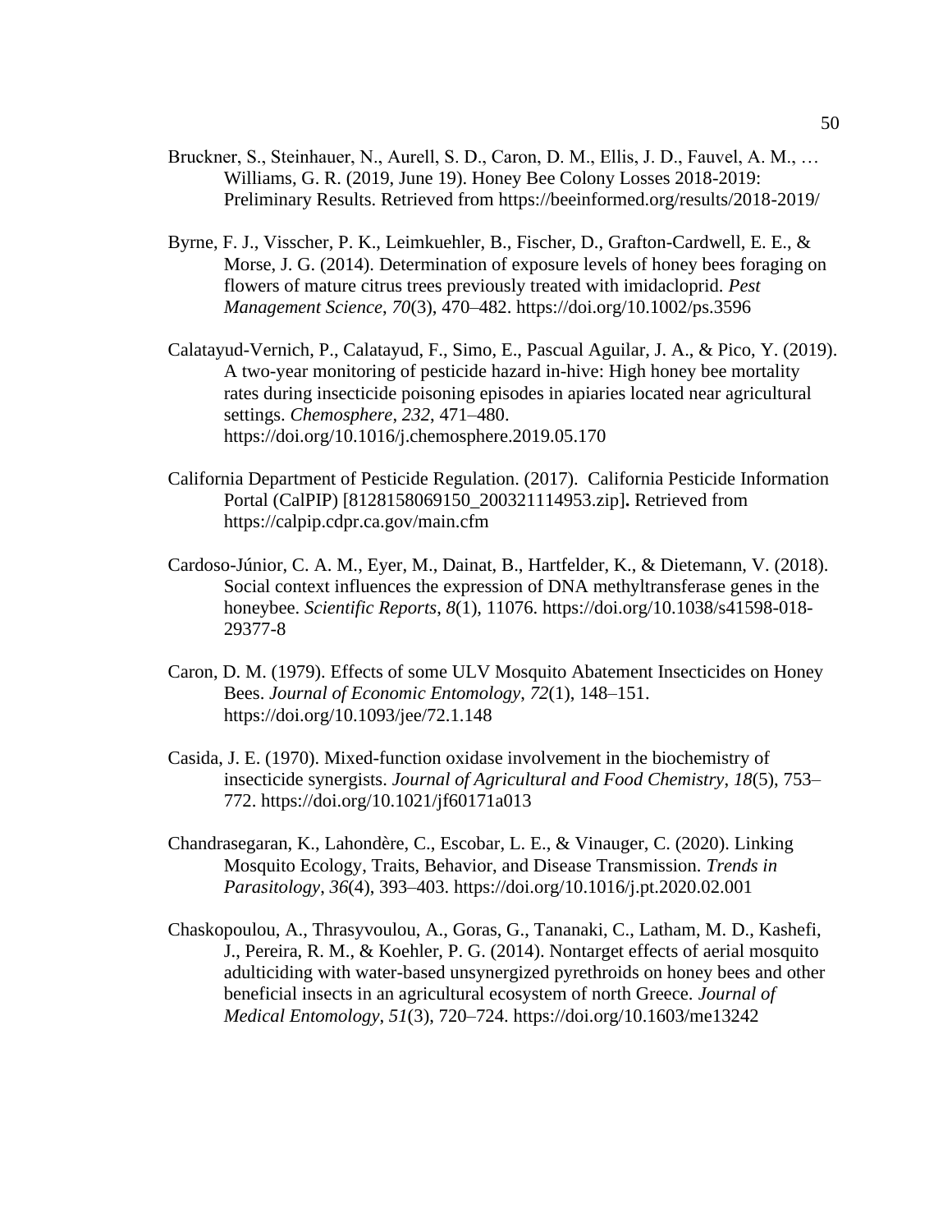Bruckner, S., Steinhauer, N., Aurell, S. D., Caron, D. M., Ellis, J. D., Fauvel, A. M., … Williams, G. R. (2019, June 19). Honey Bee Colony Losses 2018-2019: Preliminary Results. Retrieved from https://beeinformed.org/results/2018-2019/

Byrne, F. J., Visscher, P. K., Leimkuehler, B., Fischer, D., Grafton-Cardwell, E. E., & Morse, J. G. (2014). Determination of exposure levels of honey bees foraging on flowers of mature citrus trees previously treated with imidacloprid. *Pest Management Science*, *70*(3), 470–482. https://doi.org/10.1002/ps.3596

Calatayud-Vernich, P., Calatayud, F., Simo, E., Pascual Aguilar, J. A., & Pico, Y. (2019). A two-year monitoring of pesticide hazard in-hive: High honey bee mortality rates during insecticide poisoning episodes in apiaries located near agricultural settings. *Chemosphere*, *232*, 471–480. https://doi.org/10.1016/j.chemosphere.2019.05.170

California Department of Pesticide Regulation. (2017). California Pesticide Information Portal (CalPIP) [8128158069150_200321114953.zip]**.** Retrieved from https://calpip.cdpr.ca.gov/main.cfm

Cardoso-Júnior, C. A. M., Eyer, M., Dainat, B., Hartfelder, K., & Dietemann, V. (2018). Social context influences the expression of DNA methyltransferase genes in the honeybee. *Scientific Reports*, *8*(1), 11076. https://doi.org/10.1038/s41598-018-29377-8

Caron, D. M. (1979). Effects of some ULV Mosquito Abatement Insecticides on Honey Bees. *Journal of Economic Entomology*, *72*(1), 148–151. https://doi.org/10.1093/jee/72.1.148

Casida, J. E. (1970). Mixed-function oxidase involvement in the biochemistry of insecticide synergists. *Journal of Agricultural and Food Chemistry*, *18*(5), 753–772. https://doi.org/10.1021/jf60171a013

Chandrasegaran, K., Lahondère, C., Escobar, L. E., & Vinauger, C. (2020). Linking Mosquito Ecology, Traits, Behavior, and Disease Transmission. *Trends in Parasitology*, *36*(4), 393–403. https://doi.org/10.1016/j.pt.2020.02.001

Chaskopoulou, A., Thrasyvoulou, A., Goras, G., Tananaki, C., Latham, M. D., Kashefi, J., Pereira, R. M., & Koehler, P. G. (2014). Nontarget effects of aerial mosquito adulticiding with water-based unsynergized pyrethroids on honey bees and other beneficial insects in an agricultural ecosystem of north Greece. *Journal of Medical Entomology*, *51*(3), 720–724. https://doi.org/10.1603/me13242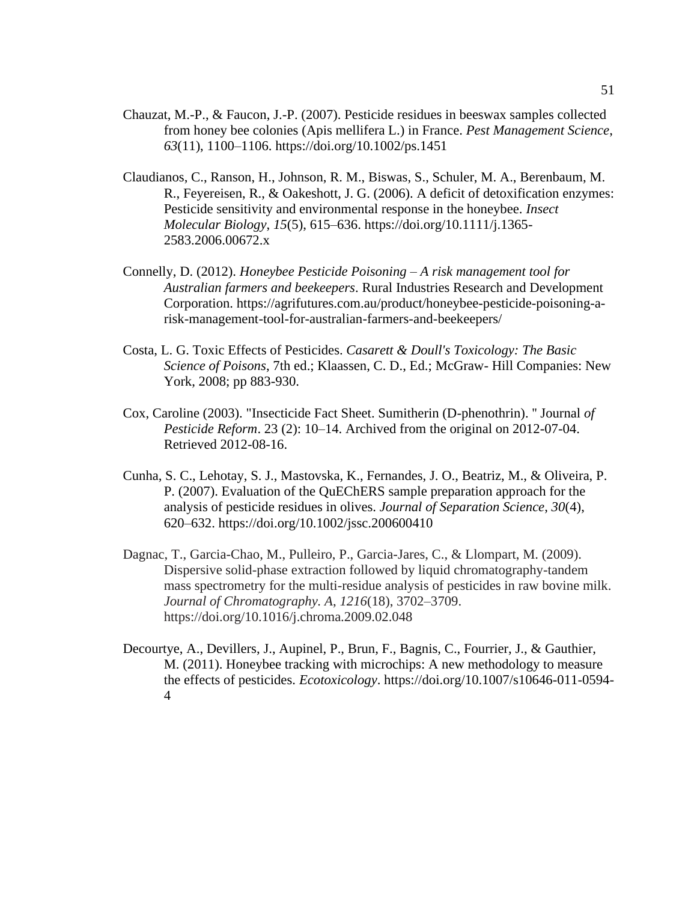Chauzat, M.-P., & Faucon, J.-P. (2007). Pesticide residues in beeswax samples collected from honey bee colonies (Apis mellifera L.) in France. *Pest Management Science*, *63*(11), 1100–1106. https://doi.org/10.1002/ps.1451

Claudianos, C., Ranson, H., Johnson, R. M., Biswas, S., Schuler, M. A., Berenbaum, M. R., Feyereisen, R., & Oakeshott, J. G. (2006). A deficit of detoxification enzymes: Pesticide sensitivity and environmental response in the honeybee. *Insect Molecular Biology*, *15*(5), 615–636. https://doi.org/10.1111/j.1365-2583.2006.00672.x

Connelly, D. (2012). *Honeybee Pesticide Poisoning – A risk management tool for Australian farmers and beekeepers*. Rural Industries Research and Development Corporation. https://agrifutures.com.au/product/honeybee-pesticide-poisoning-a-risk-management-tool-for-australian-farmers-and-beekeepers/

Costa, L. G. Toxic Effects of Pesticides. *Casarett & Doull's Toxicology: The Basic Science of Poisons*, 7th ed.; Klaassen, C. D., Ed.; McGraw- Hill Companies: New York, 2008; pp 883-930.

Cox, Caroline (2003). "Insecticide Fact Sheet. Sumitherin (D-phenothrin). " Journal *of Pesticide Reform*. 23 (2): 10–14. Archived from the original on 2012-07-04. Retrieved 2012-08-16.

Cunha, S. C., Lehotay, S. J., Mastovska, K., Fernandes, J. O., Beatriz, M., & Oliveira, P. P. (2007). Evaluation of the QuEChERS sample preparation approach for the analysis of pesticide residues in olives. *Journal of Separation Science*, *30*(4), 620–632. https://doi.org/10.1002/jssc.200600410

Dagnac, T., Garcia-Chao, M., Pulleiro, P., Garcia-Jares, C., & Llompart, M. (2009). Dispersive solid-phase extraction followed by liquid chromatography-tandem mass spectrometry for the multi-residue analysis of pesticides in raw bovine milk. *Journal of Chromatography. A*, *1216*(18), 3702–3709. https://doi.org/10.1016/j.chroma.2009.02.048

Decourtye, A., Devillers, J., Aupinel, P., Brun, F., Bagnis, C., Fourrier, J., & Gauthier, M. (2011). Honeybee tracking with microchips: A new methodology to measure the effects of pesticides. *Ecotoxicology*. https://doi.org/10.1007/s10646-011-0594-4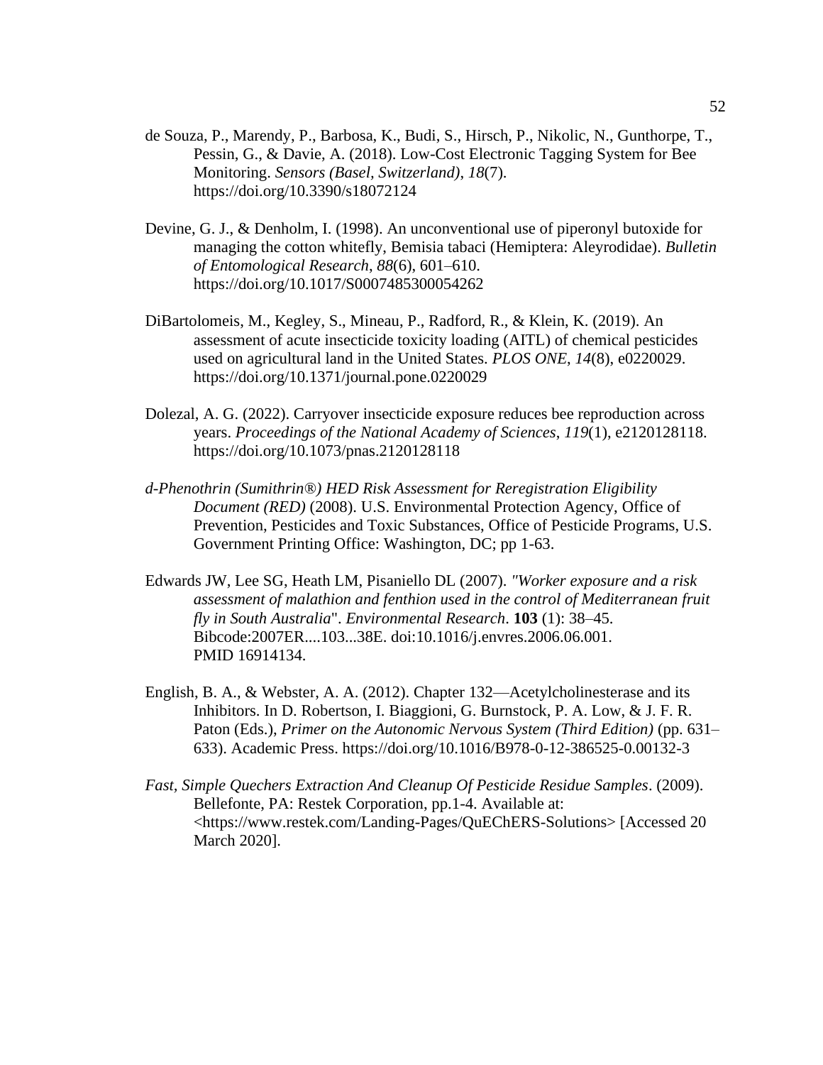de Souza, P., Marendy, P., Barbosa, K., Budi, S., Hirsch, P., Nikolic, N., Gunthorpe, T., Pessin, G., & Davie, A. (2018). Low-Cost Electronic Tagging System for Bee Monitoring. *Sensors (Basel, Switzerland)*, *18*(7). https://doi.org/10.3390/s18072124

Devine, G. J., & Denholm, I. (1998). An unconventional use of piperonyl butoxide for managing the cotton whitefly, Bemisia tabaci (Hemiptera: Aleyrodidae). *Bulletin of Entomological Research*, *88*(6), 601–610. https://doi.org/10.1017/S0007485300054262

DiBartolomeis, M., Kegley, S., Mineau, P., Radford, R., & Klein, K. (2019). An assessment of acute insecticide toxicity loading (AITL) of chemical pesticides used on agricultural land in the United States. *PLOS ONE*, *14*(8), e0220029. https://doi.org/10.1371/journal.pone.0220029

Dolezal, A. G. (2022). Carryover insecticide exposure reduces bee reproduction across years. *Proceedings of the National Academy of Sciences*, *119*(1), e2120128118. https://doi.org/10.1073/pnas.2120128118

*d-Phenothrin (Sumithrin®) HED Risk Assessment for Reregistration Eligibility Document (RED)* (2008). U.S. Environmental Protection Agency, Office of Prevention, Pesticides and Toxic Substances, Office of Pesticide Programs, U.S. Government Printing Office: Washington, DC; pp 1-63.

Edwards JW, Lee SG, Heath LM, Pisaniello DL (2007). *"Worker exposure and a risk assessment of malathion and fenthion used in the control of Mediterranean fruit fly in South Australia*". *Environmental Research*. **103** (1): 38–45. Bibcode:2007ER....103...38E. doi:10.1016/j.envres.2006.06.001. PMID 16914134.

English, B. A., & Webster, A. A. (2012). Chapter 132—Acetylcholinesterase and its Inhibitors. In D. Robertson, I. Biaggioni, G. Burnstock, P. A. Low, & J. F. R. Paton (Eds.), *Primer on the Autonomic Nervous System (Third Edition)* (pp. 631–633). Academic Press. https://doi.org/10.1016/B978-0-12-386525-0.00132-3

*Fast, Simple Quechers Extraction And Cleanup Of Pesticide Residue Samples*. (2009). Bellefonte, PA: Restek Corporation, pp.1-4. Available at: <https://www.restek.com/Landing-Pages/QuEChERS-Solutions> [Accessed 20 March 2020].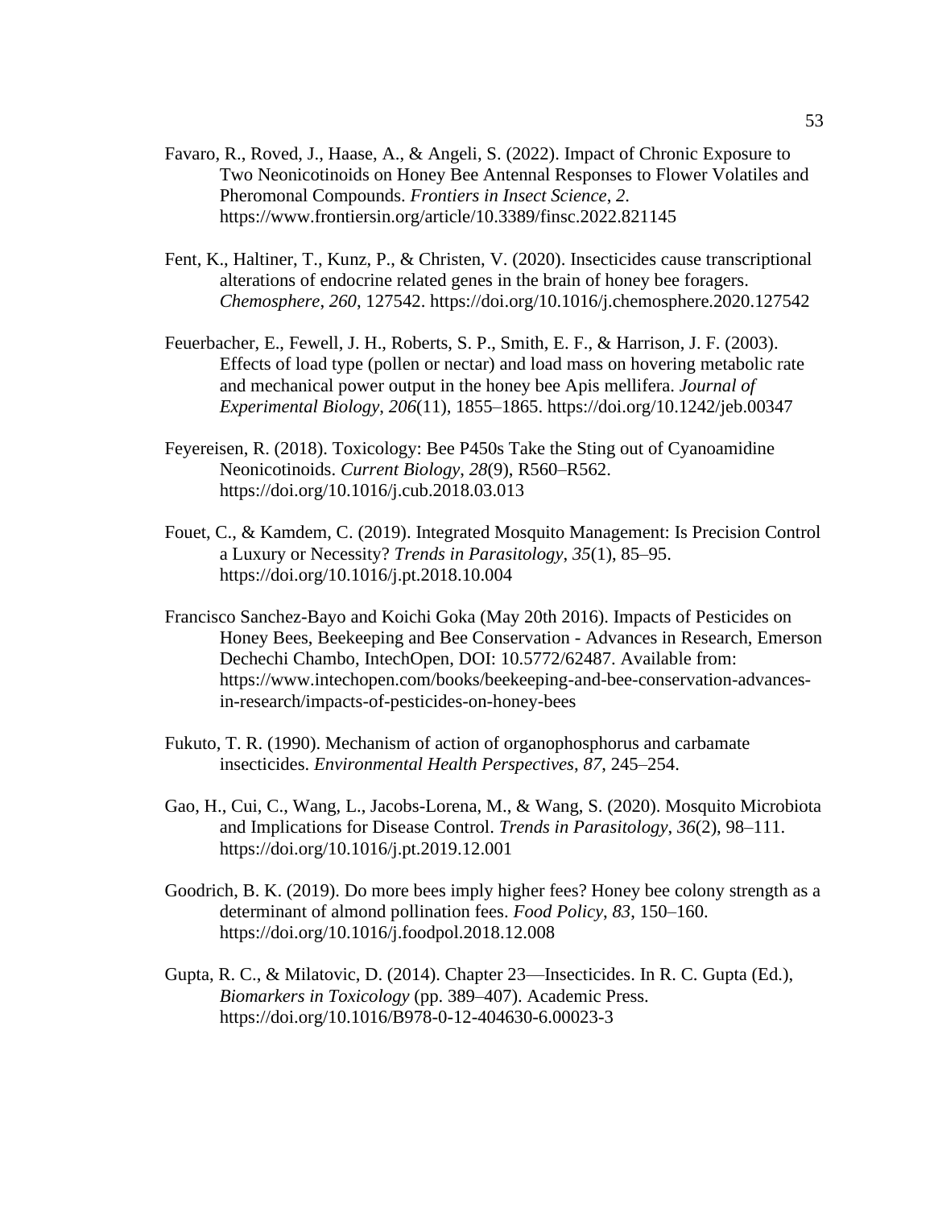Favaro, R., Roved, J., Haase, A., & Angeli, S. (2022). Impact of Chronic Exposure to Two Neonicotinoids on Honey Bee Antennal Responses to Flower Volatiles and Pheromonal Compounds. *Frontiers in Insect Science*, *2*. https://www.frontiersin.org/article/10.3389/finsc.2022.821145

Fent, K., Haltiner, T., Kunz, P., & Christen, V. (2020). Insecticides cause transcriptional alterations of endocrine related genes in the brain of honey bee foragers. *Chemosphere*, *260*, 127542. https://doi.org/10.1016/j.chemosphere.2020.127542

Feuerbacher, E., Fewell, J. H., Roberts, S. P., Smith, E. F., & Harrison, J. F. (2003). Effects of load type (pollen or nectar) and load mass on hovering metabolic rate and mechanical power output in the honey bee Apis mellifera. *Journal of Experimental Biology*, *206*(11), 1855–1865. https://doi.org/10.1242/jeb.00347

Feyereisen, R. (2018). Toxicology: Bee P450s Take the Sting out of Cyanoamidine Neonicotinoids. *Current Biology*, *28*(9), R560–R562. https://doi.org/10.1016/j.cub.2018.03.013

Fouet, C., & Kamdem, C. (2019). Integrated Mosquito Management: Is Precision Control a Luxury or Necessity? *Trends in Parasitology*, *35*(1), 85–95. https://doi.org/10.1016/j.pt.2018.10.004

Francisco Sanchez-Bayo and Koichi Goka (May 20th 2016). Impacts of Pesticides on Honey Bees, Beekeeping and Bee Conservation - Advances in Research, Emerson Dechechi Chambo, IntechOpen, DOI: 10.5772/62487. Available from: https://www.intechopen.com/books/beekeeping-and-bee-conservation-advances-in-research/impacts-of-pesticides-on-honey-bees

Fukuto, T. R. (1990). Mechanism of action of organophosphorus and carbamate insecticides. *Environmental Health Perspectives*, *87*, 245–254.

Gao, H., Cui, C., Wang, L., Jacobs-Lorena, M., & Wang, S. (2020). Mosquito Microbiota and Implications for Disease Control. *Trends in Parasitology*, *36*(2), 98–111. https://doi.org/10.1016/j.pt.2019.12.001

Goodrich, B. K. (2019). Do more bees imply higher fees? Honey bee colony strength as a determinant of almond pollination fees. *Food Policy*, *83*, 150–160. https://doi.org/10.1016/j.foodpol.2018.12.008

Gupta, R. C., & Milatovic, D. (2014). Chapter 23—Insecticides. In R. C. Gupta (Ed.), *Biomarkers in Toxicology* (pp. 389–407). Academic Press. https://doi.org/10.1016/B978-0-12-404630-6.00023-3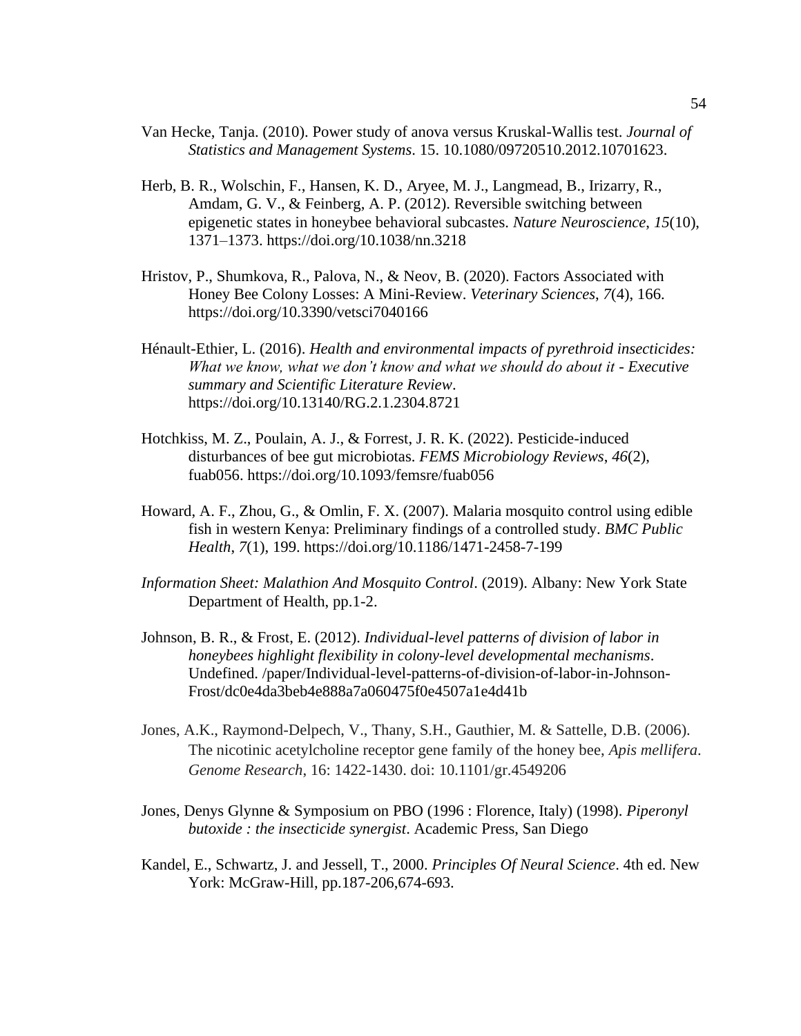Van Hecke, Tanja. (2010). Power study of anova versus Kruskal-Wallis test. *Journal of Statistics and Management Systems*. 15. 10.1080/09720510.2012.10701623.

Herb, B. R., Wolschin, F., Hansen, K. D., Aryee, M. J., Langmead, B., Irizarry, R., Amdam, G. V., & Feinberg, A. P. (2012). Reversible switching between epigenetic states in honeybee behavioral subcastes. *Nature Neuroscience*, *15*(10), 1371–1373. https://doi.org/10.1038/nn.3218

Hristov, P., Shumkova, R., Palova, N., & Neov, B. (2020). Factors Associated with Honey Bee Colony Losses: A Mini-Review. *Veterinary Sciences*, *7*(4), 166. https://doi.org/10.3390/vetsci7040166

Hénault-Ethier, L. (2016). *Health and environmental impacts of pyrethroid insecticides: What we know, what we don't know and what we should do about it - Executive summary and Scientific Literature Review*. https://doi.org/10.13140/RG.2.1.2304.8721

Hotchkiss, M. Z., Poulain, A. J., & Forrest, J. R. K. (2022). Pesticide-induced disturbances of bee gut microbiotas. *FEMS Microbiology Reviews*, *46*(2), fuab056. https://doi.org/10.1093/femsre/fuab056

Howard, A. F., Zhou, G., & Omlin, F. X. (2007). Malaria mosquito control using edible fish in western Kenya: Preliminary findings of a controlled study. *BMC Public Health*, *7*(1), 199. https://doi.org/10.1186/1471-2458-7-199

*Information Sheet: Malathion And Mosquito Control*. (2019). Albany: New York State Department of Health, pp.1-2.

Johnson, B. R., & Frost, E. (2012). *Individual-level patterns of division of labor in honeybees highlight flexibility in colony-level developmental mechanisms*. Undefined. /paper/Individual-level-patterns-of-division-of-labor-in-Johnson-Frost/dc0e4da3beb4e888a7a060475f0e4507a1e4d41b

Jones, A.K., Raymond-Delpech, V., Thany, S.H., Gauthier, M. & Sattelle, D.B. (2006). The nicotinic acetylcholine receptor gene family of the honey bee, *Apis mellifera*. *Genome Research*, 16: 1422-1430. doi: 10.1101/gr.4549206

Jones, Denys Glynne & Symposium on PBO (1996 : Florence, Italy) (1998). *Piperonyl butoxide : the insecticide synergist*. Academic Press, San Diego

Kandel, E., Schwartz, J. and Jessell, T., 2000. *Principles Of Neural Science*. 4th ed. New York: McGraw-Hill, pp.187-206,674-693.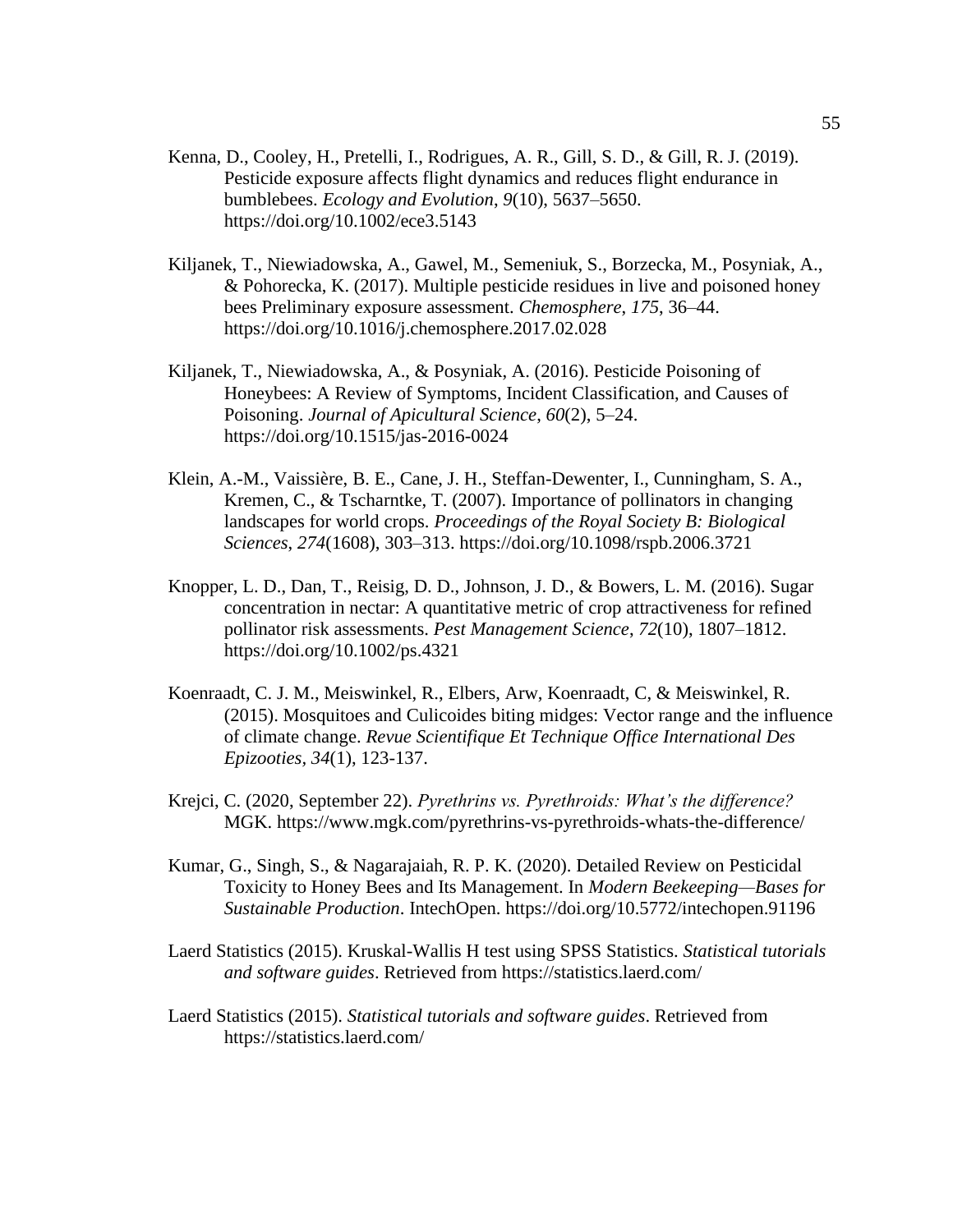Kenna, D., Cooley, H., Pretelli, I., Rodrigues, A. R., Gill, S. D., & Gill, R. J. (2019). Pesticide exposure affects flight dynamics and reduces flight endurance in bumblebees. *Ecology and Evolution*, *9*(10), 5637–5650. https://doi.org/10.1002/ece3.5143

Kiljanek, T., Niewiadowska, A., Gawel, M., Semeniuk, S., Borzecka, M., Posyniak, A., & Pohorecka, K. (2017). Multiple pesticide residues in live and poisoned honey bees Preliminary exposure assessment. *Chemosphere*, *175*, 36–44. https://doi.org/10.1016/j.chemosphere.2017.02.028

Kiljanek, T., Niewiadowska, A., & Posyniak, A. (2016). Pesticide Poisoning of Honeybees: A Review of Symptoms, Incident Classification, and Causes of Poisoning. *Journal of Apicultural Science*, *60*(2), 5–24. https://doi.org/10.1515/jas-2016-0024

Klein, A.-M., Vaissière, B. E., Cane, J. H., Steffan-Dewenter, I., Cunningham, S. A., Kremen, C., & Tscharntke, T. (2007). Importance of pollinators in changing landscapes for world crops. *Proceedings of the Royal Society B: Biological Sciences*, *274*(1608), 303–313. https://doi.org/10.1098/rspb.2006.3721

Knopper, L. D., Dan, T., Reisig, D. D., Johnson, J. D., & Bowers, L. M. (2016). Sugar concentration in nectar: A quantitative metric of crop attractiveness for refined pollinator risk assessments. *Pest Management Science*, *72*(10), 1807–1812. https://doi.org/10.1002/ps.4321

Koenraadt, C. J. M., Meiswinkel, R., Elbers, Arw, Koenraadt, C, & Meiswinkel, R. (2015). Mosquitoes and Culicoides biting midges: Vector range and the influence of climate change. *Revue Scientifique Et Technique Office International Des Epizooties, 34*(1), 123-137.

Krejci, C. (2020, September 22). *Pyrethrins vs. Pyrethroids: What's the difference?* MGK. https://www.mgk.com/pyrethrins-vs-pyrethroids-whats-the-difference/

Kumar, G., Singh, S., & Nagarajaiah, R. P. K. (2020). Detailed Review on Pesticidal Toxicity to Honey Bees and Its Management. In *Modern Beekeeping—Bases for Sustainable Production*. IntechOpen. https://doi.org/10.5772/intechopen.91196

Laerd Statistics (2015). Kruskal-Wallis H test using SPSS Statistics. *Statistical tutorials and software guides*. Retrieved from https://statistics.laerd.com/

Laerd Statistics (2015). *Statistical tutorials and software guides*. Retrieved from https://statistics.laerd.com/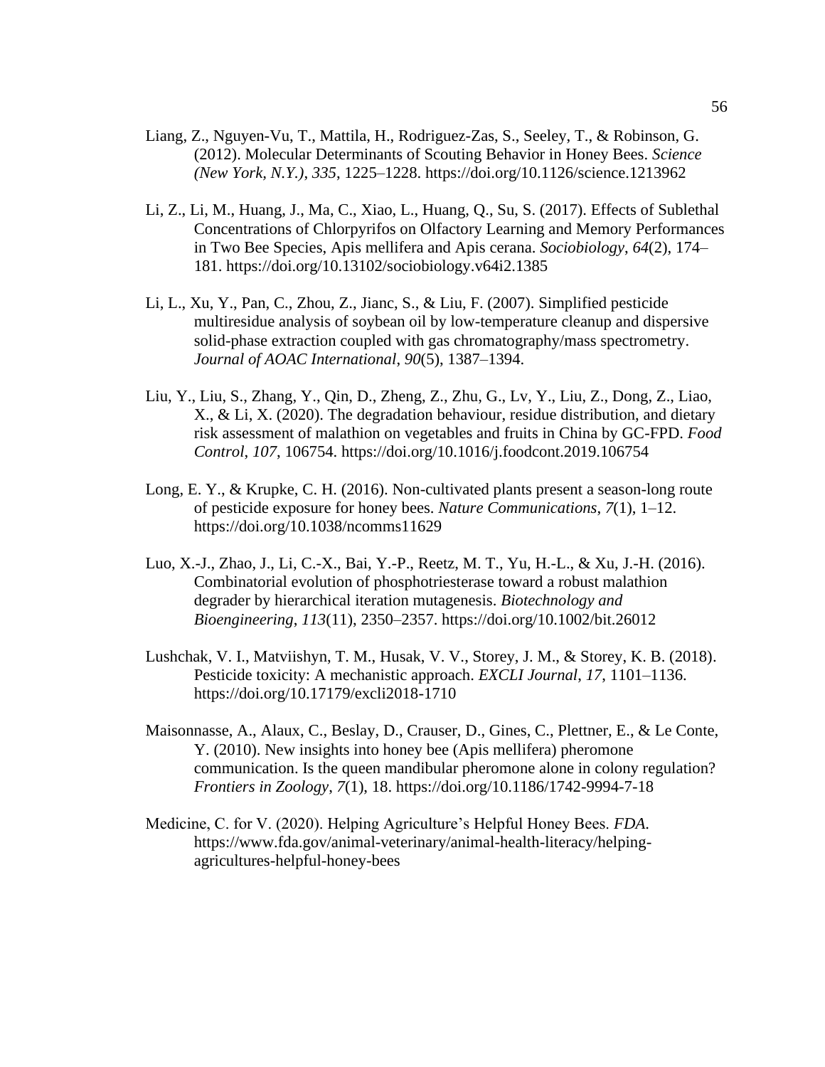Liang, Z., Nguyen-Vu, T., Mattila, H., Rodriguez-Zas, S., Seeley, T., & Robinson, G. (2012). Molecular Determinants of Scouting Behavior in Honey Bees. *Science (New York, N.Y.)*, *335*, 1225–1228. https://doi.org/10.1126/science.1213962

Li, Z., Li, M., Huang, J., Ma, C., Xiao, L., Huang, Q., Su, S. (2017). Effects of Sublethal Concentrations of Chlorpyrifos on Olfactory Learning and Memory Performances in Two Bee Species, Apis mellifera and Apis cerana. *Sociobiology*, *64*(2), 174–181. https://doi.org/10.13102/sociobiology.v64i2.1385

Li, L., Xu, Y., Pan, C., Zhou, Z., Jianc, S., & Liu, F. (2007). Simplified pesticide multiresidue analysis of soybean oil by low-temperature cleanup and dispersive solid-phase extraction coupled with gas chromatography/mass spectrometry. *Journal of AOAC International*, *90*(5), 1387–1394.

Liu, Y., Liu, S., Zhang, Y., Qin, D., Zheng, Z., Zhu, G., Lv, Y., Liu, Z., Dong, Z., Liao, X., & Li, X. (2020). The degradation behaviour, residue distribution, and dietary risk assessment of malathion on vegetables and fruits in China by GC-FPD. *Food Control*, *107*, 106754. https://doi.org/10.1016/j.foodcont.2019.106754

Long, E. Y., & Krupke, C. H. (2016). Non-cultivated plants present a season-long route of pesticide exposure for honey bees. *Nature Communications*, *7*(1), 1–12. https://doi.org/10.1038/ncomms11629

Luo, X.-J., Zhao, J., Li, C.-X., Bai, Y.-P., Reetz, M. T., Yu, H.-L., & Xu, J.-H. (2016). Combinatorial evolution of phosphotriesterase toward a robust malathion degrader by hierarchical iteration mutagenesis. *Biotechnology and Bioengineering*, *113*(11), 2350–2357. https://doi.org/10.1002/bit.26012

Lushchak, V. I., Matviishyn, T. M., Husak, V. V., Storey, J. M., & Storey, K. B. (2018). Pesticide toxicity: A mechanistic approach. *EXCLI Journal*, *17*, 1101–1136. https://doi.org/10.17179/excli2018-1710

Maisonnasse, A., Alaux, C., Beslay, D., Crauser, D., Gines, C., Plettner, E., & Le Conte, Y. (2010). New insights into honey bee (Apis mellifera) pheromone communication. Is the queen mandibular pheromone alone in colony regulation? *Frontiers in Zoology*, *7*(1), 18. https://doi.org/10.1186/1742-9994-7-18

Medicine, C. for V. (2020). Helping Agriculture's Helpful Honey Bees. *FDA*. https://www.fda.gov/animal-veterinary/animal-health-literacy/helping-agricultures-helpful-honey-bees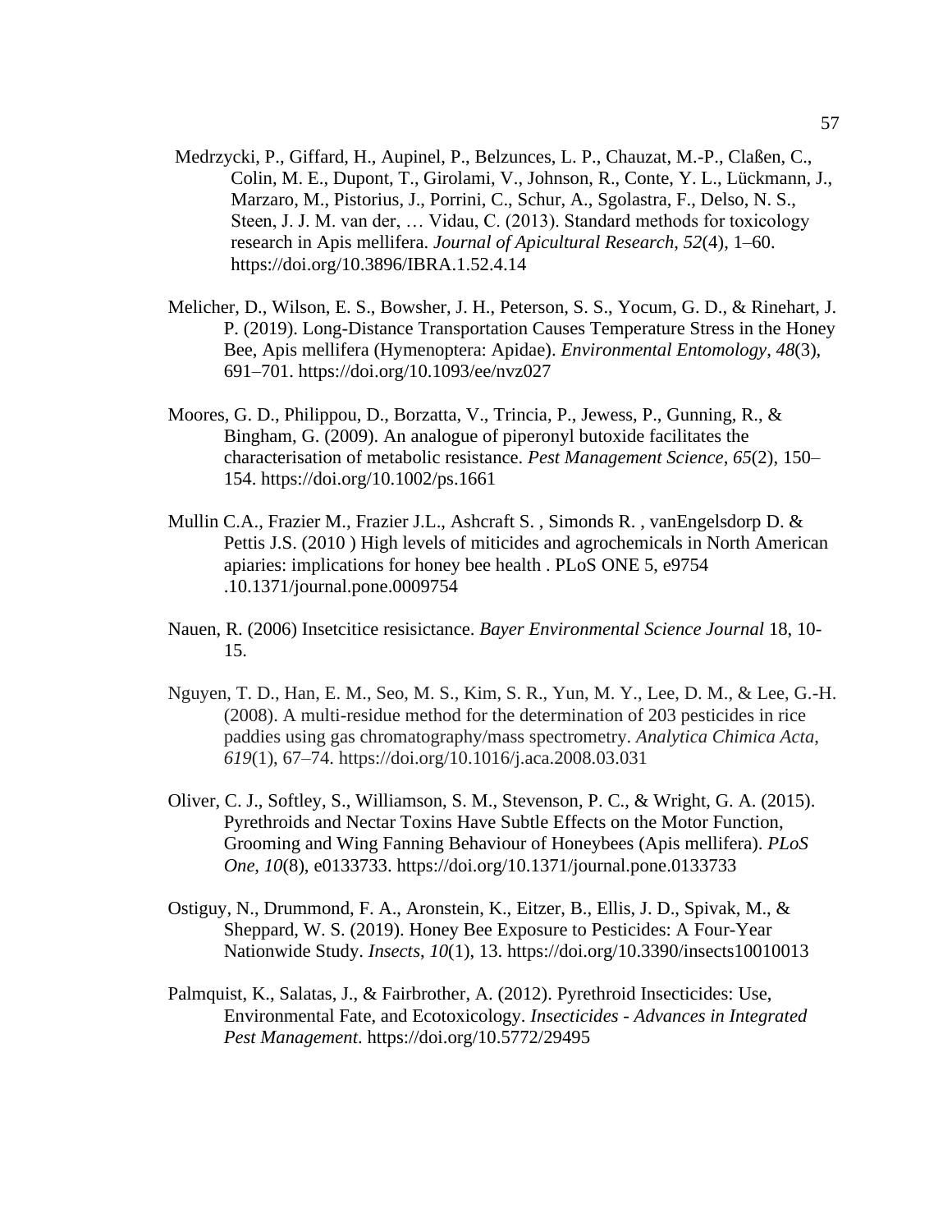Medrzycki, P., Giffard, H., Aupinel, P., Belzunces, L. P., Chauzat, M.-P., Claßen, C., Colin, M. E., Dupont, T., Girolami, V., Johnson, R., Conte, Y. L., Lückmann, J., Marzaro, M., Pistorius, J., Porrini, C., Schur, A., Sgolastra, F., Delso, N. S., Steen, J. J. M. van der, … Vidau, C. (2013). Standard methods for toxicology research in Apis mellifera. *Journal of Apicultural Research*, *52*(4), 1–60. https://doi.org/10.3896/IBRA.1.52.4.14

Melicher, D., Wilson, E. S., Bowsher, J. H., Peterson, S. S., Yocum, G. D., & Rinehart, J. P. (2019). Long-Distance Transportation Causes Temperature Stress in the Honey Bee, Apis mellifera (Hymenoptera: Apidae). *Environmental Entomology*, *48*(3), 691–701. https://doi.org/10.1093/ee/nvz027

Moores, G. D., Philippou, D., Borzatta, V., Trincia, P., Jewess, P., Gunning, R., & Bingham, G. (2009). An analogue of piperonyl butoxide facilitates the characterisation of metabolic resistance. *Pest Management Science*, *65*(2), 150–154. https://doi.org/10.1002/ps.1661

Mullin C.A., Frazier M., Frazier J.L., Ashcraft S. , Simonds R. , vanEngelsdorp D. & Pettis J.S. (2010 ) High levels of miticides and agrochemicals in North American apiaries: implications for honey bee health . PLoS ONE 5, e9754 .10.1371/journal.pone.0009754

Nauen, R. (2006) Insetcitice resisictance. *Bayer Environmental Science Journal* 18, 10-15.

Nguyen, T. D., Han, E. M., Seo, M. S., Kim, S. R., Yun, M. Y., Lee, D. M., & Lee, G.-H. (2008). A multi-residue method for the determination of 203 pesticides in rice paddies using gas chromatography/mass spectrometry. *Analytica Chimica Acta*, *619*(1), 67–74. https://doi.org/10.1016/j.aca.2008.03.031

Oliver, C. J., Softley, S., Williamson, S. M., Stevenson, P. C., & Wright, G. A. (2015). Pyrethroids and Nectar Toxins Have Subtle Effects on the Motor Function, Grooming and Wing Fanning Behaviour of Honeybees (Apis mellifera). *PLoS One*, *10*(8), e0133733. https://doi.org/10.1371/journal.pone.0133733

Ostiguy, N., Drummond, F. A., Aronstein, K., Eitzer, B., Ellis, J. D., Spivak, M., & Sheppard, W. S. (2019). Honey Bee Exposure to Pesticides: A Four-Year Nationwide Study. *Insects*, *10*(1), 13. https://doi.org/10.3390/insects10010013

Palmquist, K., Salatas, J., & Fairbrother, A. (2012). Pyrethroid Insecticides: Use, Environmental Fate, and Ecotoxicology. *Insecticides - Advances in Integrated Pest Management*. https://doi.org/10.5772/29495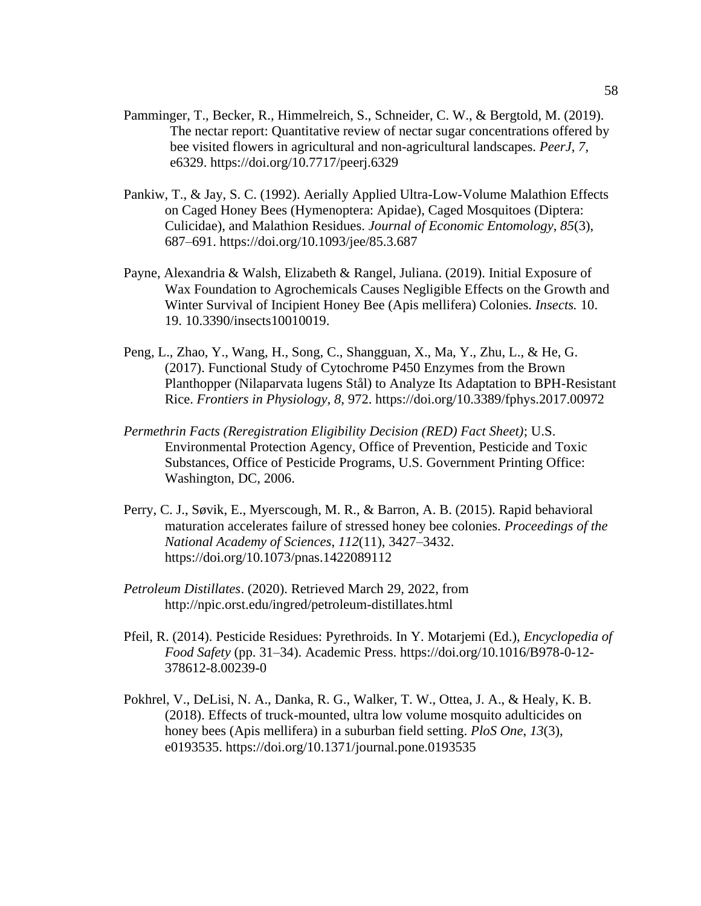Pamminger, T., Becker, R., Himmelreich, S., Schneider, C. W., & Bergtold, M. (2019). The nectar report: Quantitative review of nectar sugar concentrations offered by bee visited flowers in agricultural and non-agricultural landscapes. *PeerJ*, *7*, e6329. https://doi.org/10.7717/peerj.6329

Pankiw, T., & Jay, S. C. (1992). Aerially Applied Ultra-Low-Volume Malathion Effects on Caged Honey Bees (Hymenoptera: Apidae), Caged Mosquitoes (Diptera: Culicidae), and Malathion Residues. *Journal of Economic Entomology*, *85*(3), 687–691. https://doi.org/10.1093/jee/85.3.687

Payne, Alexandria & Walsh, Elizabeth & Rangel, Juliana. (2019). Initial Exposure of Wax Foundation to Agrochemicals Causes Negligible Effects on the Growth and Winter Survival of Incipient Honey Bee (Apis mellifera) Colonies. *Insects.* 10. 19. 10.3390/insects10010019.

Peng, L., Zhao, Y., Wang, H., Song, C., Shangguan, X., Ma, Y., Zhu, L., & He, G. (2017). Functional Study of Cytochrome P450 Enzymes from the Brown Planthopper (Nilaparvata lugens Stål) to Analyze Its Adaptation to BPH-Resistant Rice. *Frontiers in Physiology*, *8*, 972. https://doi.org/10.3389/fphys.2017.00972

*Permethrin Facts (Reregistration Eligibility Decision (RED) Fact Sheet)*; U.S. Environmental Protection Agency, Office of Prevention, Pesticide and Toxic Substances, Office of Pesticide Programs, U.S. Government Printing Office: Washington, DC, 2006.

Perry, C. J., Søvik, E., Myerscough, M. R., & Barron, A. B. (2015). Rapid behavioral maturation accelerates failure of stressed honey bee colonies. *Proceedings of the National Academy of Sciences*, *112*(11), 3427–3432. https://doi.org/10.1073/pnas.1422089112

*Petroleum Distillates*. (2020). Retrieved March 29, 2022, from http://npic.orst.edu/ingred/petroleum-distillates.html

Pfeil, R. (2014). Pesticide Residues: Pyrethroids. In Y. Motarjemi (Ed.), *Encyclopedia of Food Safety* (pp. 31–34). Academic Press. https://doi.org/10.1016/B978-0-12-378612-8.00239-0

Pokhrel, V., DeLisi, N. A., Danka, R. G., Walker, T. W., Ottea, J. A., & Healy, K. B. (2018). Effects of truck-mounted, ultra low volume mosquito adulticides on honey bees (Apis mellifera) in a suburban field setting. *PloS One*, *13*(3), e0193535. https://doi.org/10.1371/journal.pone.0193535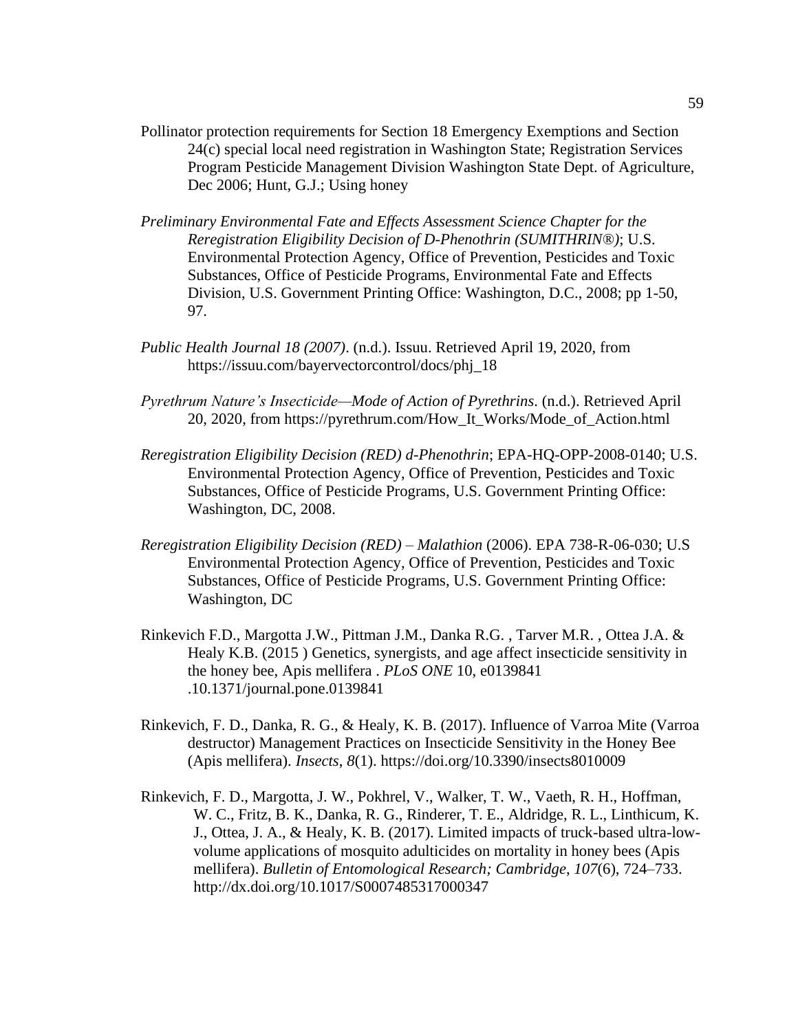Pollinator protection requirements for Section 18 Emergency Exemptions and Section 24(c) special local need registration in Washington State; Registration Services Program Pesticide Management Division Washington State Dept. of Agriculture, Dec 2006; Hunt, G.J.; Using honey

*Preliminary Environmental Fate and Effects Assessment Science Chapter for the Reregistration Eligibility Decision of D-Phenothrin (SUMITHRIN®)*; U.S. Environmental Protection Agency, Office of Prevention, Pesticides and Toxic Substances, Office of Pesticide Programs, Environmental Fate and Effects Division, U.S. Government Printing Office: Washington, D.C., 2008; pp 1-50, 97.

*Public Health Journal 18 (2007)*. (n.d.). Issuu. Retrieved April 19, 2020, from https://issuu.com/bayervectorcontrol/docs/phj_18

*Pyrethrum Nature's Insecticide—Mode of Action of Pyrethrins*. (n.d.). Retrieved April 20, 2020, from https://pyrethrum.com/How_It_Works/Mode_of_Action.html

*Reregistration Eligibility Decision (RED) d-Phenothrin*; EPA-HQ-OPP-2008-0140; U.S. Environmental Protection Agency, Office of Prevention, Pesticides and Toxic Substances, Office of Pesticide Programs, U.S. Government Printing Office: Washington, DC, 2008.

*Reregistration Eligibility Decision (RED) – Malathion* (2006). EPA 738-R-06-030; U.S Environmental Protection Agency, Office of Prevention, Pesticides and Toxic Substances, Office of Pesticide Programs, U.S. Government Printing Office: Washington, DC

Rinkevich F.D., Margotta J.W., Pittman J.M., Danka R.G. , Tarver M.R. , Ottea J.A. & Healy K.B. (2015 ) Genetics, synergists, and age affect insecticide sensitivity in the honey bee, Apis mellifera . *PLoS ONE* 10, e0139841 .10.1371/journal.pone.0139841

Rinkevich, F. D., Danka, R. G., & Healy, K. B. (2017). Influence of Varroa Mite (Varroa destructor) Management Practices on Insecticide Sensitivity in the Honey Bee (Apis mellifera). *Insects*, *8*(1). https://doi.org/10.3390/insects8010009

Rinkevich, F. D., Margotta, J. W., Pokhrel, V., Walker, T. W., Vaeth, R. H., Hoffman, W. C., Fritz, B. K., Danka, R. G., Rinderer, T. E., Aldridge, R. L., Linthicum, K. J., Ottea, J. A., & Healy, K. B. (2017). Limited impacts of truck-based ultra-low-volume applications of mosquito adulticides on mortality in honey bees (Apis mellifera). *Bulletin of Entomological Research; Cambridge*, *107*(6), 724–733. http://dx.doi.org/10.1017/S0007485317000347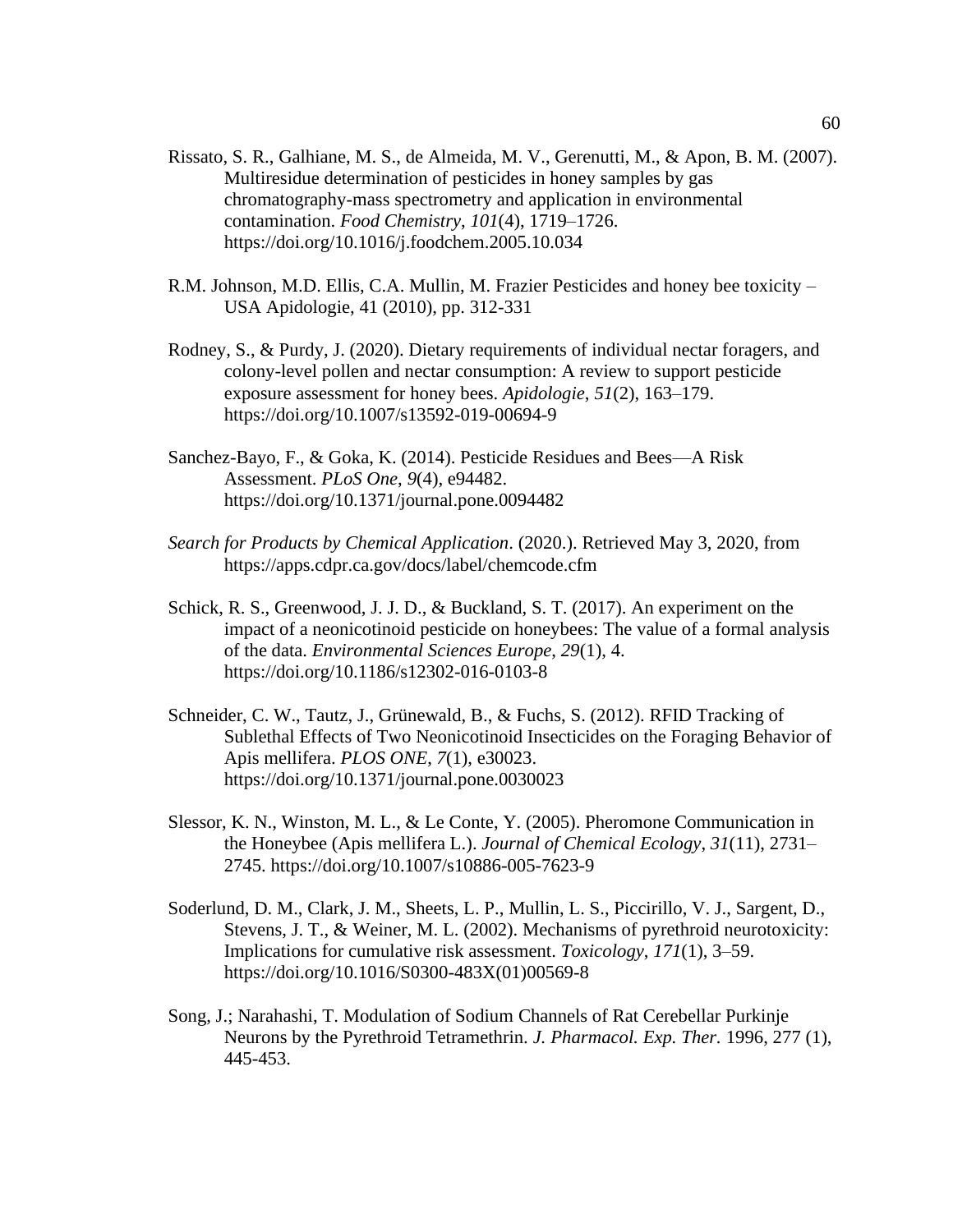Rissato, S. R., Galhiane, M. S., de Almeida, M. V., Gerenutti, M., & Apon, B. M. (2007). Multiresidue determination of pesticides in honey samples by gas chromatography-mass spectrometry and application in environmental contamination. *Food Chemistry*, *101*(4), 1719–1726. https://doi.org/10.1016/j.foodchem.2005.10.034

R.M. Johnson, M.D. Ellis, C.A. Mullin, M. Frazier Pesticides and honey bee toxicity – USA Apidologie, 41 (2010), pp. 312-331

Rodney, S., & Purdy, J. (2020). Dietary requirements of individual nectar foragers, and colony-level pollen and nectar consumption: A review to support pesticide exposure assessment for honey bees. *Apidologie*, *51*(2), 163–179. https://doi.org/10.1007/s13592-019-00694-9

Sanchez-Bayo, F., & Goka, K. (2014). Pesticide Residues and Bees—A Risk Assessment. *PLoS One*, *9*(4), e94482. https://doi.org/10.1371/journal.pone.0094482

*Search for Products by Chemical Application*. (2020.). Retrieved May 3, 2020, from https://apps.cdpr.ca.gov/docs/label/chemcode.cfm

Schick, R. S., Greenwood, J. J. D., & Buckland, S. T. (2017). An experiment on the impact of a neonicotinoid pesticide on honeybees: The value of a formal analysis of the data. *Environmental Sciences Europe*, *29*(1), 4. https://doi.org/10.1186/s12302-016-0103-8

Schneider, C. W., Tautz, J., Grünewald, B., & Fuchs, S. (2012). RFID Tracking of Sublethal Effects of Two Neonicotinoid Insecticides on the Foraging Behavior of Apis mellifera. *PLOS ONE*, *7*(1), e30023. https://doi.org/10.1371/journal.pone.0030023

Slessor, K. N., Winston, M. L., & Le Conte, Y. (2005). Pheromone Communication in the Honeybee (Apis mellifera L.). *Journal of Chemical Ecology*, *31*(11), 2731–2745. https://doi.org/10.1007/s10886-005-7623-9

Soderlund, D. M., Clark, J. M., Sheets, L. P., Mullin, L. S., Piccirillo, V. J., Sargent, D., Stevens, J. T., & Weiner, M. L. (2002). Mechanisms of pyrethroid neurotoxicity: Implications for cumulative risk assessment. *Toxicology*, *171*(1), 3–59. https://doi.org/10.1016/S0300-483X(01)00569-8

Song, J.; Narahashi, T. Modulation of Sodium Channels of Rat Cerebellar Purkinje Neurons by the Pyrethroid Tetramethrin. *J. Pharmacol. Exp. Ther.* 1996, 277 (1), 445-453.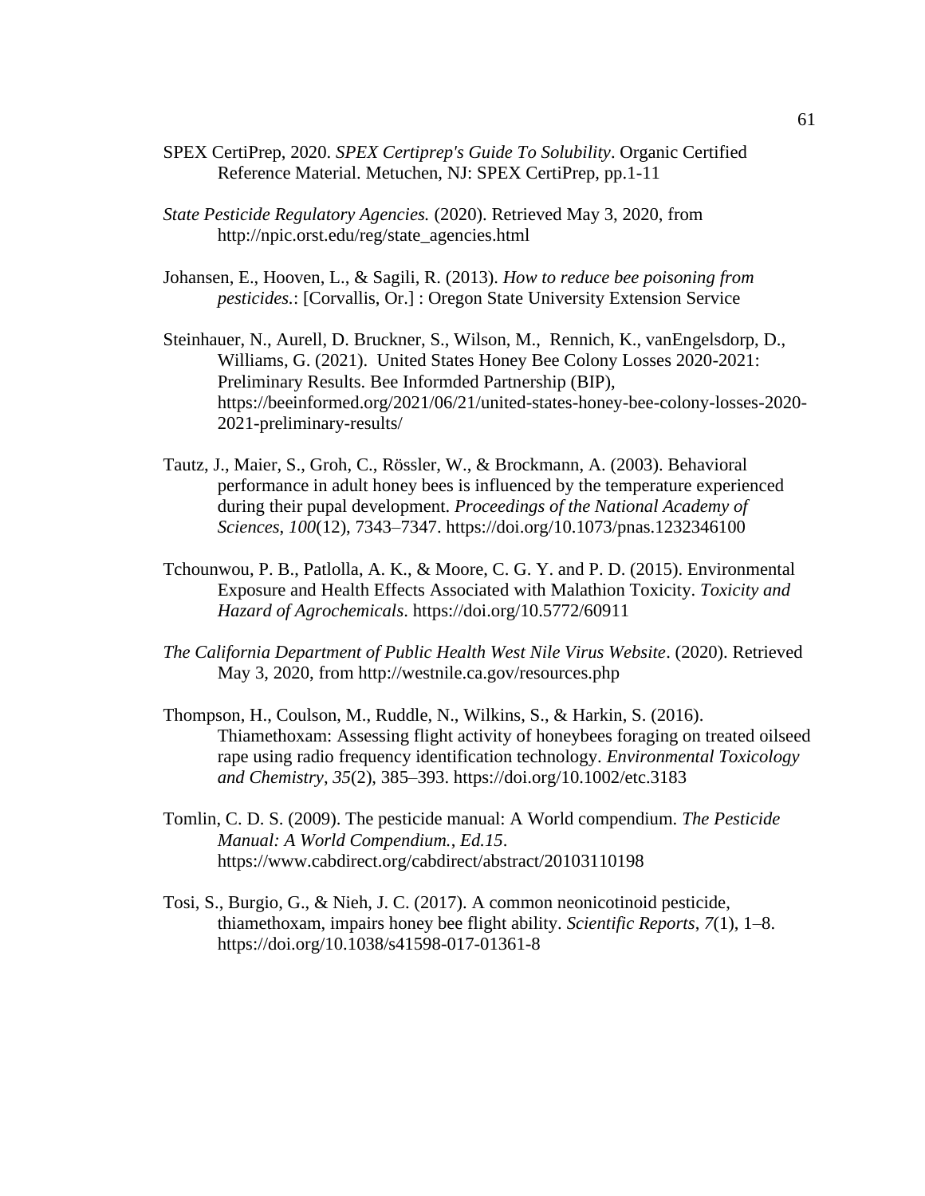SPEX CertiPrep, 2020. *SPEX Certiprep's Guide To Solubility*. Organic Certified Reference Material. Metuchen, NJ: SPEX CertiPrep, pp.1-11

*State Pesticide Regulatory Agencies.* (2020). Retrieved May 3, 2020, from http://npic.orst.edu/reg/state_agencies.html

Johansen, E., Hooven, L., & Sagili, R. (2013). *How to reduce bee poisoning from pesticides.*: [Corvallis, Or.] : Oregon State University Extension Service

Steinhauer, N., Aurell, D. Bruckner, S., Wilson, M., Rennich, K., vanEngelsdorp, D., Williams, G. (2021). United States Honey Bee Colony Losses 2020-2021: Preliminary Results. Bee Informded Partnership (BIP), https://beeinformed.org/2021/06/21/united-states-honey-bee-colony-losses-2020-2021-preliminary-results/

Tautz, J., Maier, S., Groh, C., Rössler, W., & Brockmann, A. (2003). Behavioral performance in adult honey bees is influenced by the temperature experienced during their pupal development. *Proceedings of the National Academy of Sciences*, *100*(12), 7343–7347. https://doi.org/10.1073/pnas.1232346100

Tchounwou, P. B., Patlolla, A. K., & Moore, C. G. Y. and P. D. (2015). Environmental Exposure and Health Effects Associated with Malathion Toxicity. *Toxicity and Hazard of Agrochemicals*. https://doi.org/10.5772/60911

*The California Department of Public Health West Nile Virus Website*. (2020). Retrieved May 3, 2020, from http://westnile.ca.gov/resources.php

Thompson, H., Coulson, M., Ruddle, N., Wilkins, S., & Harkin, S. (2016). Thiamethoxam: Assessing flight activity of honeybees foraging on treated oilseed rape using radio frequency identification technology. *Environmental Toxicology and Chemistry*, *35*(2), 385–393. https://doi.org/10.1002/etc.3183

Tomlin, C. D. S. (2009). The pesticide manual: A World compendium. *The Pesticide Manual: A World Compendium.*, *Ed.15*. https://www.cabdirect.org/cabdirect/abstract/20103110198

Tosi, S., Burgio, G., & Nieh, J. C. (2017). A common neonicotinoid pesticide, thiamethoxam, impairs honey bee flight ability. *Scientific Reports*, *7*(1), 1–8. https://doi.org/10.1038/s41598-017-01361-8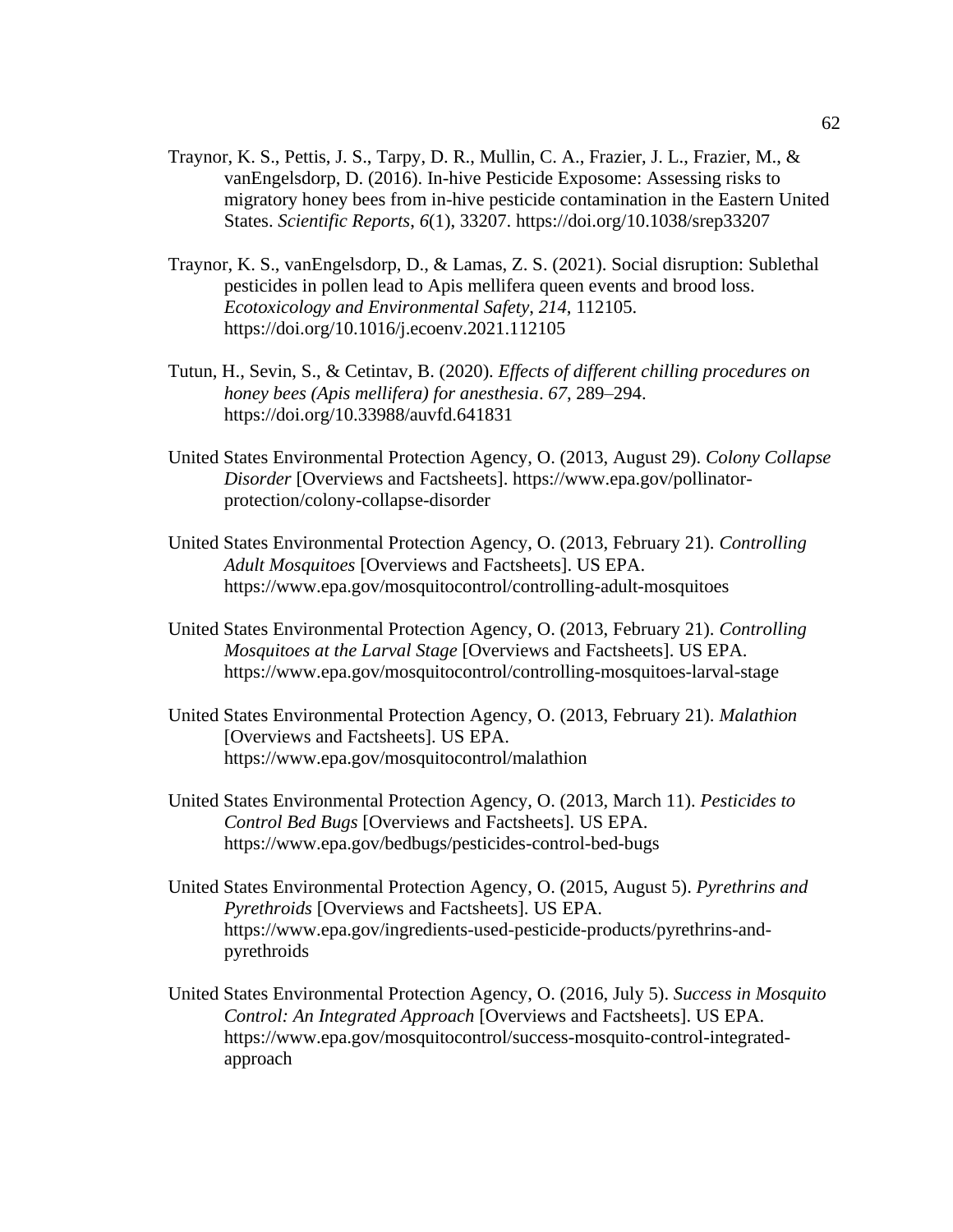Traynor, K. S., Pettis, J. S., Tarpy, D. R., Mullin, C. A., Frazier, J. L., Frazier, M., & vanEngelsdorp, D. (2016). In-hive Pesticide Exposome: Assessing risks to migratory honey bees from in-hive pesticide contamination in the Eastern United States. *Scientific Reports*, *6*(1), 33207. https://doi.org/10.1038/srep33207

Traynor, K. S., vanEngelsdorp, D., & Lamas, Z. S. (2021). Social disruption: Sublethal pesticides in pollen lead to Apis mellifera queen events and brood loss. *Ecotoxicology and Environmental Safety*, *214*, 112105. https://doi.org/10.1016/j.ecoenv.2021.112105

Tutun, H., Sevin, S., & Cetintav, B. (2020). *Effects of different chilling procedures on honey bees (Apis mellifera) for anesthesia*. *67*, 289–294. https://doi.org/10.33988/auvfd.641831

United States Environmental Protection Agency, O. (2013, August 29). *Colony Collapse Disorder* [Overviews and Factsheets]. https://www.epa.gov/pollinator-protection/colony-collapse-disorder

United States Environmental Protection Agency, O. (2013, February 21). *Controlling Adult Mosquitoes* [Overviews and Factsheets]. US EPA. https://www.epa.gov/mosquitocontrol/controlling-adult-mosquitoes

United States Environmental Protection Agency, O. (2013, February 21). *Controlling Mosquitoes at the Larval Stage* [Overviews and Factsheets]. US EPA. https://www.epa.gov/mosquitocontrol/controlling-mosquitoes-larval-stage

United States Environmental Protection Agency, O. (2013, February 21). *Malathion* [Overviews and Factsheets]. US EPA. https://www.epa.gov/mosquitocontrol/malathion

United States Environmental Protection Agency, O. (2013, March 11). *Pesticides to Control Bed Bugs* [Overviews and Factsheets]. US EPA. https://www.epa.gov/bedbugs/pesticides-control-bed-bugs

United States Environmental Protection Agency, O. (2015, August 5). *Pyrethrins and Pyrethroids* [Overviews and Factsheets]. US EPA. https://www.epa.gov/ingredients-used-pesticide-products/pyrethrins-and-pyrethroids

United States Environmental Protection Agency, O. (2016, July 5). *Success in Mosquito Control: An Integrated Approach* [Overviews and Factsheets]. US EPA. https://www.epa.gov/mosquitocontrol/success-mosquito-control-integrated-approach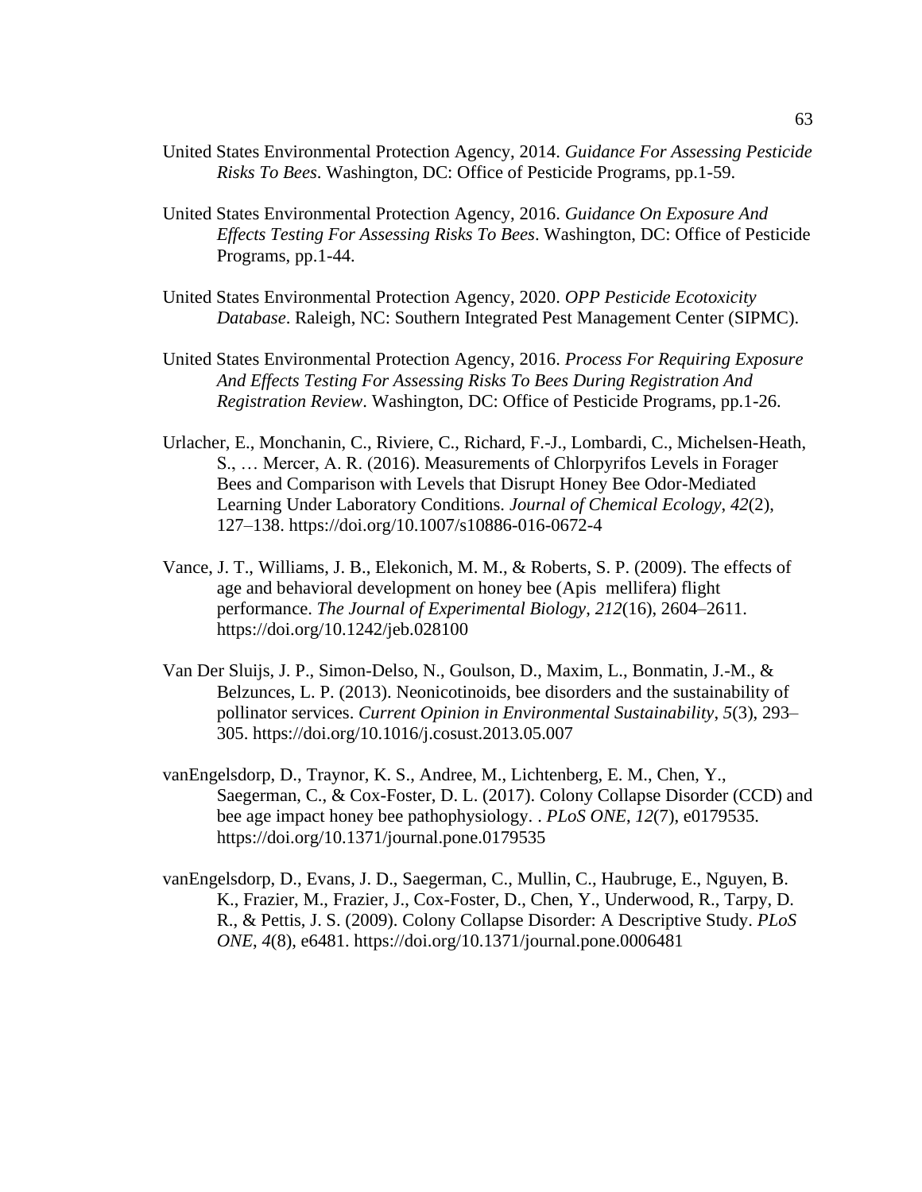United States Environmental Protection Agency, 2014. *Guidance For Assessing Pesticide Risks To Bees*. Washington, DC: Office of Pesticide Programs, pp.1-59.

United States Environmental Protection Agency, 2016. *Guidance On Exposure And Effects Testing For Assessing Risks To Bees*. Washington, DC: Office of Pesticide Programs, pp.1-44.

United States Environmental Protection Agency, 2020. *OPP Pesticide Ecotoxicity Database*. Raleigh, NC: Southern Integrated Pest Management Center (SIPMC).

United States Environmental Protection Agency, 2016. *Process For Requiring Exposure And Effects Testing For Assessing Risks To Bees During Registration And Registration Review*. Washington, DC: Office of Pesticide Programs, pp.1-26.

Urlacher, E., Monchanin, C., Riviere, C., Richard, F.-J., Lombardi, C., Michelsen-Heath, S., … Mercer, A. R. (2016). Measurements of Chlorpyrifos Levels in Forager Bees and Comparison with Levels that Disrupt Honey Bee Odor-Mediated Learning Under Laboratory Conditions. *Journal of Chemical Ecology*, *42*(2), 127–138. https://doi.org/10.1007/s10886-016-0672-4

Vance, J. T., Williams, J. B., Elekonich, M. M., & Roberts, S. P. (2009). The effects of age and behavioral development on honey bee (Apis mellifera) flight performance. *The Journal of Experimental Biology*, *212*(16), 2604–2611. https://doi.org/10.1242/jeb.028100

Van Der Sluijs, J. P., Simon-Delso, N., Goulson, D., Maxim, L., Bonmatin, J.-M., & Belzunces, L. P. (2013). Neonicotinoids, bee disorders and the sustainability of pollinator services. *Current Opinion in Environmental Sustainability*, *5*(3), 293–305. https://doi.org/10.1016/j.cosust.2013.05.007

vanEngelsdorp, D., Traynor, K. S., Andree, M., Lichtenberg, E. M., Chen, Y., Saegerman, C., & Cox-Foster, D. L. (2017). Colony Collapse Disorder (CCD) and bee age impact honey bee pathophysiology. . *PLoS ONE*, *12*(7), e0179535. https://doi.org/10.1371/journal.pone.0179535

vanEngelsdorp, D., Evans, J. D., Saegerman, C., Mullin, C., Haubruge, E., Nguyen, B. K., Frazier, M., Frazier, J., Cox-Foster, D., Chen, Y., Underwood, R., Tarpy, D. R., & Pettis, J. S. (2009). Colony Collapse Disorder: A Descriptive Study. *PLoS ONE*, *4*(8), e6481. https://doi.org/10.1371/journal.pone.0006481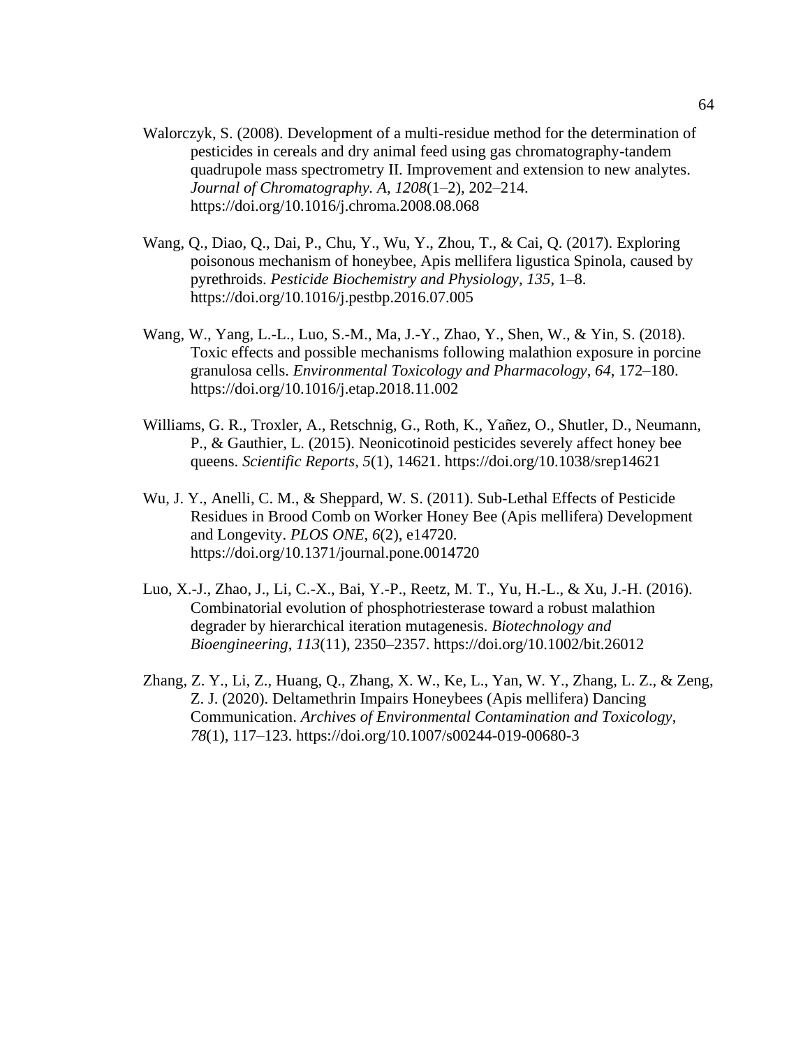Walorczyk, S. (2008). Development of a multi-residue method for the determination of pesticides in cereals and dry animal feed using gas chromatography-tandem quadrupole mass spectrometry II. Improvement and extension to new analytes. *Journal of Chromatography. A*, *1208*(1–2), 202–214. https://doi.org/10.1016/j.chroma.2008.08.068

Wang, Q., Diao, Q., Dai, P., Chu, Y., Wu, Y., Zhou, T., & Cai, Q. (2017). Exploring poisonous mechanism of honeybee, Apis mellifera ligustica Spinola, caused by pyrethroids. *Pesticide Biochemistry and Physiology*, *135*, 1–8. https://doi.org/10.1016/j.pestbp.2016.07.005

Wang, W., Yang, L.-L., Luo, S.-M., Ma, J.-Y., Zhao, Y., Shen, W., & Yin, S. (2018). Toxic effects and possible mechanisms following malathion exposure in porcine granulosa cells. *Environmental Toxicology and Pharmacology*, *64*, 172–180. https://doi.org/10.1016/j.etap.2018.11.002

Williams, G. R., Troxler, A., Retschnig, G., Roth, K., Yañez, O., Shutler, D., Neumann, P., & Gauthier, L. (2015). Neonicotinoid pesticides severely affect honey bee queens. *Scientific Reports*, *5*(1), 14621. https://doi.org/10.1038/srep14621

Wu, J. Y., Anelli, C. M., & Sheppard, W. S. (2011). Sub-Lethal Effects of Pesticide Residues in Brood Comb on Worker Honey Bee (Apis mellifera) Development and Longevity. *PLOS ONE*, *6*(2), e14720. https://doi.org/10.1371/journal.pone.0014720

Luo, X.-J., Zhao, J., Li, C.-X., Bai, Y.-P., Reetz, M. T., Yu, H.-L., & Xu, J.-H. (2016). Combinatorial evolution of phosphotriesterase toward a robust malathion degrader by hierarchical iteration mutagenesis. *Biotechnology and Bioengineering*, *113*(11), 2350–2357. https://doi.org/10.1002/bit.26012

Zhang, Z. Y., Li, Z., Huang, Q., Zhang, X. W., Ke, L., Yan, W. Y., Zhang, L. Z., & Zeng, Z. J. (2020). Deltamethrin Impairs Honeybees (Apis mellifera) Dancing Communication. *Archives of Environmental Contamination and Toxicology*, *78*(1), 117–123. https://doi.org/10.1007/s00244-019-00680-3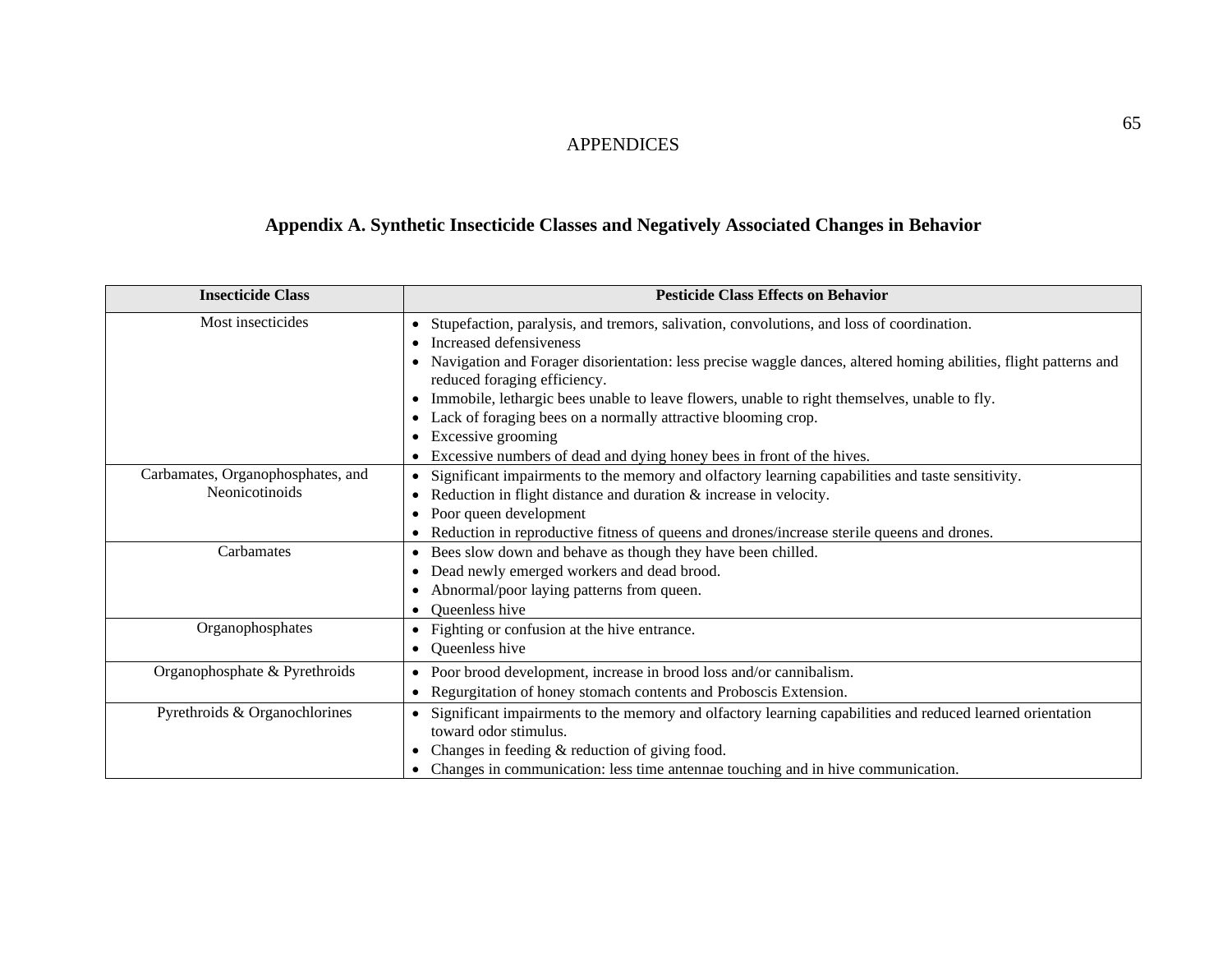# APPENDICES

## Appendix A. Synthetic Insecticide Classes and Negatively Associated Changes in Behavior

| Insecticide Class | Pesticide Class Effects on Behavior |
|---|---|
| Most insecticides | • Stupefaction, paralysis, and tremors, salivation, convolutions, and loss of coordination.<br>• Increased defensiveness<br>• Navigation and Forager disorientation: less precise waggle dances, altered homing abilities, flight patterns and reduced foraging efficiency.<br>• Immobile, lethargic bees unable to leave flowers, unable to right themselves, unable to fly.<br>• Lack of foraging bees on a normally attractive blooming crop.<br>• Excessive grooming<br>• Excessive numbers of dead and dying honey bees in front of the hives. |
| Carbamates, Organophosphates, and Neonicotinoids | • Significant impairments to the memory and olfactory learning capabilities and taste sensitivity.<br>• Reduction in flight distance and duration & increase in velocity.<br>• Poor queen development<br>• Reduction in reproductive fitness of queens and drones/increase sterile queens and drones. |
| Carbamates | • Bees slow down and behave as though they have been chilled.<br>• Dead newly emerged workers and dead brood.<br>• Abnormal/poor laying patterns from queen.<br>• Queenless hive |
| Organophosphates | • Fighting or confusion at the hive entrance.<br>• Queenless hive |
| Organophosphate & Pyrethroids | • Poor brood development, increase in brood loss and/or cannibalism.<br>• Regurgitation of honey stomach contents and Proboscis Extension. |
| Pyrethroids & Organochlorines | • Significant impairments to the memory and olfactory learning capabilities and reduced learned orientation toward odor stimulus.<br>• Changes in feeding & reduction of giving food.<br>• Changes in communication: less time antennae touching and in hive communication. |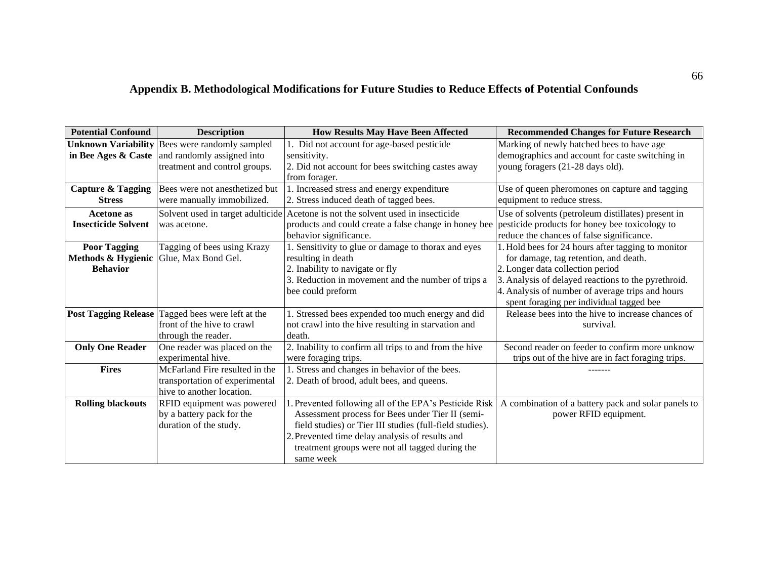# Appendix B. Methodological Modifications for Future Studies to Reduce Effects of Potential Confounds

| Potential Confound | Description | How Results May Have Been Affected | Recommended Changes for Future Research |
|---|---|---|---|
| **Unknown Variability in Bee Ages & Caste** | Bees were randomly sampled and randomly assigned into treatment and control groups. | 1. Did not account for age-based pesticide sensitivity.<br>2. Did not account for bees switching castes away from forager. | Marking of newly hatched bees to have age demographics and account for caste switching in young foragers (21-28 days old). |
| **Capture & Tagging Stress** | Bees were not anesthetized but were manually immobilized. | 1. Increased stress and energy expenditure<br>2. Stress induced death of tagged bees. | Use of queen pheromones on capture and tagging equipment to reduce stress. |
| **Acetone as Insecticide Solvent** | Solvent used in target adulticide was acetone. | Acetone is not the solvent used in insecticide products and could create a false change in honey bee behavior significance. | Use of solvents (petroleum distillates) present in pesticide products for honey bee toxicology to reduce the chances of false significance. |
| **Poor Tagging Methods & Hygienic Behavior** | Tagging of bees using Krazy Glue, Max Bond Gel. | 1. Sensitivity to glue or damage to thorax and eyes resulting in death<br>2. Inability to navigate or fly<br>3. Reduction in movement and the number of trips a bee could preform | 1. Hold bees for 24 hours after tagging to monitor for damage, tag retention, and death.<br>2. Longer data collection period<br>3. Analysis of delayed reactions to the pyrethroid.<br>4. Analysis of number of average trips and hours spent foraging per individual tagged bee |
| **Post Tagging Release** | Tagged bees were left at the front of the hive to crawl through the reader. | 1. Stressed bees expended too much energy and did not crawl into the hive resulting in starvation and death. | Release bees into the hive to increase chances of survival. |
| **Only One Reader** | One reader was placed on the experimental hive. | 2. Inability to confirm all trips to and from the hive were foraging trips. | Second reader on feeder to confirm more unknow trips out of the hive are in fact foraging trips. |
| **Fires** | McFarland Fire resulted in the transportation of experimental hive to another location. | 1. Stress and changes in behavior of the bees.<br>2. Death of brood, adult bees, and queens. | ------- |
| **Rolling blackouts** | RFID equipment was powered by a battery pack for the duration of the study. | 1. Prevented following all of the EPA's Pesticide Risk Assessment process for Bees under Tier II (semi-field studies) or Tier III studies (full-field studies).<br>2. Prevented time delay analysis of results and treatment groups were not all tagged during the same week | A combination of a battery pack and solar panels to power RFID equipment. |